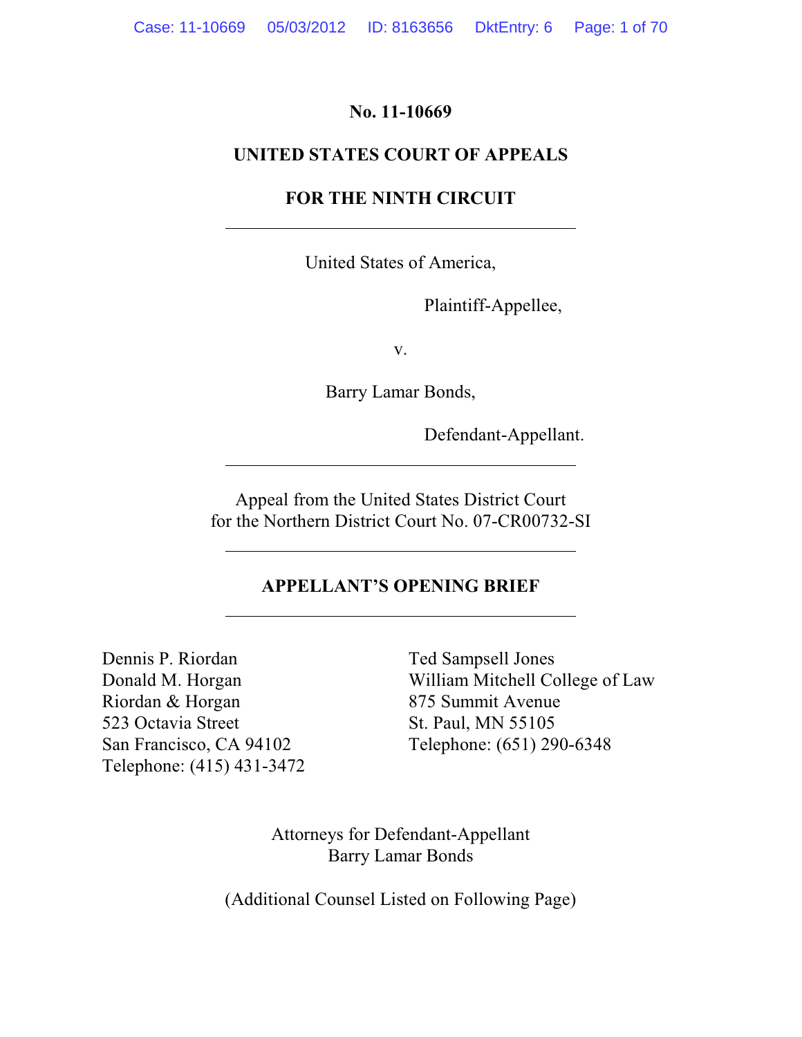**No. 11-10669**

**UNITED STATES COURT OF APPEALS**

**FOR THE NINTH CIRCUIT**

---

United States of America,

Plaintiff-Appellee,

v.

Barry Lamar Bonds,

Defendant-Appellant.

---

Appeal from the United States District Court
for the Northern District Court No. 07-CR00732-SI

---

**APPELLANT'S OPENING BRIEF**

---

Dennis P. Riordan
Donald M. Horgan
Riordan & Horgan
523 Octavia Street
San Francisco, CA 94102
Telephone: (415) 431-3472

Ted Sampsell Jones
William Mitchell College of Law
875 Summit Avenue
St. Paul, MN 55105
Telephone: (651) 290-6348

Attorneys for Defendant-Appellant
Barry Lamar Bonds

(Additional Counsel Listed on Following Page)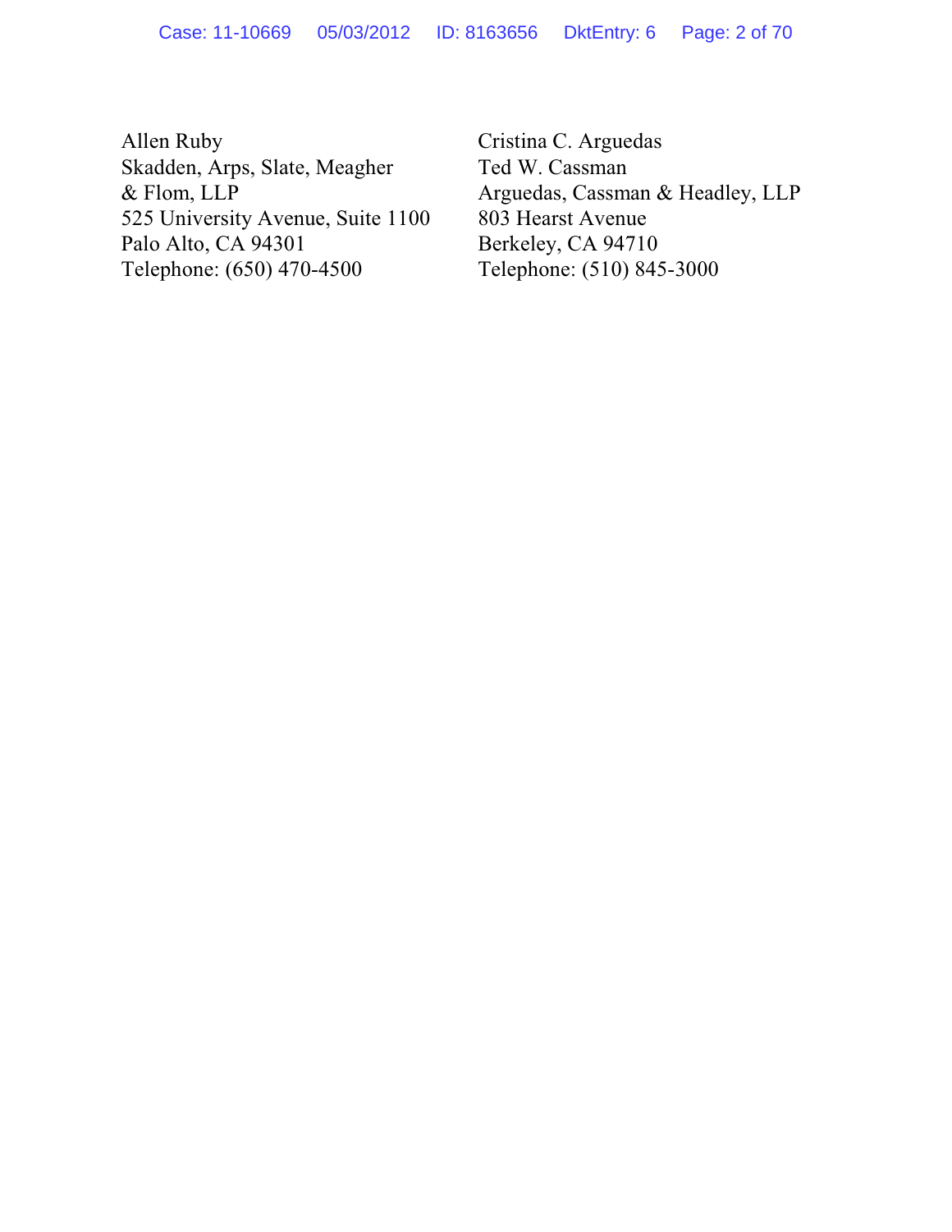Allen Ruby
Skadden, Arps, Slate, Meagher
& Flom, LLP
525 University Avenue, Suite 1100
Palo Alto, CA 94301
Telephone: (650) 470-4500

Cristina C. Arguedas
Ted W. Cassman
Arguedas, Cassman & Headley, LLP
803 Hearst Avenue
Berkeley, CA 94710
Telephone: (510) 845-3000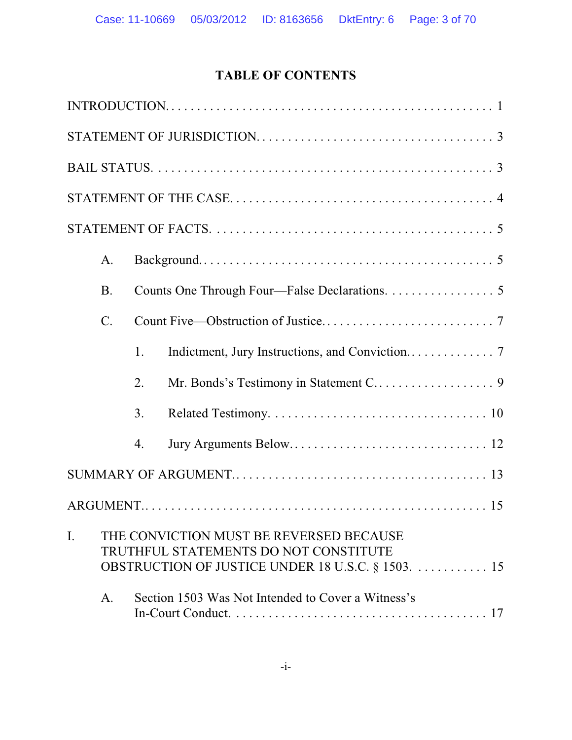# TABLE OF CONTENTS

INTRODUCTION. . . . . . . . . . . . . . . . . . . . . . . . . . . . . . . . . . . . . . . . . . . . . . . . . . . 1

STATEMENT OF JURISDICTION. . . . . . . . . . . . . . . . . . . . . . . . . . . . . . . . . . . . . . . 3

BAIL STATUS. . . . . . . . . . . . . . . . . . . . . . . . . . . . . . . . . . . . . . . . . . . . . . . . . . . . 3

STATEMENT OF THE CASE. . . . . . . . . . . . . . . . . . . . . . . . . . . . . . . . . . . . . . . . . 4

STATEMENT OF FACTS. . . . . . . . . . . . . . . . . . . . . . . . . . . . . . . . . . . . . . . . . . . . 5

- A. Background. . . . . . . . . . . . . . . . . . . . . . . . . . . . . . . . . . . . . . . . . . . . . 5
- B. Counts One Through Four—False Declarations. . . . . . . . . . . . . . . . . 5
- C. Count Five—Obstruction of Justice. . . . . . . . . . . . . . . . . . . . . . . . . . . 7
  - 1. Indictment, Jury Instructions, and Conviction. . . . . . . . . . . . . . 7
  - 2. Mr. Bonds's Testimony in Statement C. . . . . . . . . . . . . . . . . . . 9
  - 3. Related Testimony. . . . . . . . . . . . . . . . . . . . . . . . . . . . . . . . . . 10
  - 4. Jury Arguments Below. . . . . . . . . . . . . . . . . . . . . . . . . . . . . . . 12

SUMMARY OF ARGUMENT. . . . . . . . . . . . . . . . . . . . . . . . . . . . . . . . . . . . . . . . . 13

ARGUMENT. . . . . . . . . . . . . . . . . . . . . . . . . . . . . . . . . . . . . . . . . . . . . . . . . . . . . 15

I. THE CONVICTION MUST BE REVERSED BECAUSE TRUTHFUL STATEMENTS DO NOT CONSTITUTE OBSTRUCTION OF JUSTICE UNDER 18 U.S.C. § 1503. . . . . . . . . . . . 15

- A. Section 1503 Was Not Intended to Cover a Witness's In-Court Conduct. . . . . . . . . . . . . . . . . . . . . . . . . . . . . . . . . . . . . . . . . 17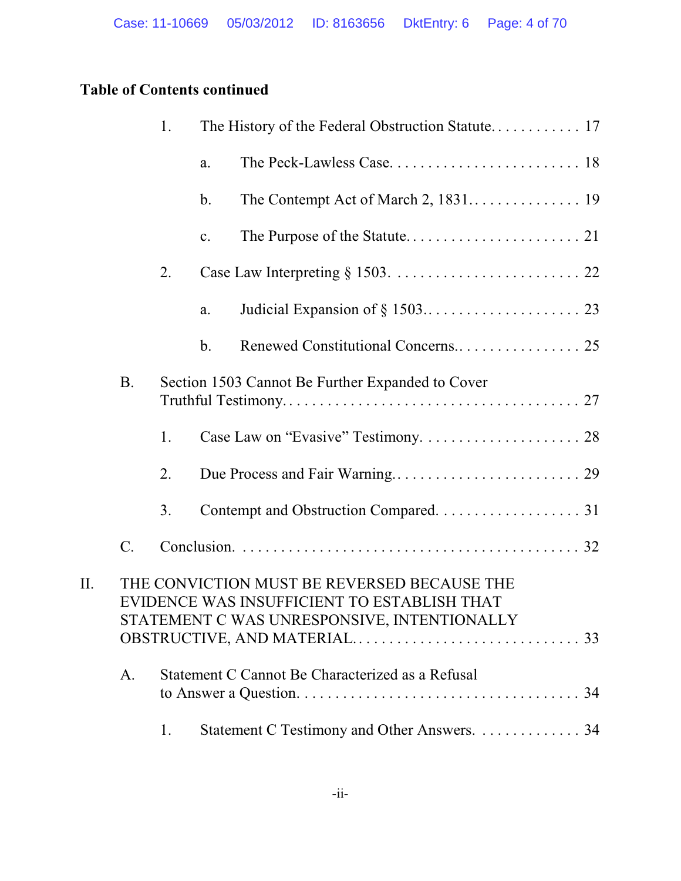**Table of Contents continued**

1. The History of the Federal Obstruction Statute. . . . . . . . . . . . 17
    - a. The Peck-Lawless Case. . . . . . . . . . . . . . . . . . . . . . . . . 18
    - b. The Contempt Act of March 2, 1831. . . . . . . . . . . . . . . . 19
    - c. The Purpose of the Statute. . . . . . . . . . . . . . . . . . . . . . . 21
2. Case Law Interpreting § 1503. . . . . . . . . . . . . . . . . . . . . . . . . 22
    - a. Judicial Expansion of § 1503.. . . . . . . . . . . . . . . . . . . . . 23
    - b. Renewed Constitutional Concerns.. . . . . . . . . . . . . . . . . 25

B. Section 1503 Cannot Be Further Expanded to Cover Truthful Testimony. . . . . . . . . . . . . . . . . . . . . . . . . . . . . . . . . . . . . . 27

1. Case Law on "Evasive" Testimony. . . . . . . . . . . . . . . . . . . . . 28
2. Due Process and Fair Warning.. . . . . . . . . . . . . . . . . . . . . . . . 29
3. Contempt and Obstruction Compared. . . . . . . . . . . . . . . . . . . 31

C. Conclusion. . . . . . . . . . . . . . . . . . . . . . . . . . . . . . . . . . . . . . . . . . 32

II. THE CONVICTION MUST BE REVERSED BECAUSE THE EVIDENCE WAS INSUFFICIENT TO ESTABLISH THAT STATEMENT C WAS UNRESPONSIVE, INTENTIONALLY OBSTRUCTIVE, AND MATERIAL. . . . . . . . . . . . . . . . . . . . . . . . . . . . . 33

A. Statement C Cannot Be Characterized as a Refusal to Answer a Question. . . . . . . . . . . . . . . . . . . . . . . . . . . . . . . . . . . . . 34

1. Statement C Testimony and Other Answers. . . . . . . . . . . . . . 34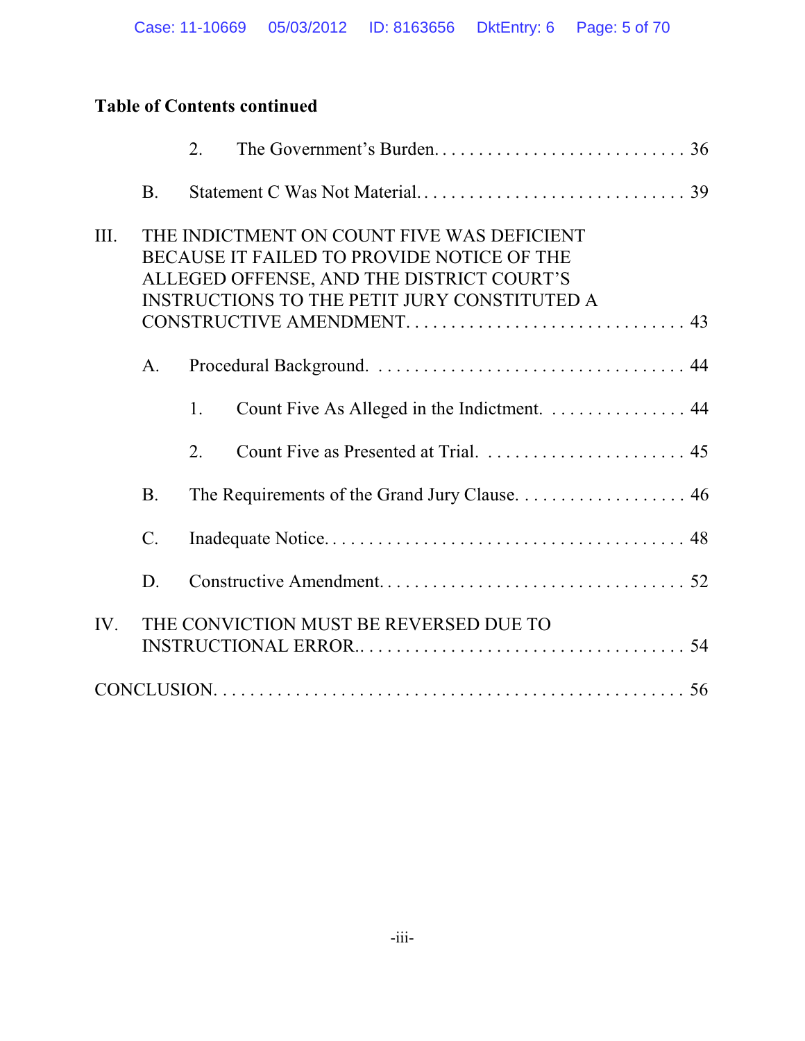**Table of Contents continued**

- 2. The Government's Burden. . . . . . . . . . . . . . . . . . . . . . . . . . . . 36
- B. Statement C Was Not Material. . . . . . . . . . . . . . . . . . . . . . . . . . . . . . 39

III. THE INDICTMENT ON COUNT FIVE WAS DEFICIENT BECAUSE IT FAILED TO PROVIDE NOTICE OF THE ALLEGED OFFENSE, AND THE DISTRICT COURT'S INSTRUCTIONS TO THE PETIT JURY CONSTITUTED A CONSTRUCTIVE AMENDMENT. . . . . . . . . . . . . . . . . . . . . . . . . . . . . . 43

- A. Procedural Background. . . . . . . . . . . . . . . . . . . . . . . . . . . . . . . . . . . 44
  - 1. Count Five As Alleged in the Indictment. . . . . . . . . . . . . . . . 44
  - 2. Count Five as Presented at Trial. . . . . . . . . . . . . . . . . . . . . . . 45
- B. The Requirements of the Grand Jury Clause. . . . . . . . . . . . . . . . . . . 46
- C. Inadequate Notice. . . . . . . . . . . . . . . . . . . . . . . . . . . . . . . . . . . . . . 48
- D. Constructive Amendment. . . . . . . . . . . . . . . . . . . . . . . . . . . . . . . . . 52

IV. THE CONVICTION MUST BE REVERSED DUE TO INSTRUCTIONAL ERROR.. . . . . . . . . . . . . . . . . . . . . . . . . . . . . . . . . . . 54

CONCLUSION. . . . . . . . . . . . . . . . . . . . . . . . . . . . . . . . . . . . . . . . . . . . . . . . 56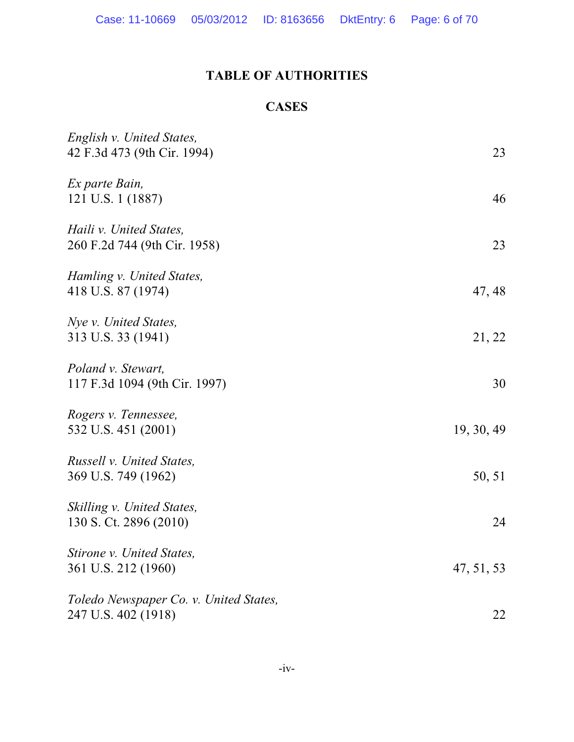# TABLE OF AUTHORITIES

## CASES

| Case | Page |
|---|---|
| *English v. United States,* 42 F.3d 473 (9th Cir. 1994) | 23 |
| *Ex parte Bain,* 121 U.S. 1 (1887) | 46 |
| *Haili v. United States,* 260 F.2d 744 (9th Cir. 1958) | 23 |
| *Hamling v. United States,* 418 U.S. 87 (1974) | 47, 48 |
| *Nye v. United States,* 313 U.S. 33 (1941) | 21, 22 |
| *Poland v. Stewart,* 117 F.3d 1094 (9th Cir. 1997) | 30 |
| *Rogers v. Tennessee,* 532 U.S. 451 (2001) | 19, 30, 49 |
| *Russell v. United States,* 369 U.S. 749 (1962) | 50, 51 |
| *Skilling v. United States,* 130 S. Ct. 2896 (2010) | 24 |
| *Stirone v. United States,* 361 U.S. 212 (1960) | 47, 51, 53 |
| *Toledo Newspaper Co. v. United States,* 247 U.S. 402 (1918) | 22 |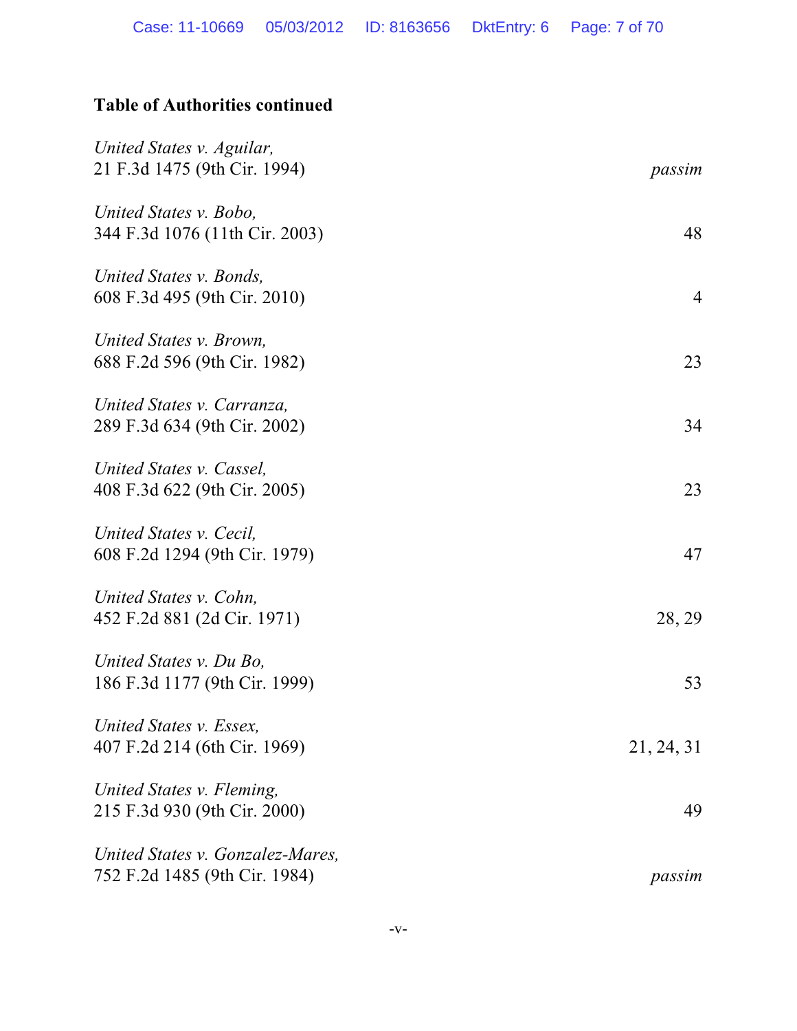**Table of Authorities continued**

*United States v. Aguilar*,
21 F.3d 1475 (9th Cir. 1994) — *passim*

*United States v. Bobo*,
344 F.3d 1076 (11th Cir. 2003) — 48

*United States v. Bonds*,
608 F.3d 495 (9th Cir. 2010) — 4

*United States v. Brown*,
688 F.2d 596 (9th Cir. 1982) — 23

*United States v. Carranza*,
289 F.3d 634 (9th Cir. 2002) — 34

*United States v. Cassel*,
408 F.3d 622 (9th Cir. 2005) — 23

*United States v. Cecil*,
608 F.2d 1294 (9th Cir. 1979) — 47

*United States v. Cohn*,
452 F.2d 881 (2d Cir. 1971) — 28, 29

*United States v. Du Bo*,
186 F.3d 1177 (9th Cir. 1999) — 53

*United States v. Essex*,
407 F.2d 214 (6th Cir. 1969) — 21, 24, 31

*United States v. Fleming*,
215 F.3d 930 (9th Cir. 2000) — 49

*United States v. Gonzalez-Mares*,
752 F.2d 1485 (9th Cir. 1984) — *passim*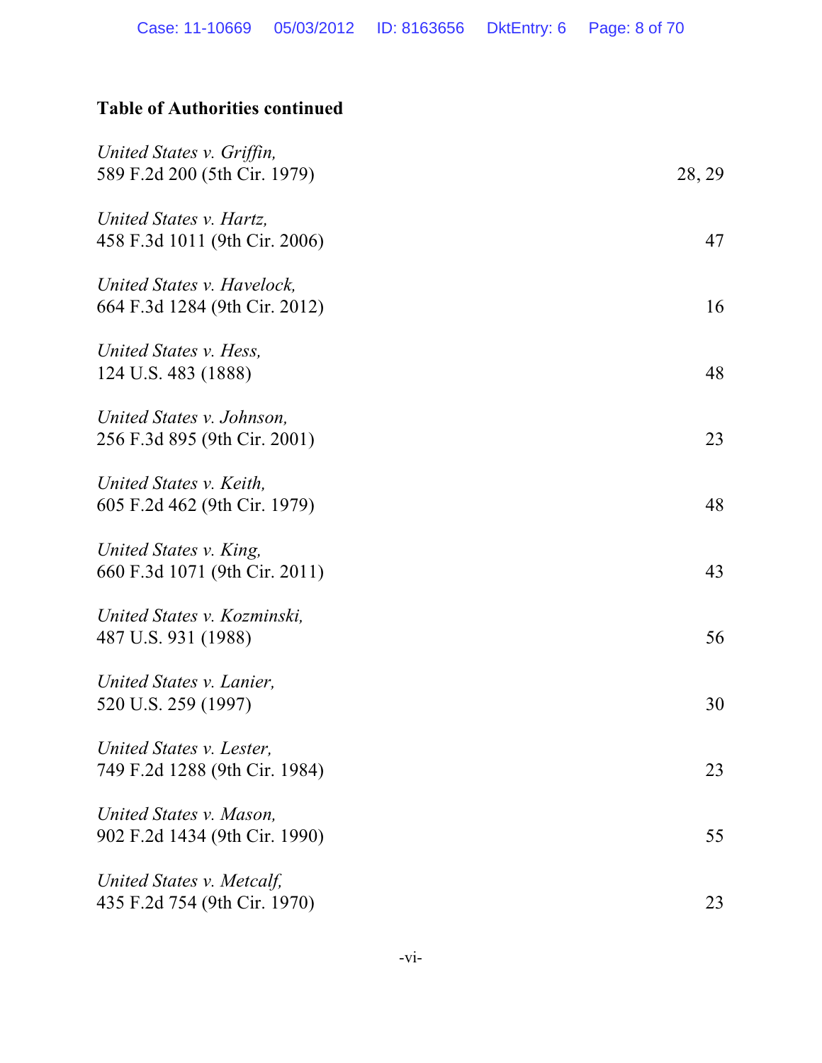**Table of Authorities continued**

| | |
|---|---|
| *United States v. Griffin*, 589 F.2d 200 (5th Cir. 1979) | 28, 29 |
| *United States v. Hartz*, 458 F.3d 1011 (9th Cir. 2006) | 47 |
| *United States v. Havelock*, 664 F.3d 1284 (9th Cir. 2012) | 16 |
| *United States v. Hess*, 124 U.S. 483 (1888) | 48 |
| *United States v. Johnson*, 256 F.3d 895 (9th Cir. 2001) | 23 |
| *United States v. Keith*, 605 F.2d 462 (9th Cir. 1979) | 48 |
| *United States v. King*, 660 F.3d 1071 (9th Cir. 2011) | 43 |
| *United States v. Kozminski*, 487 U.S. 931 (1988) | 56 |
| *United States v. Lanier*, 520 U.S. 259 (1997) | 30 |
| *United States v. Lester*, 749 F.2d 1288 (9th Cir. 1984) | 23 |
| *United States v. Mason*, 902 F.2d 1434 (9th Cir. 1990) | 55 |
| *United States v. Metcalf*, 435 F.2d 754 (9th Cir. 1970) | 23 |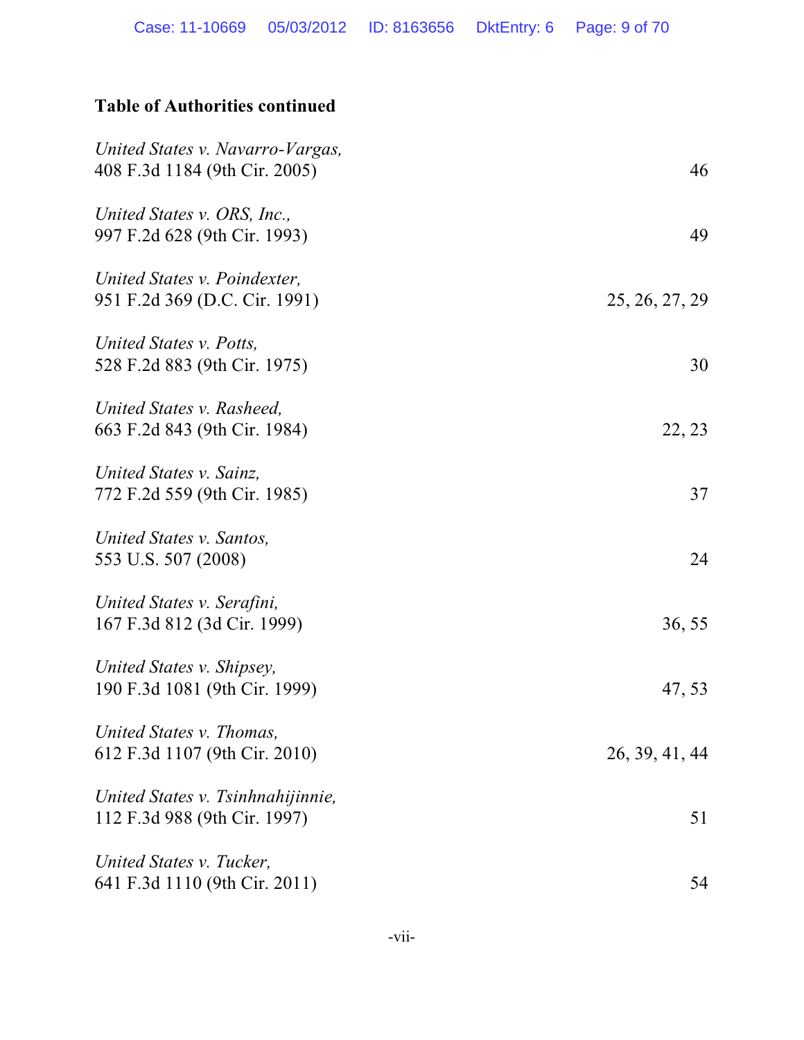**Table of Authorities continued**

| | |
|---|---|
| *United States v. Navarro-Vargas,* 408 F.3d 1184 (9th Cir. 2005) | 46 |
| *United States v. ORS, Inc.,* 997 F.2d 628 (9th Cir. 1993) | 49 |
| *United States v. Poindexter,* 951 F.2d 369 (D.C. Cir. 1991) | 25, 26, 27, 29 |
| *United States v. Potts,* 528 F.2d 883 (9th Cir. 1975) | 30 |
| *United States v. Rasheed,* 663 F.2d 843 (9th Cir. 1984) | 22, 23 |
| *United States v. Sainz,* 772 F.2d 559 (9th Cir. 1985) | 37 |
| *United States v. Santos,* 553 U.S. 507 (2008) | 24 |
| *United States v. Serafini,* 167 F.3d 812 (3d Cir. 1999) | 36, 55 |
| *United States v. Shipsey,* 190 F.3d 1081 (9th Cir. 1999) | 47, 53 |
| *United States v. Thomas,* 612 F.3d 1107 (9th Cir. 2010) | 26, 39, 41, 44 |
| *United States v. Tsinhnahijinnie,* 112 F.3d 988 (9th Cir. 1997) | 51 |
| *United States v. Tucker,* 641 F.3d 1110 (9th Cir. 2011) | 54 |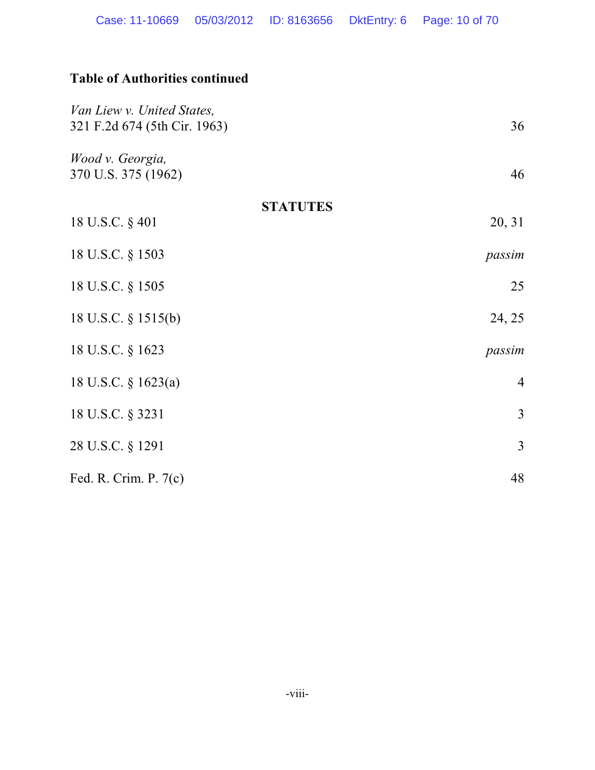**Table of Authorities continued**

| | |
|---|---|
| *Van Liew v. United States,* 321 F.2d 674 (5th Cir. 1963) | 36 |
| *Wood v. Georgia,* 370 U.S. 375 (1962) | 46 |

**STATUTES**

| | |
|---|---|
| 18 U.S.C. § 401 | 20, 31 |
| 18 U.S.C. § 1503 | *passim* |
| 18 U.S.C. § 1505 | 25 |
| 18 U.S.C. § 1515(b) | 24, 25 |
| 18 U.S.C. § 1623 | *passim* |
| 18 U.S.C. § 1623(a) | 4 |
| 18 U.S.C. § 3231 | 3 |
| 28 U.S.C. § 1291 | 3 |
| Fed. R. Crim. P. 7(c) | 48 |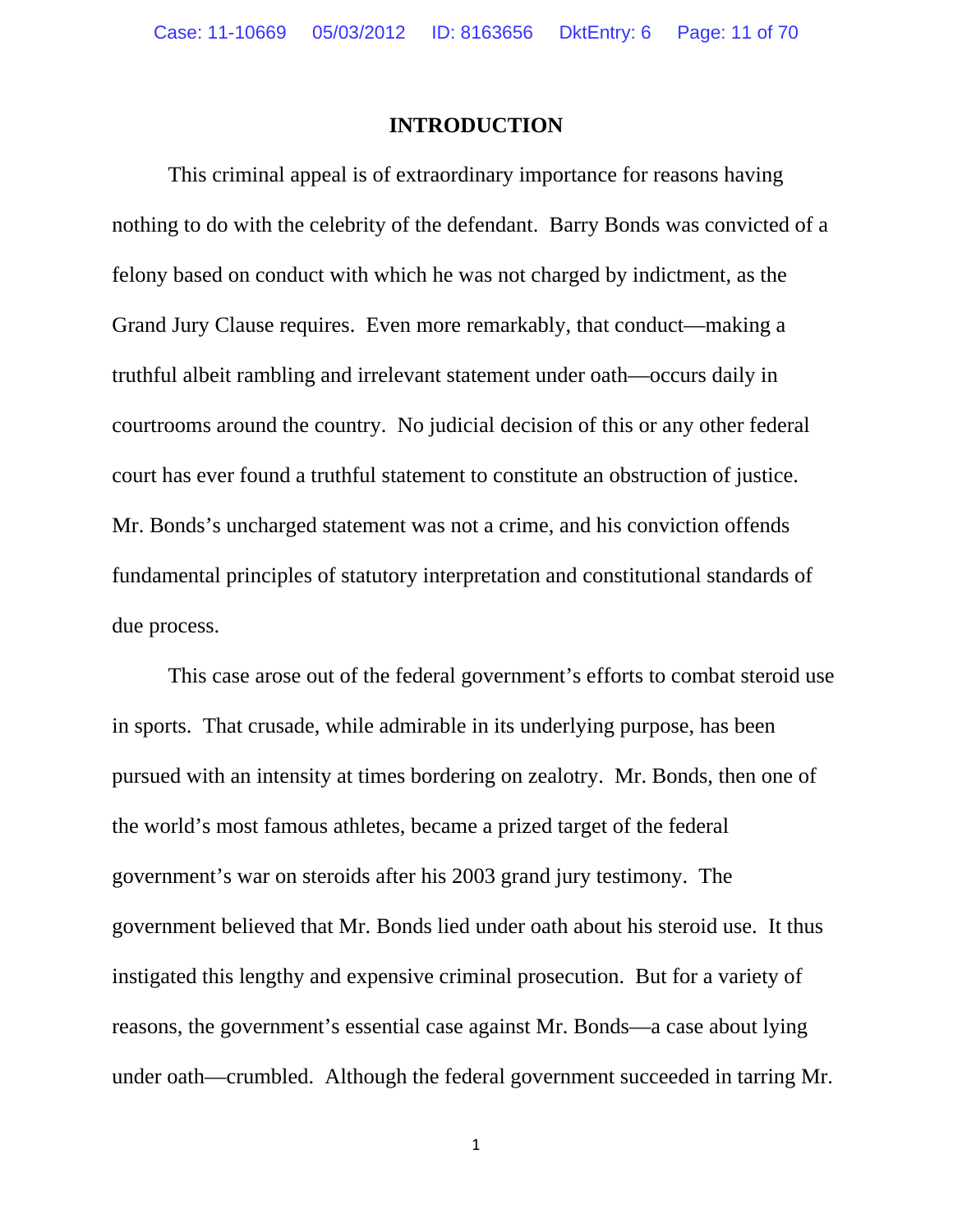# INTRODUCTION

This criminal appeal is of extraordinary importance for reasons having nothing to do with the celebrity of the defendant. Barry Bonds was convicted of a felony based on conduct with which he was not charged by indictment, as the Grand Jury Clause requires. Even more remarkably, that conduct—making a truthful albeit rambling and irrelevant statement under oath—occurs daily in courtrooms around the country. No judicial decision of this or any other federal court has ever found a truthful statement to constitute an obstruction of justice. Mr. Bonds's uncharged statement was not a crime, and his conviction offends fundamental principles of statutory interpretation and constitutional standards of due process.

This case arose out of the federal government's efforts to combat steroid use in sports. That crusade, while admirable in its underlying purpose, has been pursued with an intensity at times bordering on zealotry. Mr. Bonds, then one of the world's most famous athletes, became a prized target of the federal government's war on steroids after his 2003 grand jury testimony. The government believed that Mr. Bonds lied under oath about his steroid use. It thus instigated this lengthy and expensive criminal prosecution. But for a variety of reasons, the government's essential case against Mr. Bonds—a case about lying under oath—crumbled. Although the federal government succeeded in tarring Mr.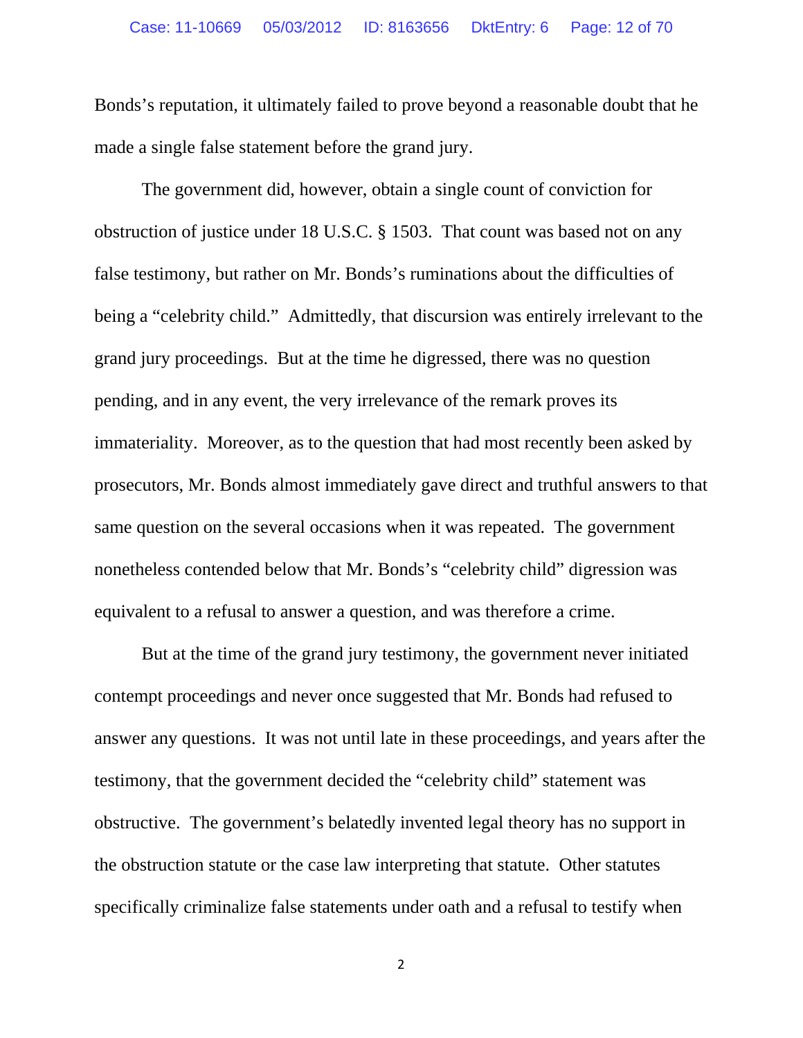Bonds's reputation, it ultimately failed to prove beyond a reasonable doubt that he made a single false statement before the grand jury.

The government did, however, obtain a single count of conviction for obstruction of justice under 18 U.S.C. § 1503. That count was based not on any false testimony, but rather on Mr. Bonds's ruminations about the difficulties of being a "celebrity child." Admittedly, that discursion was entirely irrelevant to the grand jury proceedings. But at the time he digressed, there was no question pending, and in any event, the very irrelevance of the remark proves its immateriality. Moreover, as to the question that had most recently been asked by prosecutors, Mr. Bonds almost immediately gave direct and truthful answers to that same question on the several occasions when it was repeated. The government nonetheless contended below that Mr. Bonds's "celebrity child" digression was equivalent to a refusal to answer a question, and was therefore a crime.

But at the time of the grand jury testimony, the government never initiated contempt proceedings and never once suggested that Mr. Bonds had refused to answer any questions. It was not until late in these proceedings, and years after the testimony, that the government decided the "celebrity child" statement was obstructive. The government's belatedly invented legal theory has no support in the obstruction statute or the case law interpreting that statute. Other statutes specifically criminalize false statements under oath and a refusal to testify when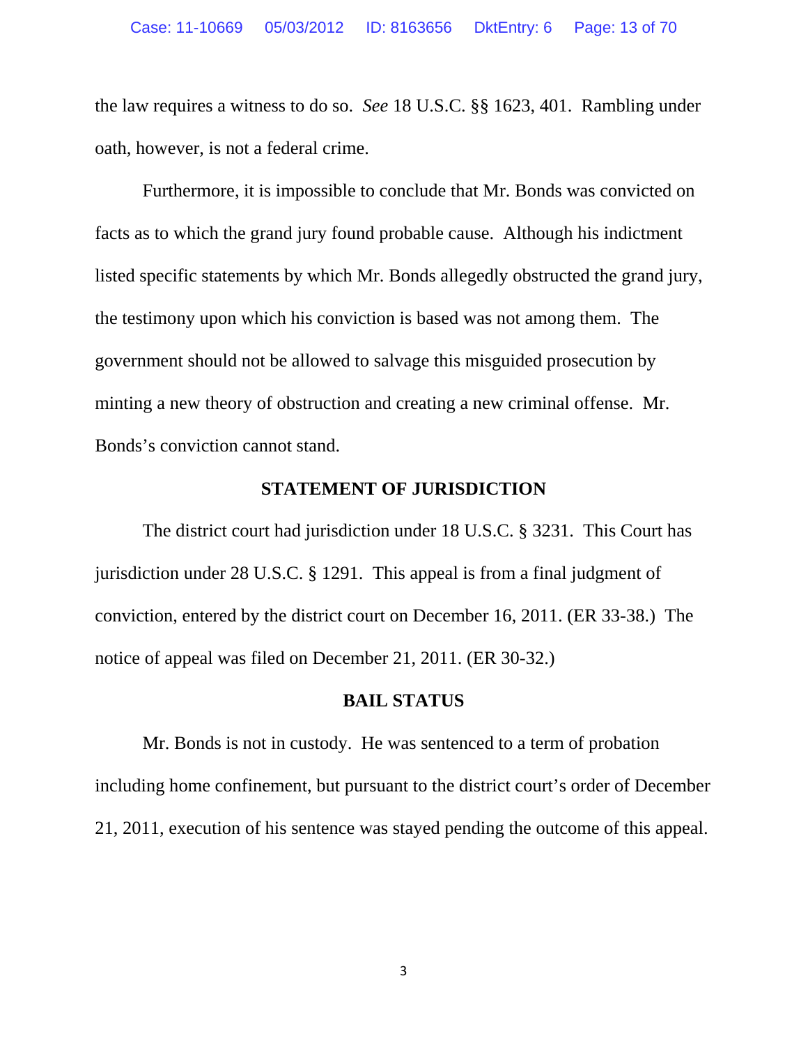the law requires a witness to do so. *See* 18 U.S.C. §§ 1623, 401. Rambling under oath, however, is not a federal crime.

Furthermore, it is impossible to conclude that Mr. Bonds was convicted on facts as to which the grand jury found probable cause. Although his indictment listed specific statements by which Mr. Bonds allegedly obstructed the grand jury, the testimony upon which his conviction is based was not among them. The government should not be allowed to salvage this misguided prosecution by minting a new theory of obstruction and creating a new criminal offense. Mr. Bonds's conviction cannot stand.

## STATEMENT OF JURISDICTION

The district court had jurisdiction under 18 U.S.C. § 3231. This Court has jurisdiction under 28 U.S.C. § 1291. This appeal is from a final judgment of conviction, entered by the district court on December 16, 2011. (ER 33-38.) The notice of appeal was filed on December 21, 2011. (ER 30-32.)

## BAIL STATUS

Mr. Bonds is not in custody. He was sentenced to a term of probation including home confinement, but pursuant to the district court's order of December 21, 2011, execution of his sentence was stayed pending the outcome of this appeal.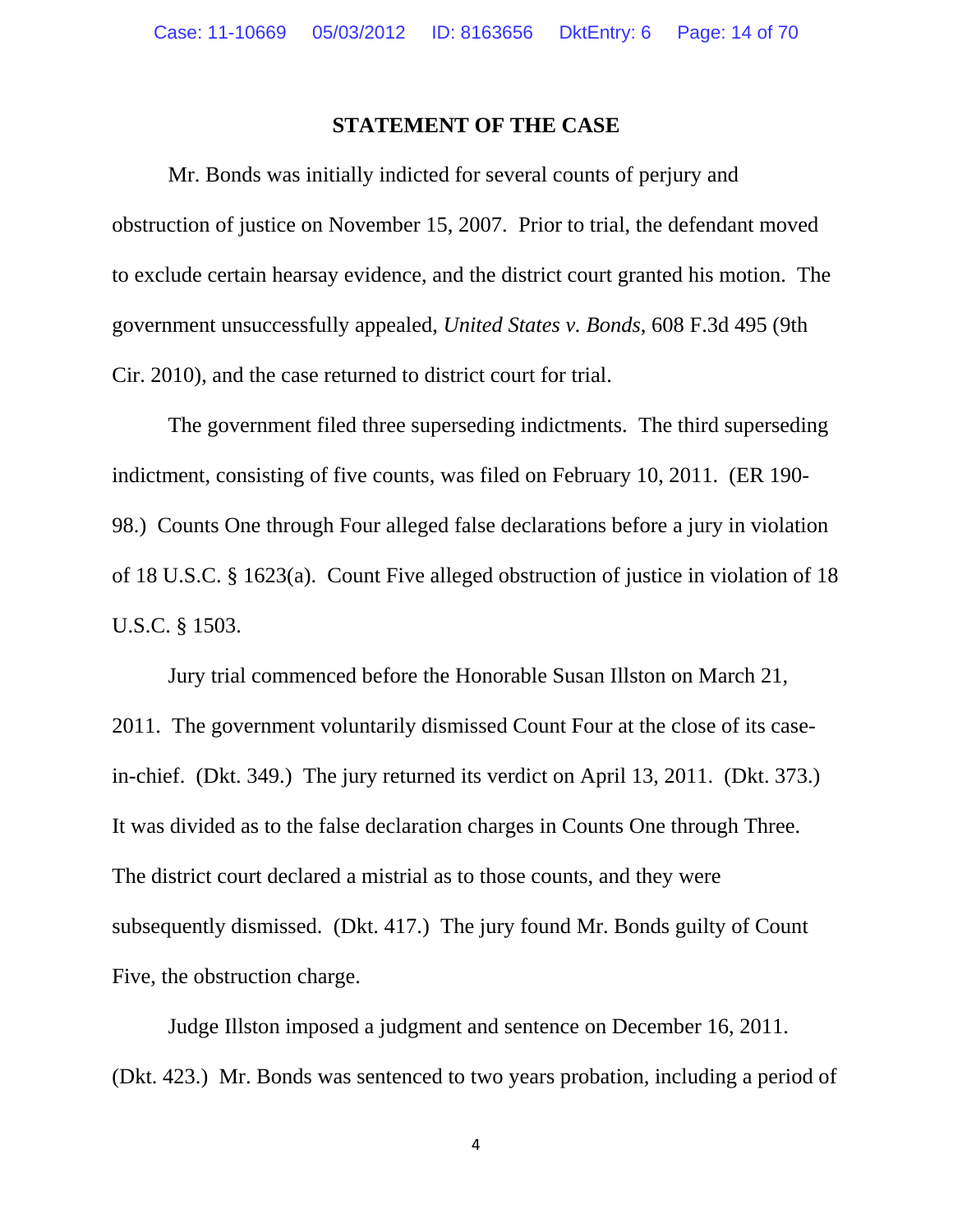## STATEMENT OF THE CASE

Mr. Bonds was initially indicted for several counts of perjury and obstruction of justice on November 15, 2007. Prior to trial, the defendant moved to exclude certain hearsay evidence, and the district court granted his motion. The government unsuccessfully appealed, *United States v. Bonds*, 608 F.3d 495 (9th Cir. 2010), and the case returned to district court for trial.

The government filed three superseding indictments. The third superseding indictment, consisting of five counts, was filed on February 10, 2011. (ER 190-98.) Counts One through Four alleged false declarations before a jury in violation of 18 U.S.C. § 1623(a). Count Five alleged obstruction of justice in violation of 18 U.S.C. § 1503.

Jury trial commenced before the Honorable Susan Illston on March 21, 2011. The government voluntarily dismissed Count Four at the close of its case-in-chief. (Dkt. 349.) The jury returned its verdict on April 13, 2011. (Dkt. 373.) It was divided as to the false declaration charges in Counts One through Three. The district court declared a mistrial as to those counts, and they were subsequently dismissed. (Dkt. 417.) The jury found Mr. Bonds guilty of Count Five, the obstruction charge.

Judge Illston imposed a judgment and sentence on December 16, 2011. (Dkt. 423.) Mr. Bonds was sentenced to two years probation, including a period of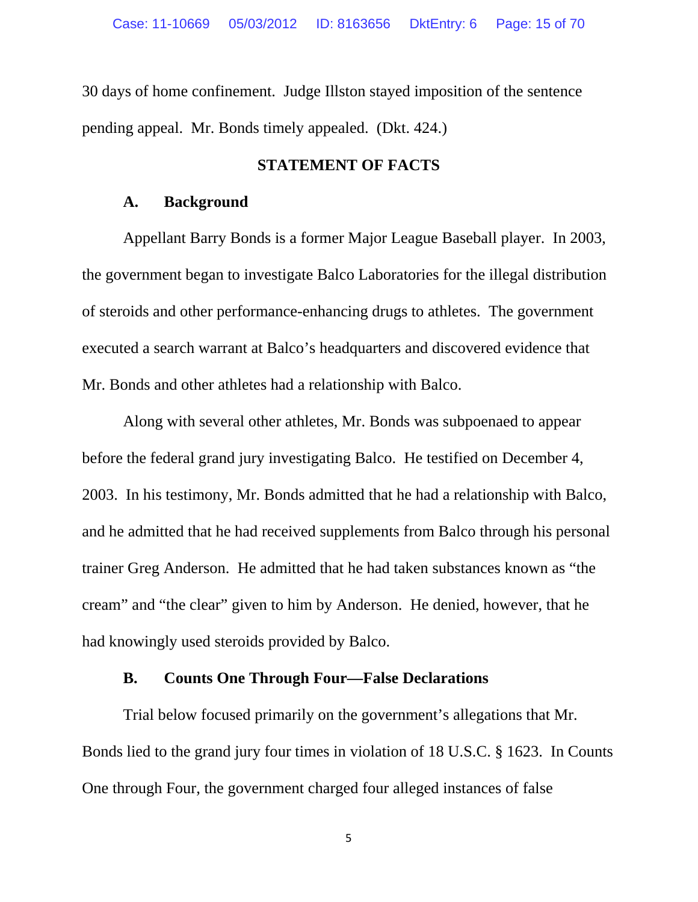30 days of home confinement. Judge Illston stayed imposition of the sentence pending appeal. Mr. Bonds timely appealed. (Dkt. 424.)

## STATEMENT OF FACTS

### A. Background

Appellant Barry Bonds is a former Major League Baseball player. In 2003, the government began to investigate Balco Laboratories for the illegal distribution of steroids and other performance-enhancing drugs to athletes. The government executed a search warrant at Balco's headquarters and discovered evidence that Mr. Bonds and other athletes had a relationship with Balco.

Along with several other athletes, Mr. Bonds was subpoenaed to appear before the federal grand jury investigating Balco. He testified on December 4, 2003. In his testimony, Mr. Bonds admitted that he had a relationship with Balco, and he admitted that he had received supplements from Balco through his personal trainer Greg Anderson. He admitted that he had taken substances known as "the cream" and "the clear" given to him by Anderson. He denied, however, that he had knowingly used steroids provided by Balco.

### B. Counts One Through Four—False Declarations

Trial below focused primarily on the government's allegations that Mr. Bonds lied to the grand jury four times in violation of 18 U.S.C. § 1623. In Counts One through Four, the government charged four alleged instances of false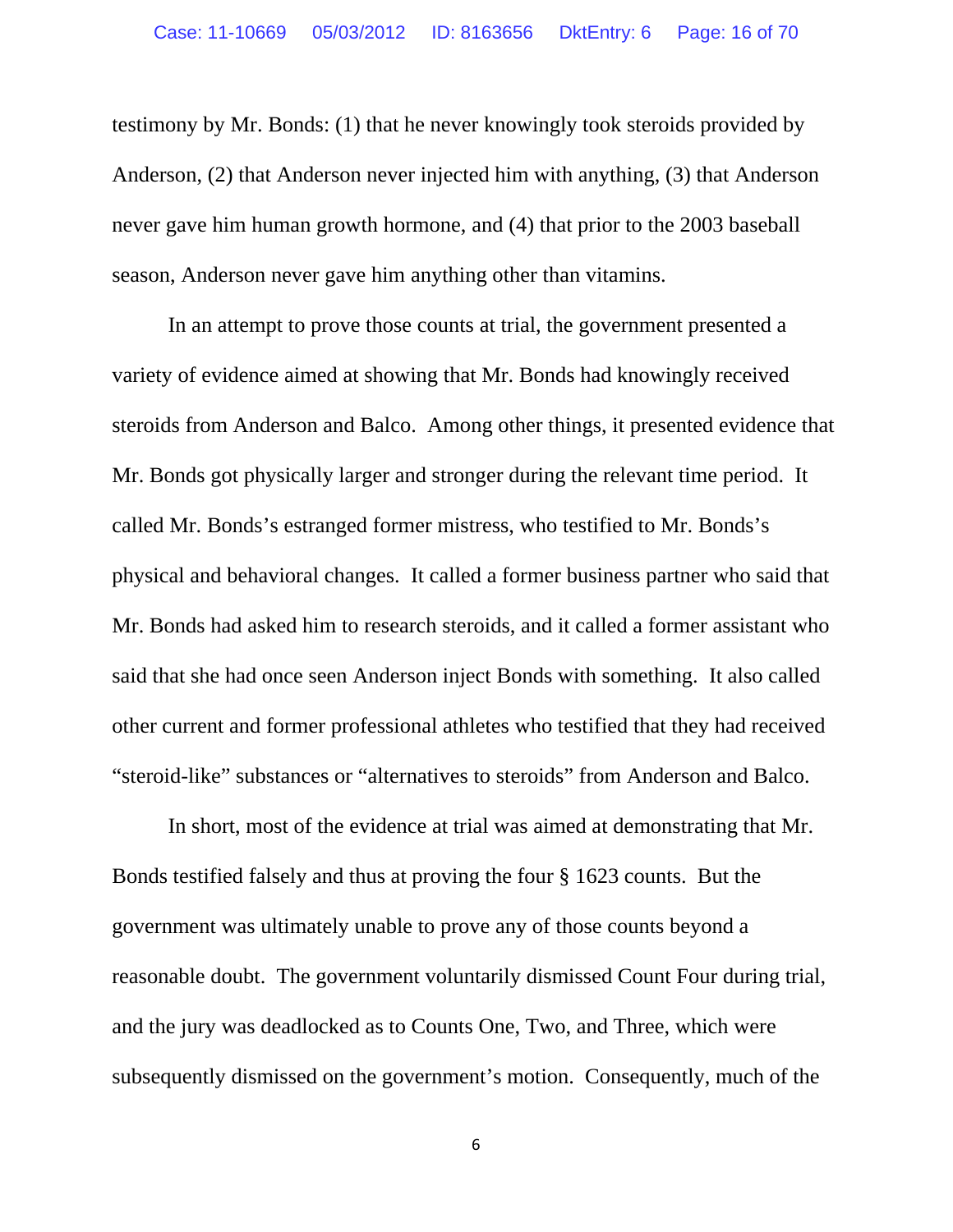testimony by Mr. Bonds: (1) that he never knowingly took steroids provided by Anderson, (2) that Anderson never injected him with anything, (3) that Anderson never gave him human growth hormone, and (4) that prior to the 2003 baseball season, Anderson never gave him anything other than vitamins.

In an attempt to prove those counts at trial, the government presented a variety of evidence aimed at showing that Mr. Bonds had knowingly received steroids from Anderson and Balco. Among other things, it presented evidence that Mr. Bonds got physically larger and stronger during the relevant time period. It called Mr. Bonds's estranged former mistress, who testified to Mr. Bonds's physical and behavioral changes. It called a former business partner who said that Mr. Bonds had asked him to research steroids, and it called a former assistant who said that she had once seen Anderson inject Bonds with something. It also called other current and former professional athletes who testified that they had received "steroid-like" substances or "alternatives to steroids" from Anderson and Balco.

In short, most of the evidence at trial was aimed at demonstrating that Mr. Bonds testified falsely and thus at proving the four § 1623 counts. But the government was ultimately unable to prove any of those counts beyond a reasonable doubt. The government voluntarily dismissed Count Four during trial, and the jury was deadlocked as to Counts One, Two, and Three, which were subsequently dismissed on the government's motion. Consequently, much of the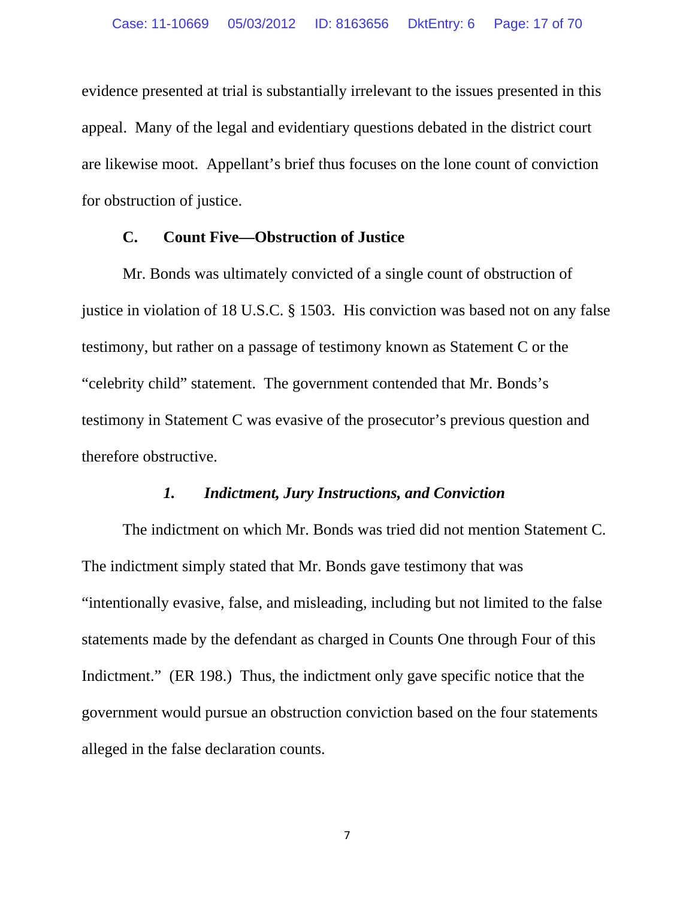evidence presented at trial is substantially irrelevant to the issues presented in this appeal. Many of the legal and evidentiary questions debated in the district court are likewise moot. Appellant's brief thus focuses on the lone count of conviction for obstruction of justice.

### C. Count Five—Obstruction of Justice

Mr. Bonds was ultimately convicted of a single count of obstruction of justice in violation of 18 U.S.C. § 1503. His conviction was based not on any false testimony, but rather on a passage of testimony known as Statement C or the "celebrity child" statement. The government contended that Mr. Bonds's testimony in Statement C was evasive of the prosecutor's previous question and therefore obstructive.

#### *1. Indictment, Jury Instructions, and Conviction*

The indictment on which Mr. Bonds was tried did not mention Statement C. The indictment simply stated that Mr. Bonds gave testimony that was "intentionally evasive, false, and misleading, including but not limited to the false statements made by the defendant as charged in Counts One through Four of this Indictment." (ER 198.) Thus, the indictment only gave specific notice that the government would pursue an obstruction conviction based on the four statements alleged in the false declaration counts.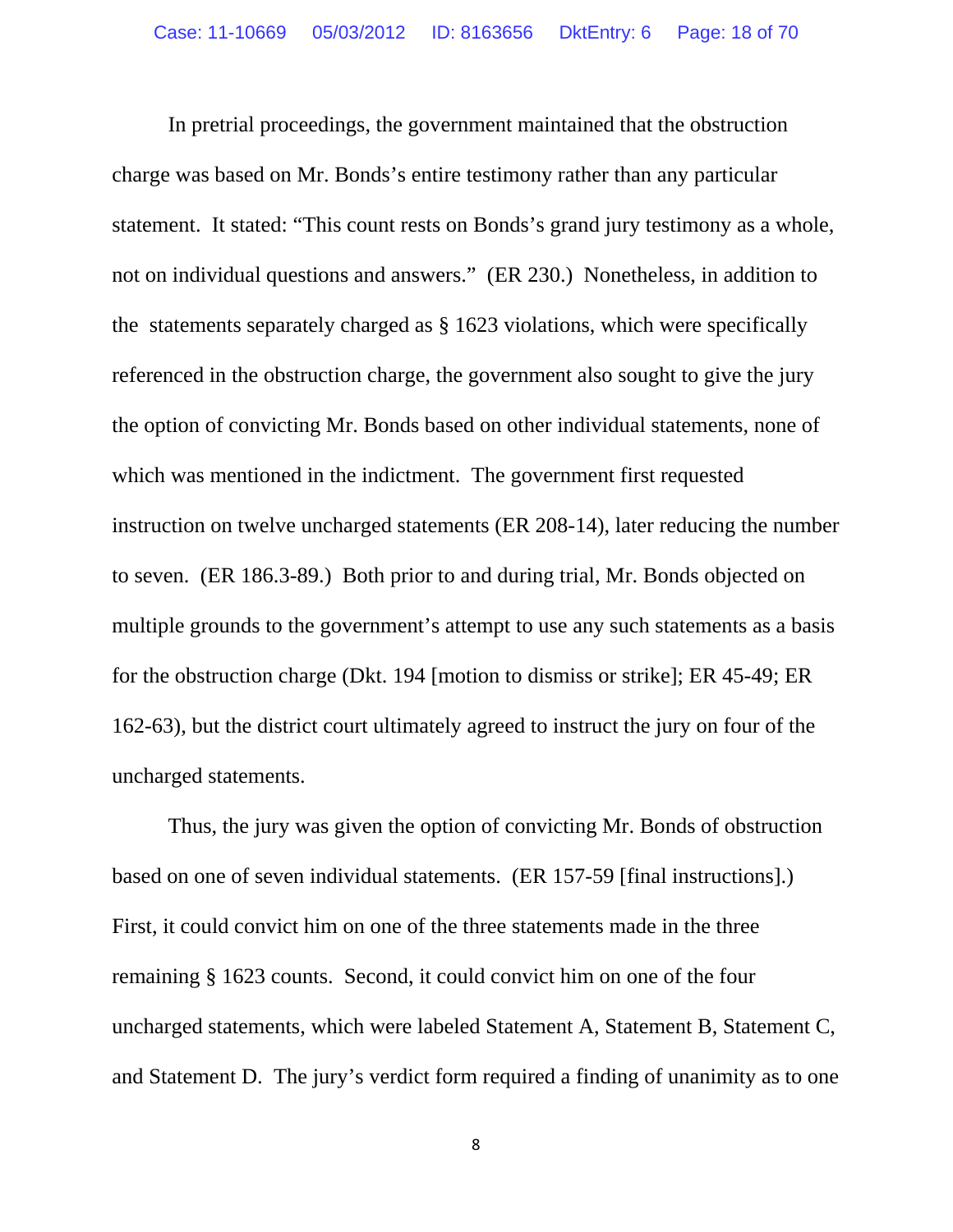In pretrial proceedings, the government maintained that the obstruction charge was based on Mr. Bonds's entire testimony rather than any particular statement. It stated: "This count rests on Bonds's grand jury testimony as a whole, not on individual questions and answers." (ER 230.) Nonetheless, in addition to the statements separately charged as § 1623 violations, which were specifically referenced in the obstruction charge, the government also sought to give the jury the option of convicting Mr. Bonds based on other individual statements, none of which was mentioned in the indictment. The government first requested instruction on twelve uncharged statements (ER 208-14), later reducing the number to seven. (ER 186.3-89.) Both prior to and during trial, Mr. Bonds objected on multiple grounds to the government's attempt to use any such statements as a basis for the obstruction charge (Dkt. 194 [motion to dismiss or strike]; ER 45-49; ER 162-63), but the district court ultimately agreed to instruct the jury on four of the uncharged statements.

Thus, the jury was given the option of convicting Mr. Bonds of obstruction based on one of seven individual statements. (ER 157-59 [final instructions].) First, it could convict him on one of the three statements made in the three remaining § 1623 counts. Second, it could convict him on one of the four uncharged statements, which were labeled Statement A, Statement B, Statement C, and Statement D. The jury's verdict form required a finding of unanimity as to one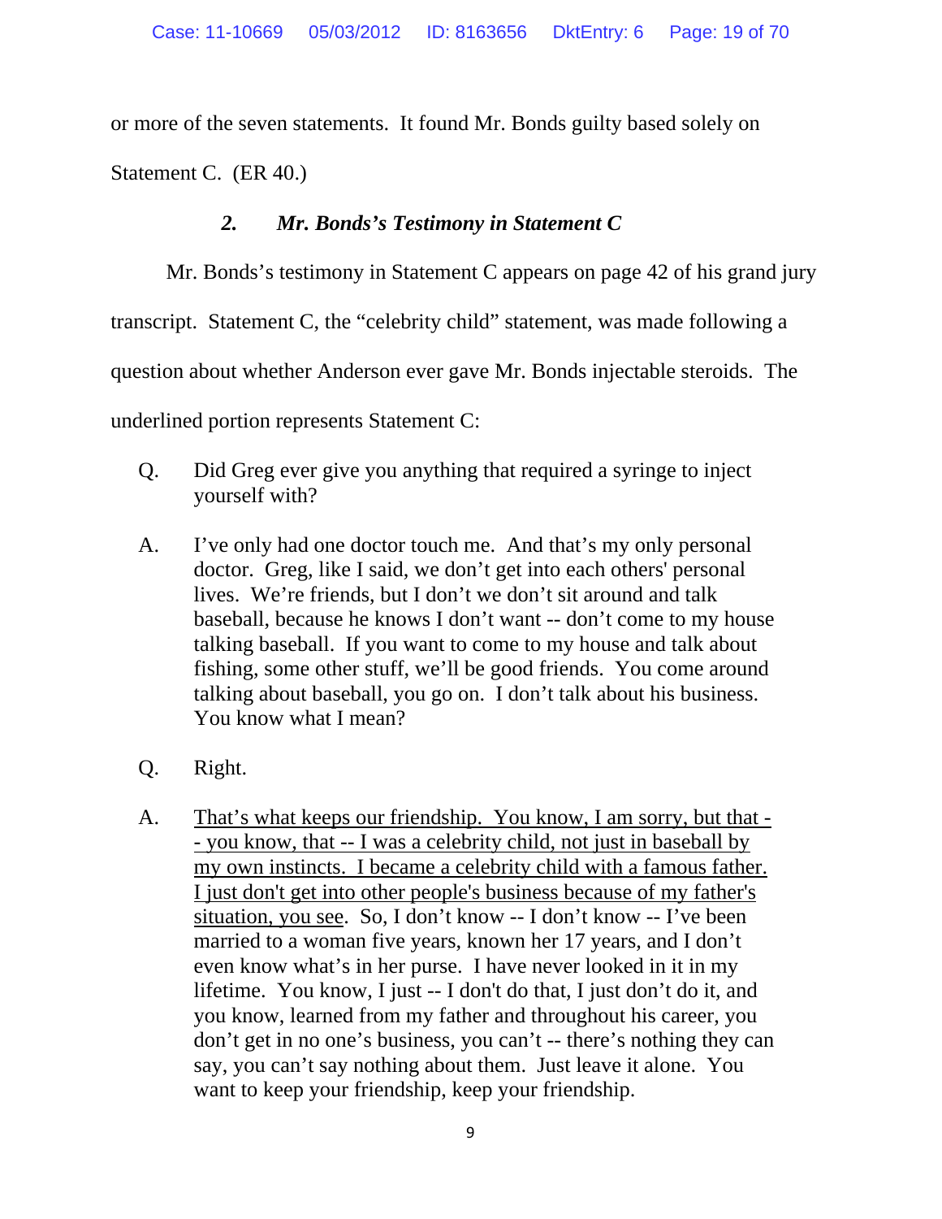or more of the seven statements. It found Mr. Bonds guilty based solely on Statement C. (ER 40.)

### *2. Mr. Bonds's Testimony in Statement C*

Mr. Bonds's testimony in Statement C appears on page 42 of his grand jury transcript. Statement C, the "celebrity child" statement, was made following a question about whether Anderson ever gave Mr. Bonds injectable steroids. The underlined portion represents Statement C:

> Q. Did Greg ever give you anything that required a syringe to inject yourself with?
>
> A. I've only had one doctor touch me. And that's my only personal doctor. Greg, like I said, we don't get into each others' personal lives. We're friends, but I don't we don't sit around and talk baseball, because he knows I don't want -- don't come to my house talking baseball. If you want to come to my house and talk about fishing, some other stuff, we'll be good friends. You come around talking about baseball, you go on. I don't talk about his business. You know what I mean?
>
> Q. Right.
>
> A. <u>That's what keeps our friendship. You know, I am sorry, but that -- you know, that -- I was a celebrity child, not just in baseball by my own instincts. I became a celebrity child with a famous father. I just don't get into other people's business because of my father's situation, you see</u>. So, I don't know -- I don't know -- I've been married to a woman five years, known her 17 years, and I don't even know what's in her purse. I have never looked in it in my lifetime. You know, I just -- I don't do that, I just don't do it, and you know, learned from my father and throughout his career, you don't get in no one's business, you can't -- there's nothing they can say, you can't say nothing about them. Just leave it alone. You want to keep your friendship, keep your friendship.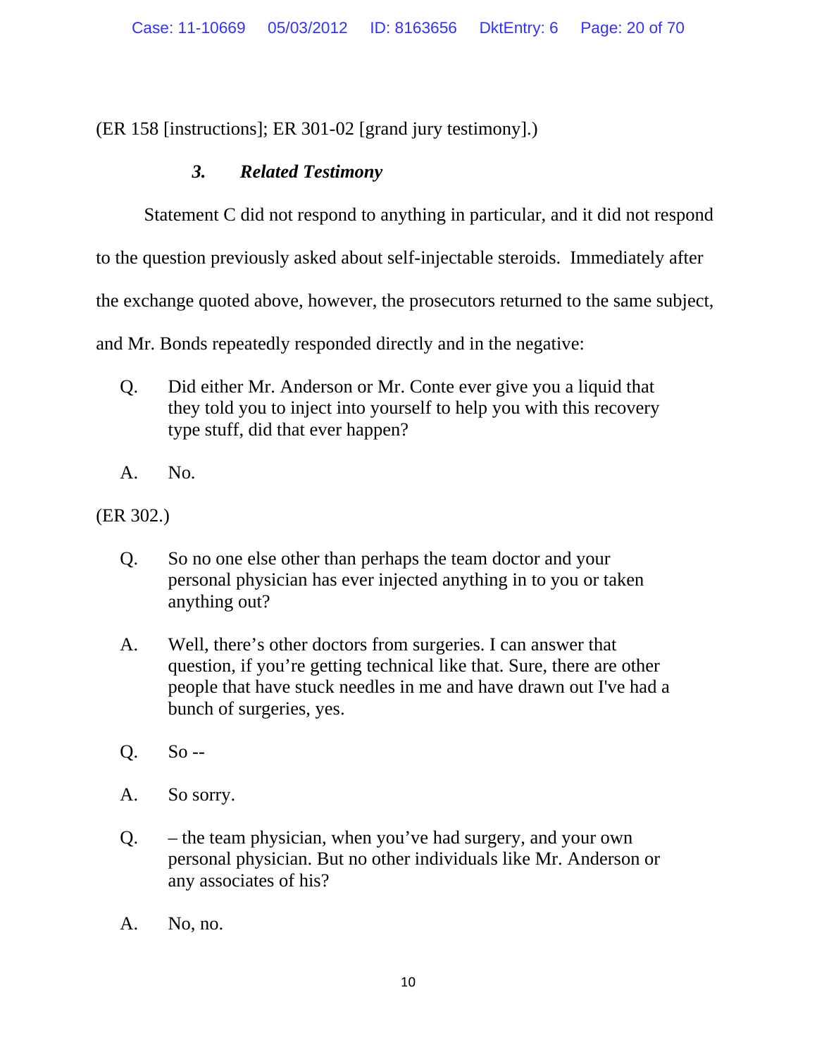(ER 158 [instructions]; ER 301-02 [grand jury testimony].)

### *3. Related Testimony*

Statement C did not respond to anything in particular, and it did not respond to the question previously asked about self-injectable steroids. Immediately after the exchange quoted above, however, the prosecutors returned to the same subject, and Mr. Bonds repeatedly responded directly and in the negative:

> Q. Did either Mr. Anderson or Mr. Conte ever give you a liquid that they told you to inject into yourself to help you with this recovery type stuff, did that ever happen?
>
> A. No.

(ER 302.)

> Q. So no one else other than perhaps the team doctor and your personal physician has ever injected anything in to you or taken anything out?
>
> A. Well, there's other doctors from surgeries. I can answer that question, if you're getting technical like that. Sure, there are other people that have stuck needles in me and have drawn out I've had a bunch of surgeries, yes.
>
> Q. So --
>
> A. So sorry.
>
> Q. – the team physician, when you've had surgery, and your own personal physician. But no other individuals like Mr. Anderson or any associates of his?
>
> A. No, no.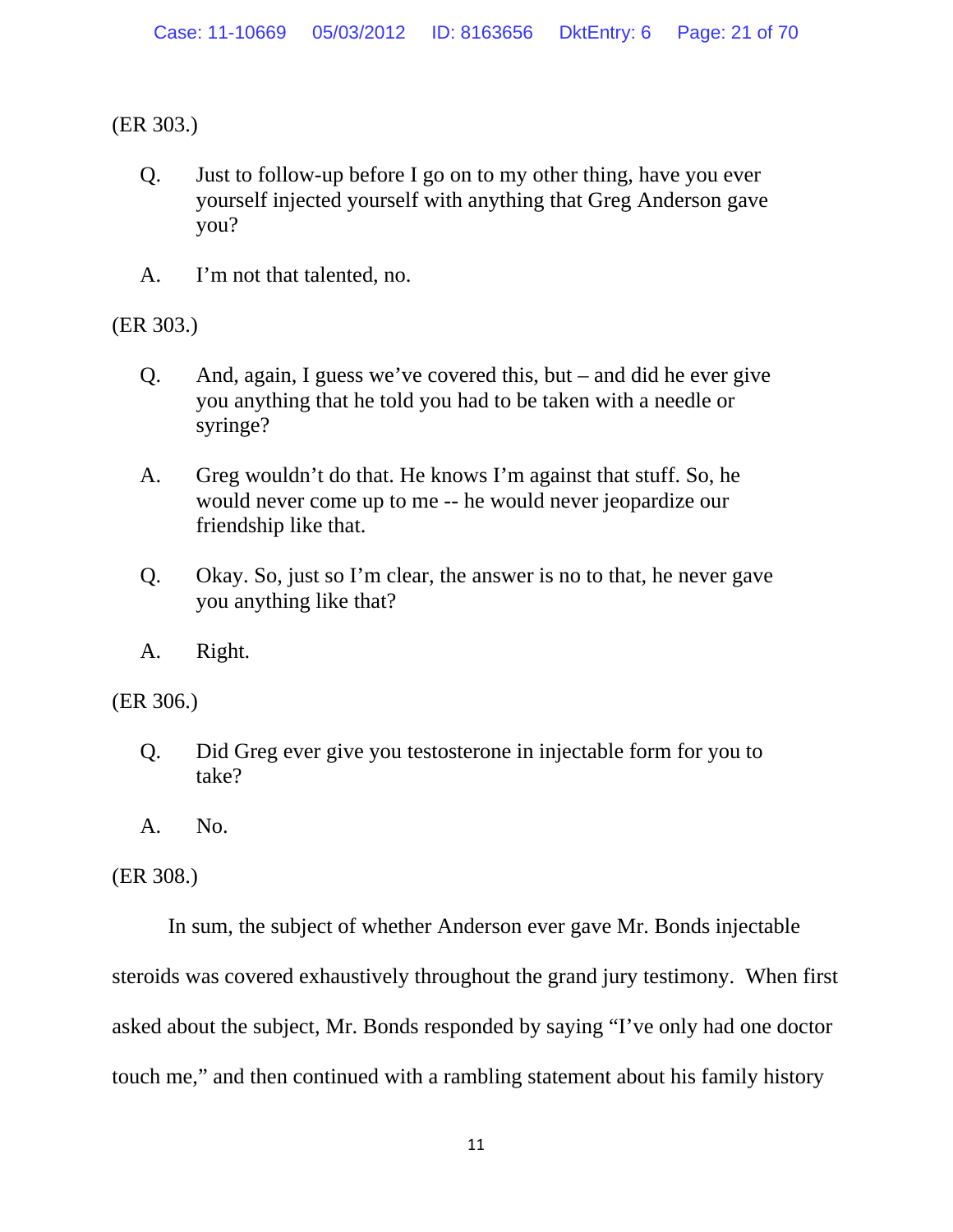(ER 303.)

> Q. Just to follow-up before I go on to my other thing, have you ever yourself injected yourself with anything that Greg Anderson gave you?
>
> A. I'm not that talented, no.

(ER 303.)

> Q. And, again, I guess we've covered this, but – and did he ever give you anything that he told you had to be taken with a needle or syringe?
>
> A. Greg wouldn't do that. He knows I'm against that stuff. So, he would never come up to me -- he would never jeopardize our friendship like that.
>
> Q. Okay. So, just so I'm clear, the answer is no to that, he never gave you anything like that?
>
> A. Right.

(ER 306.)

> Q. Did Greg ever give you testosterone in injectable form for you to take?
>
> A. No.

(ER 308.)

In sum, the subject of whether Anderson ever gave Mr. Bonds injectable steroids was covered exhaustively throughout the grand jury testimony. When first asked about the subject, Mr. Bonds responded by saying "I've only had one doctor touch me," and then continued with a rambling statement about his family history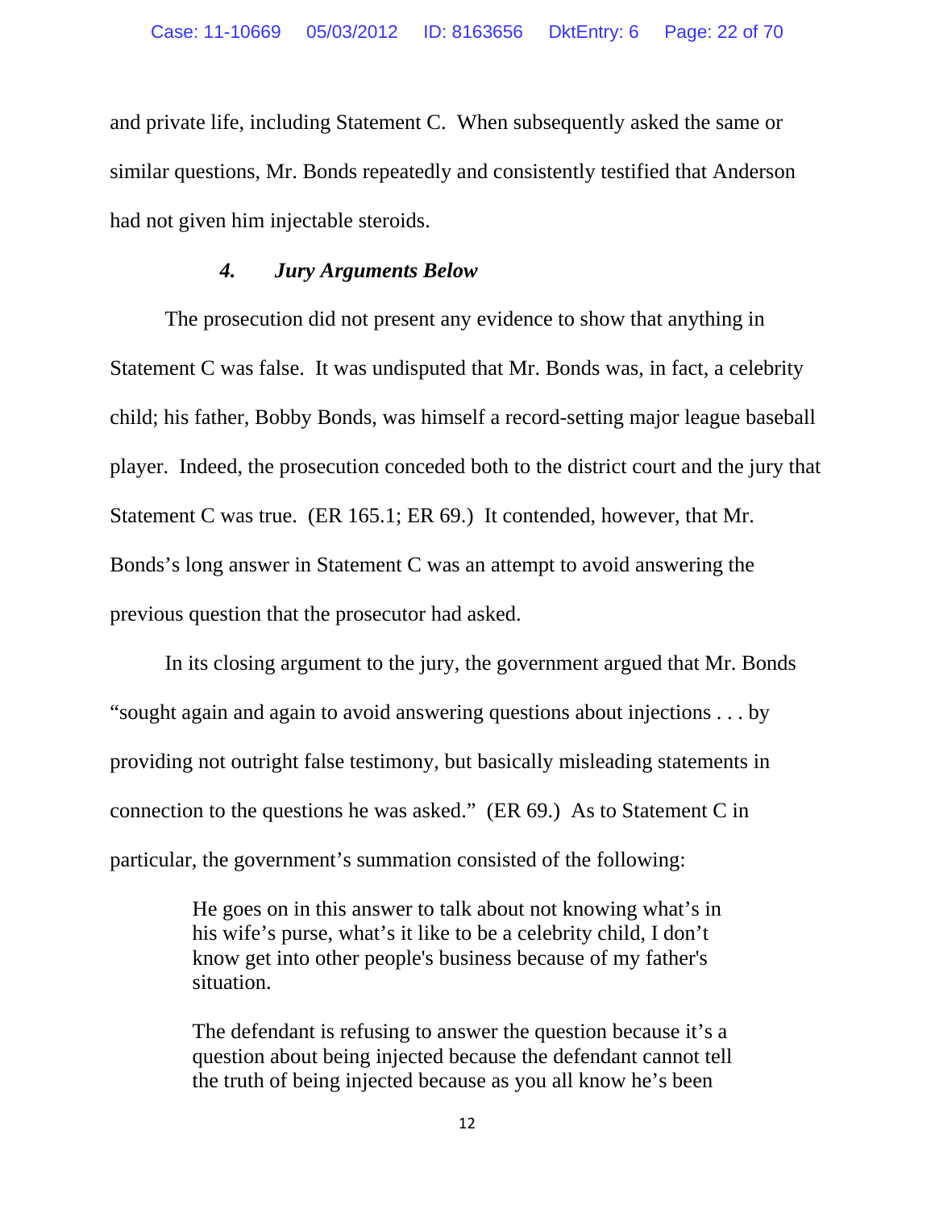and private life, including Statement C. When subsequently asked the same or similar questions, Mr. Bonds repeatedly and consistently testified that Anderson had not given him injectable steroids.

#### *4. Jury Arguments Below*

The prosecution did not present any evidence to show that anything in Statement C was false. It was undisputed that Mr. Bonds was, in fact, a celebrity child; his father, Bobby Bonds, was himself a record-setting major league baseball player. Indeed, the prosecution conceded both to the district court and the jury that Statement C was true. (ER 165.1; ER 69.) It contended, however, that Mr. Bonds's long answer in Statement C was an attempt to avoid answering the previous question that the prosecutor had asked.

In its closing argument to the jury, the government argued that Mr. Bonds "sought again and again to avoid answering questions about injections . . . by providing not outright false testimony, but basically misleading statements in connection to the questions he was asked." (ER 69.) As to Statement C in particular, the government's summation consisted of the following:

> He goes on in this answer to talk about not knowing what's in his wife's purse, what's it like to be a celebrity child, I don't know get into other people's business because of my father's situation.
>
> The defendant is refusing to answer the question because it's a question about being injected because the defendant cannot tell the truth of being injected because as you all know he's been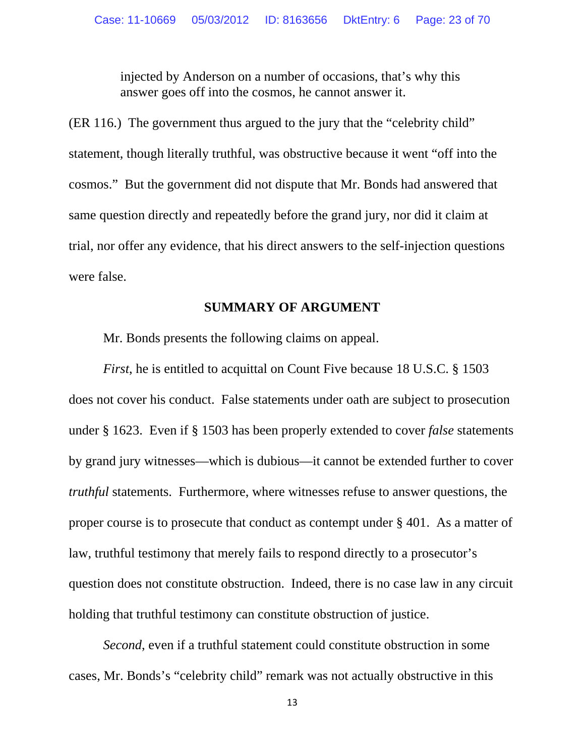> injected by Anderson on a number of occasions, that's why this answer goes off into the cosmos, he cannot answer it.

(ER 116.) The government thus argued to the jury that the "celebrity child" statement, though literally truthful, was obstructive because it went "off into the cosmos." But the government did not dispute that Mr. Bonds had answered that same question directly and repeatedly before the grand jury, nor did it claim at trial, nor offer any evidence, that his direct answers to the self-injection questions were false.

## SUMMARY OF ARGUMENT

Mr. Bonds presents the following claims on appeal.

*First*, he is entitled to acquittal on Count Five because 18 U.S.C. § 1503 does not cover his conduct. False statements under oath are subject to prosecution under § 1623. Even if § 1503 has been properly extended to cover *false* statements by grand jury witnesses—which is dubious—it cannot be extended further to cover *truthful* statements. Furthermore, where witnesses refuse to answer questions, the proper course is to prosecute that conduct as contempt under § 401. As a matter of law, truthful testimony that merely fails to respond directly to a prosecutor's question does not constitute obstruction. Indeed, there is no case law in any circuit holding that truthful testimony can constitute obstruction of justice.

*Second*, even if a truthful statement could constitute obstruction in some cases, Mr. Bonds's "celebrity child" remark was not actually obstructive in this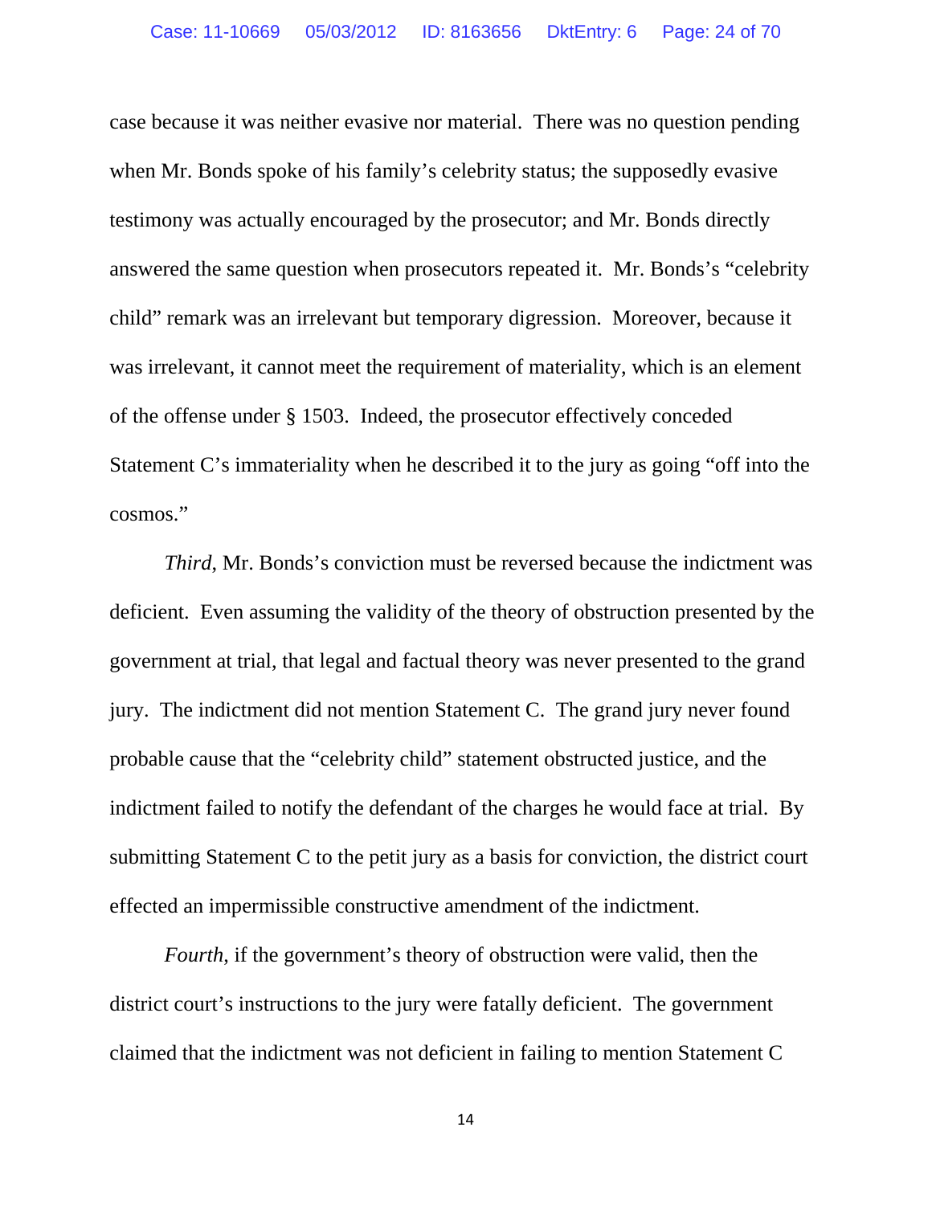case because it was neither evasive nor material. There was no question pending when Mr. Bonds spoke of his family's celebrity status; the supposedly evasive testimony was actually encouraged by the prosecutor; and Mr. Bonds directly answered the same question when prosecutors repeated it. Mr. Bonds's "celebrity child" remark was an irrelevant but temporary digression. Moreover, because it was irrelevant, it cannot meet the requirement of materiality, which is an element of the offense under § 1503. Indeed, the prosecutor effectively conceded Statement C's immateriality when he described it to the jury as going "off into the cosmos."

*Third*, Mr. Bonds's conviction must be reversed because the indictment was deficient. Even assuming the validity of the theory of obstruction presented by the government at trial, that legal and factual theory was never presented to the grand jury. The indictment did not mention Statement C. The grand jury never found probable cause that the "celebrity child" statement obstructed justice, and the indictment failed to notify the defendant of the charges he would face at trial. By submitting Statement C to the petit jury as a basis for conviction, the district court effected an impermissible constructive amendment of the indictment.

*Fourth*, if the government's theory of obstruction were valid, then the district court's instructions to the jury were fatally deficient. The government claimed that the indictment was not deficient in failing to mention Statement C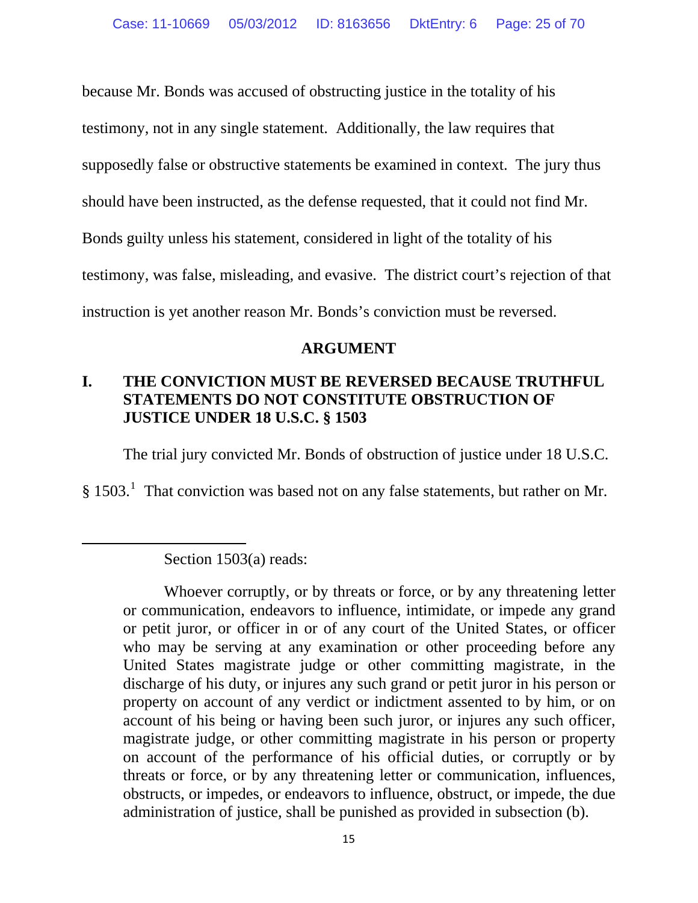because Mr. Bonds was accused of obstructing justice in the totality of his testimony, not in any single statement. Additionally, the law requires that supposedly false or obstructive statements be examined in context. The jury thus should have been instructed, as the defense requested, that it could not find Mr. Bonds guilty unless his statement, considered in light of the totality of his testimony, was false, misleading, and evasive. The district court's rejection of that instruction is yet another reason Mr. Bonds's conviction must be reversed.

## ARGUMENT

### I. THE CONVICTION MUST BE REVERSED BECAUSE TRUTHFUL STATEMENTS DO NOT CONSTITUTE OBSTRUCTION OF JUSTICE UNDER 18 U.S.C. § 1503

The trial jury convicted Mr. Bonds of obstruction of justice under 18 U.S.C. § 1503.[1] That conviction was based not on any false statements, but rather on Mr.

---

[1] Section 1503(a) reads:

> Whoever corruptly, or by threats or force, or by any threatening letter or communication, endeavors to influence, intimidate, or impede any grand or petit juror, or officer in or of any court of the United States, or officer who may be serving at any examination or other proceeding before any United States magistrate judge or other committing magistrate, in the discharge of his duty, or injures any such grand or petit juror in his person or property on account of any verdict or indictment assented to by him, or on account of his being or having been such juror, or injures any such officer, magistrate judge, or other committing magistrate in his person or property on account of the performance of his official duties, or corruptly or by threats or force, or by any threatening letter or communication, influences, obstructs, or impedes, or endeavors to influence, obstruct, or impede, the due administration of justice, shall be punished as provided in subsection (b).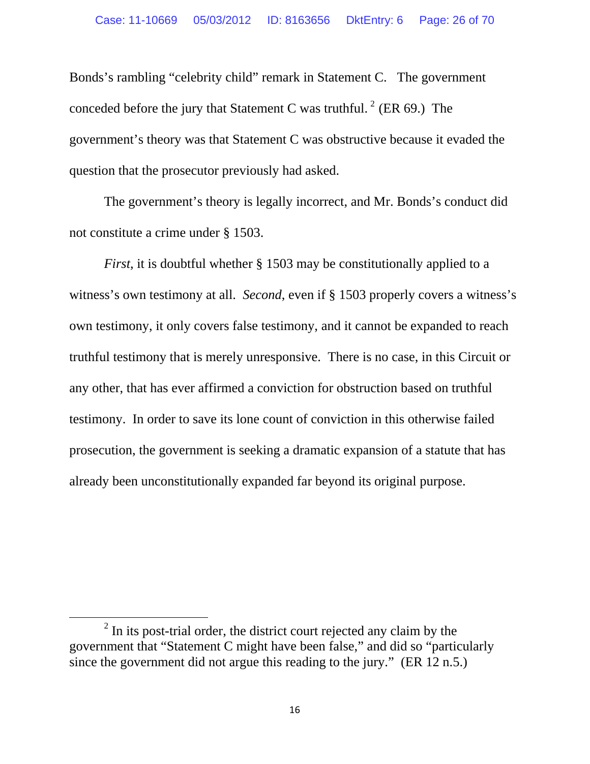Bonds's rambling "celebrity child" remark in Statement C. The government conceded before the jury that Statement C was truthful.[2] (ER 69.) The government's theory was that Statement C was obstructive because it evaded the question that the prosecutor previously had asked.

The government's theory is legally incorrect, and Mr. Bonds's conduct did not constitute a crime under § 1503.

*First*, it is doubtful whether § 1503 may be constitutionally applied to a witness's own testimony at all. *Second*, even if § 1503 properly covers a witness's own testimony, it only covers false testimony, and it cannot be expanded to reach truthful testimony that is merely unresponsive. There is no case, in this Circuit or any other, that has ever affirmed a conviction for obstruction based on truthful testimony. In order to save its lone count of conviction in this otherwise failed prosecution, the government is seeking a dramatic expansion of a statute that has already been unconstitutionally expanded far beyond its original purpose.

---

[2] In its post-trial order, the district court rejected any claim by the government that "Statement C might have been false," and did so "particularly since the government did not argue this reading to the jury." (ER 12 n.5.)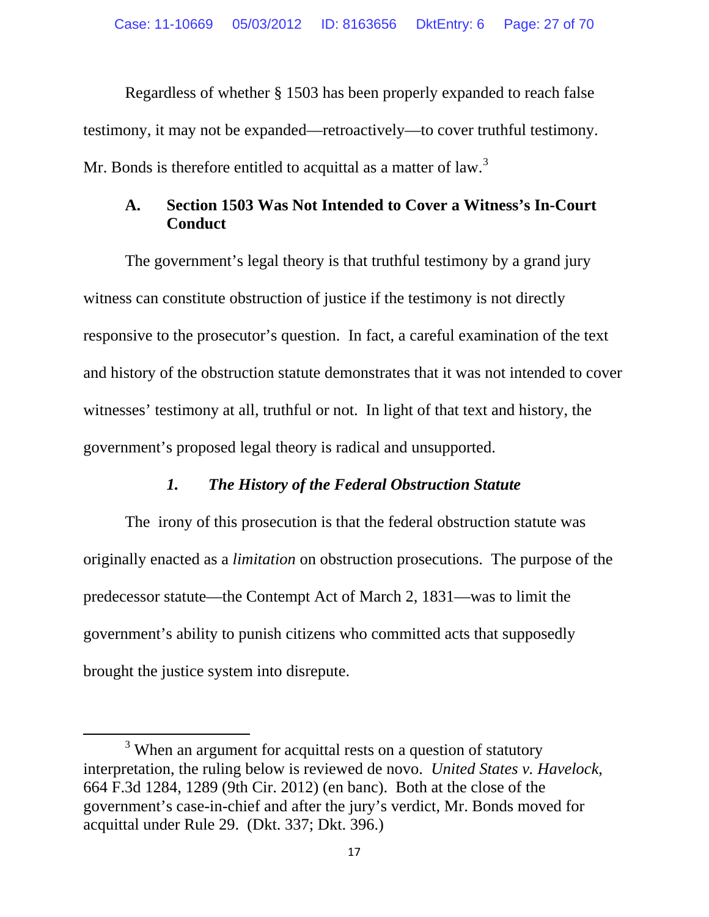Regardless of whether § 1503 has been properly expanded to reach false testimony, it may not be expanded—retroactively—to cover truthful testimony. Mr. Bonds is therefore entitled to acquittal as a matter of law.[3]

### A. Section 1503 Was Not Intended to Cover a Witness's In-Court Conduct

The government's legal theory is that truthful testimony by a grand jury witness can constitute obstruction of justice if the testimony is not directly responsive to the prosecutor's question. In fact, a careful examination of the text and history of the obstruction statute demonstrates that it was not intended to cover witnesses' testimony at all, truthful or not. In light of that text and history, the government's proposed legal theory is radical and unsupported.

#### *1. The History of the Federal Obstruction Statute*

The irony of this prosecution is that the federal obstruction statute was originally enacted as a *limitation* on obstruction prosecutions. The purpose of the predecessor statute—the Contempt Act of March 2, 1831—was to limit the government's ability to punish citizens who committed acts that supposedly brought the justice system into disrepute.

---

[3] When an argument for acquittal rests on a question of statutory interpretation, the ruling below is reviewed de novo. *United States v. Havelock*, 664 F.3d 1284, 1289 (9th Cir. 2012) (en banc). Both at the close of the government's case-in-chief and after the jury's verdict, Mr. Bonds moved for acquittal under Rule 29. (Dkt. 337; Dkt. 396.)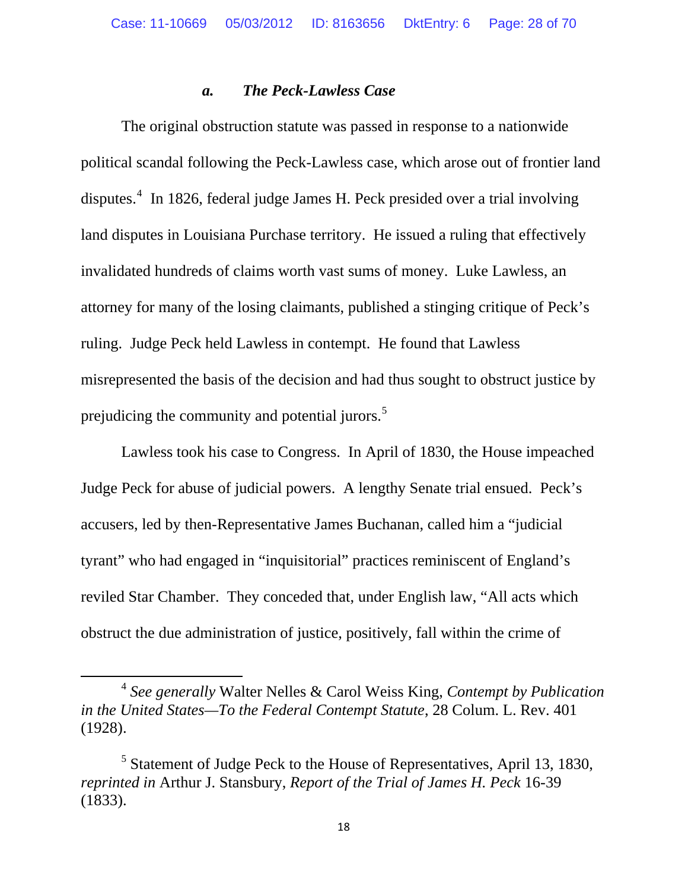### *a. The Peck-Lawless Case*

The original obstruction statute was passed in response to a nationwide political scandal following the Peck-Lawless case, which arose out of frontier land disputes.[4] In 1826, federal judge James H. Peck presided over a trial involving land disputes in Louisiana Purchase territory. He issued a ruling that effectively invalidated hundreds of claims worth vast sums of money. Luke Lawless, an attorney for many of the losing claimants, published a stinging critique of Peck's ruling. Judge Peck held Lawless in contempt. He found that Lawless misrepresented the basis of the decision and had thus sought to obstruct justice by prejudicing the community and potential jurors.[5]

Lawless took his case to Congress. In April of 1830, the House impeached Judge Peck for abuse of judicial powers. A lengthy Senate trial ensued. Peck's accusers, led by then-Representative James Buchanan, called him a "judicial tyrant" who had engaged in "inquisitorial" practices reminiscent of England's reviled Star Chamber. They conceded that, under English law, "All acts which obstruct the due administration of justice, positively, fall within the crime of

---

[4] *See generally* Walter Nelles & Carol Weiss King, *Contempt by Publication in the United States—To the Federal Contempt Statute*, 28 Colum. L. Rev. 401 (1928).

[5] Statement of Judge Peck to the House of Representatives, April 13, 1830, *reprinted in* Arthur J. Stansbury, *Report of the Trial of James H. Peck* 16-39 (1833).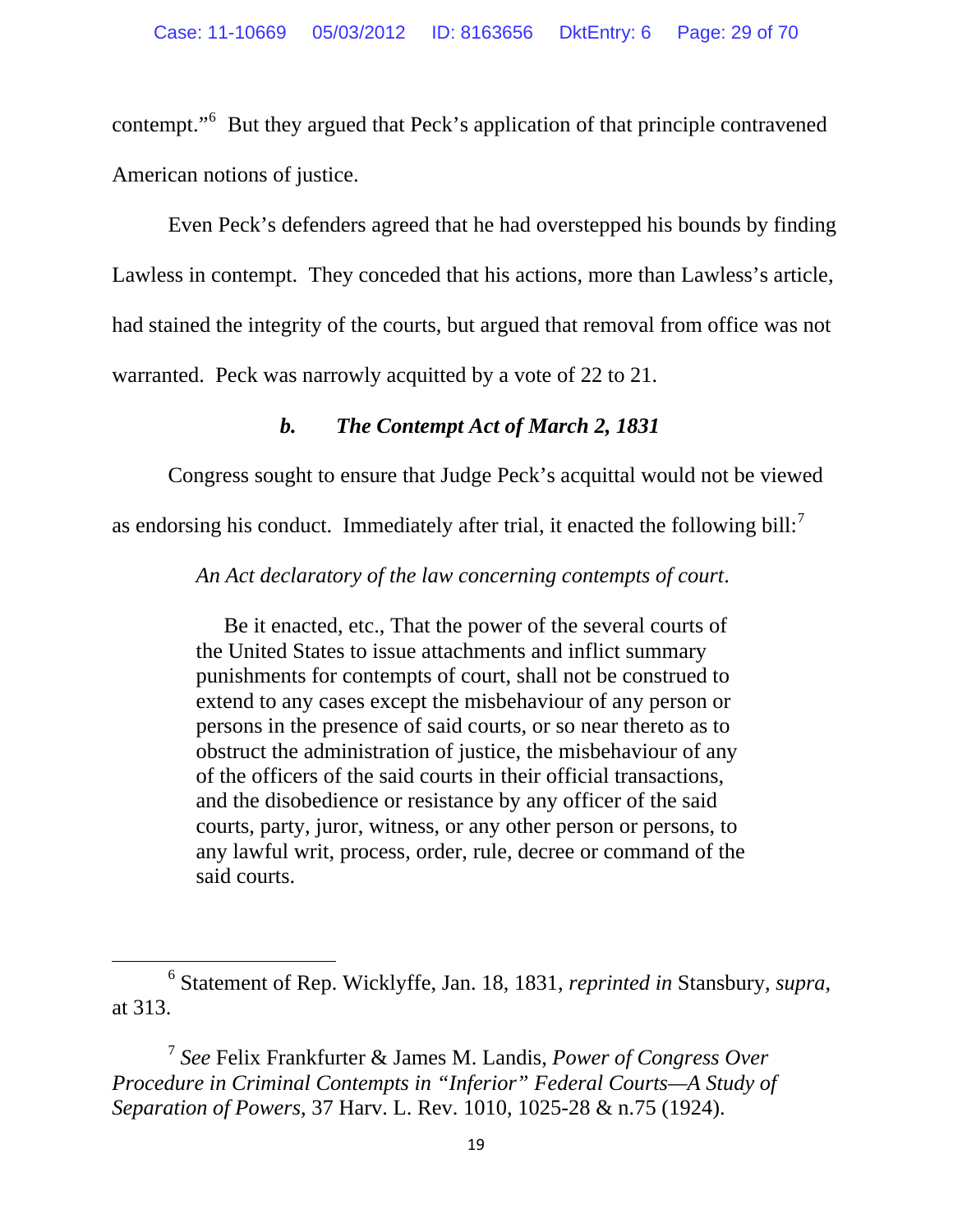contempt."[6] But they argued that Peck's application of that principle contravened American notions of justice.

Even Peck's defenders agreed that he had overstepped his bounds by finding Lawless in contempt. They conceded that his actions, more than Lawless's article, had stained the integrity of the courts, but argued that removal from office was not warranted. Peck was narrowly acquitted by a vote of 22 to 21.

#### *b. The Contempt Act of March 2, 1831*

Congress sought to ensure that Judge Peck's acquittal would not be viewed as endorsing his conduct. Immediately after trial, it enacted the following bill:[7]

> *An Act declaratory of the law concerning contempts of court*.
>
> Be it enacted, etc., That the power of the several courts of the United States to issue attachments and inflict summary punishments for contempts of court, shall not be construed to extend to any cases except the misbehaviour of any person or persons in the presence of said courts, or so near thereto as to obstruct the administration of justice, the misbehaviour of any of the officers of the said courts in their official transactions, and the disobedience or resistance by any officer of the said courts, party, juror, witness, or any other person or persons, to any lawful writ, process, order, rule, decree or command of the said courts.

---

[6] Statement of Rep. Wicklyffe, Jan. 18, 1831, *reprinted in* Stansbury, *supra*, at 313.

[7] *See* Felix Frankfurter & James M. Landis, *Power of Congress Over Procedure in Criminal Contempts in "Inferior" Federal Courts—A Study of Separation of Powers*, 37 Harv. L. Rev. 1010, 1025-28 & n.75 (1924).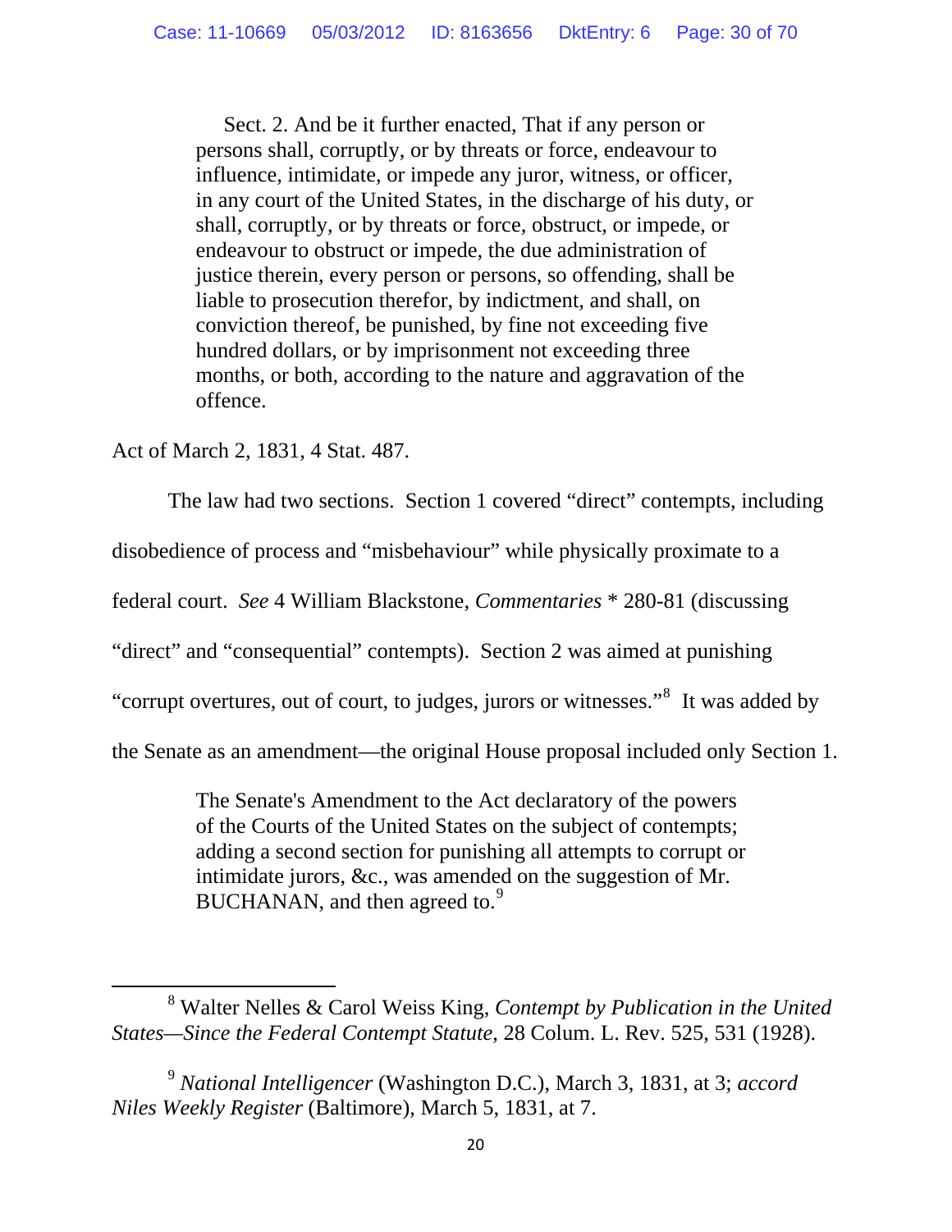> Sect. 2. And be it further enacted, That if any person or persons shall, corruptly, or by threats or force, endeavour to influence, intimidate, or impede any juror, witness, or officer, in any court of the United States, in the discharge of his duty, or shall, corruptly, or by threats or force, obstruct, or impede, or endeavour to obstruct or impede, the due administration of justice therein, every person or persons, so offending, shall be liable to prosecution therefor, by indictment, and shall, on conviction thereof, be punished, by fine not exceeding five hundred dollars, or by imprisonment not exceeding three months, or both, according to the nature and aggravation of the offence.

Act of March 2, 1831, 4 Stat. 487.

The law had two sections. Section 1 covered "direct" contempts, including disobedience of process and "misbehaviour" while physically proximate to a federal court. *See* 4 William Blackstone, *Commentaries* * 280-81 (discussing "direct" and "consequential" contempts). Section 2 was aimed at punishing "corrupt overtures, out of court, to judges, jurors or witnesses."[8] It was added by the Senate as an amendment—the original House proposal included only Section 1.

> The Senate's Amendment to the Act declaratory of the powers of the Courts of the United States on the subject of contempts; adding a second section for punishing all attempts to corrupt or intimidate jurors, &c., was amended on the suggestion of Mr. BUCHANAN, and then agreed to.[9]

---

[8] Walter Nelles & Carol Weiss King, *Contempt by Publication in the United States—Since the Federal Contempt Statute*, 28 Colum. L. Rev. 525, 531 (1928).

[9] *National Intelligencer* (Washington D.C.), March 3, 1831, at 3; *accord Niles Weekly Register* (Baltimore), March 5, 1831, at 7.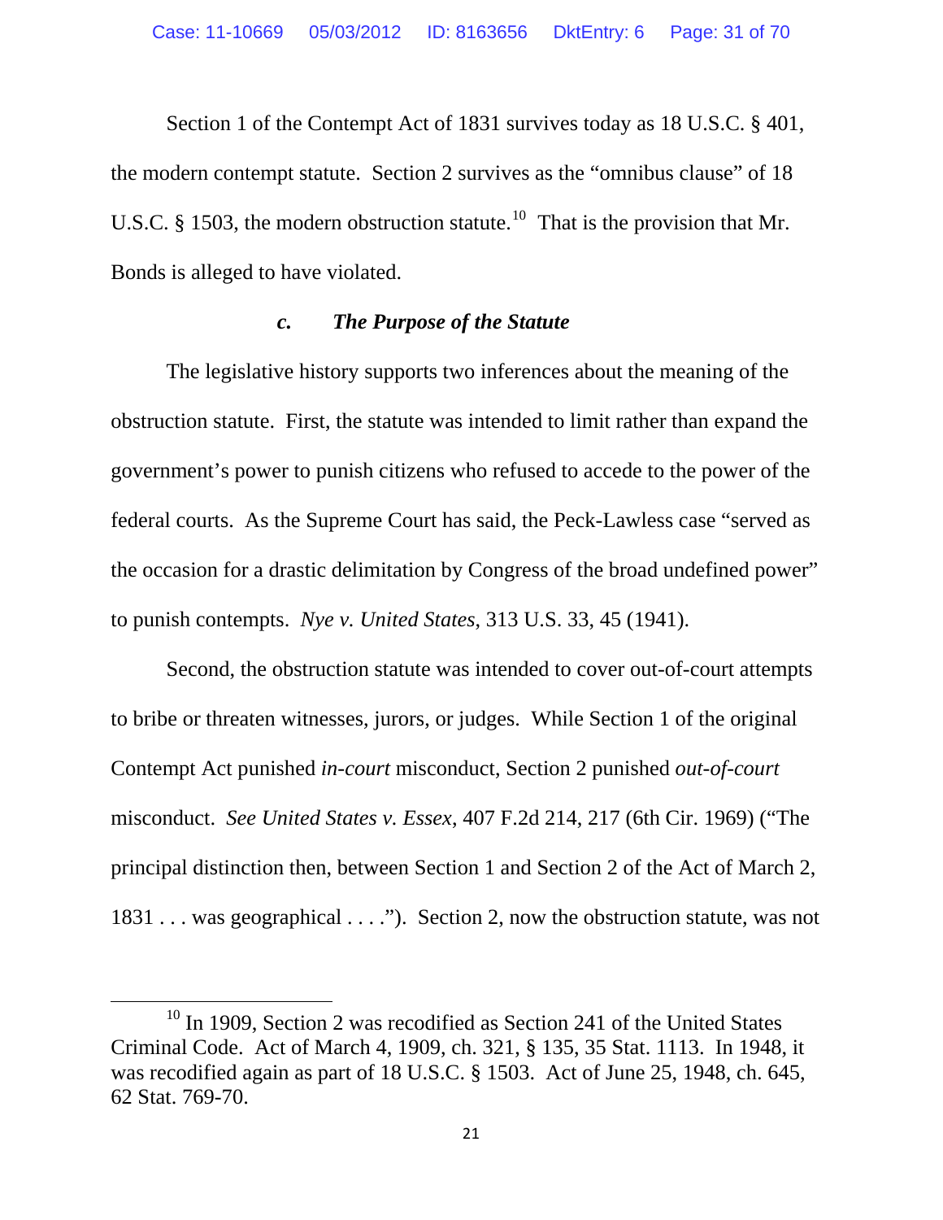Section 1 of the Contempt Act of 1831 survives today as 18 U.S.C. § 401, the modern contempt statute. Section 2 survives as the "omnibus clause" of 18 U.S.C. § 1503, the modern obstruction statute.[10] That is the provision that Mr. Bonds is alleged to have violated.

### *c. The Purpose of the Statute*

The legislative history supports two inferences about the meaning of the obstruction statute. First, the statute was intended to limit rather than expand the government's power to punish citizens who refused to accede to the power of the federal courts. As the Supreme Court has said, the Peck-Lawless case "served as the occasion for a drastic delimitation by Congress of the broad undefined power" to punish contempts. *Nye v. United States*, 313 U.S. 33, 45 (1941).

Second, the obstruction statute was intended to cover out-of-court attempts to bribe or threaten witnesses, jurors, or judges. While Section 1 of the original Contempt Act punished *in-court* misconduct, Section 2 punished *out-of-court* misconduct. *See United States v. Essex*, 407 F.2d 214, 217 (6th Cir. 1969) ("The principal distinction then, between Section 1 and Section 2 of the Act of March 2, 1831 . . . was geographical . . . ."). Section 2, now the obstruction statute, was not

[10] In 1909, Section 2 was recodified as Section 241 of the United States Criminal Code. Act of March 4, 1909, ch. 321, § 135, 35 Stat. 1113. In 1948, it was recodified again as part of 18 U.S.C. § 1503. Act of June 25, 1948, ch. 645, 62 Stat. 769-70.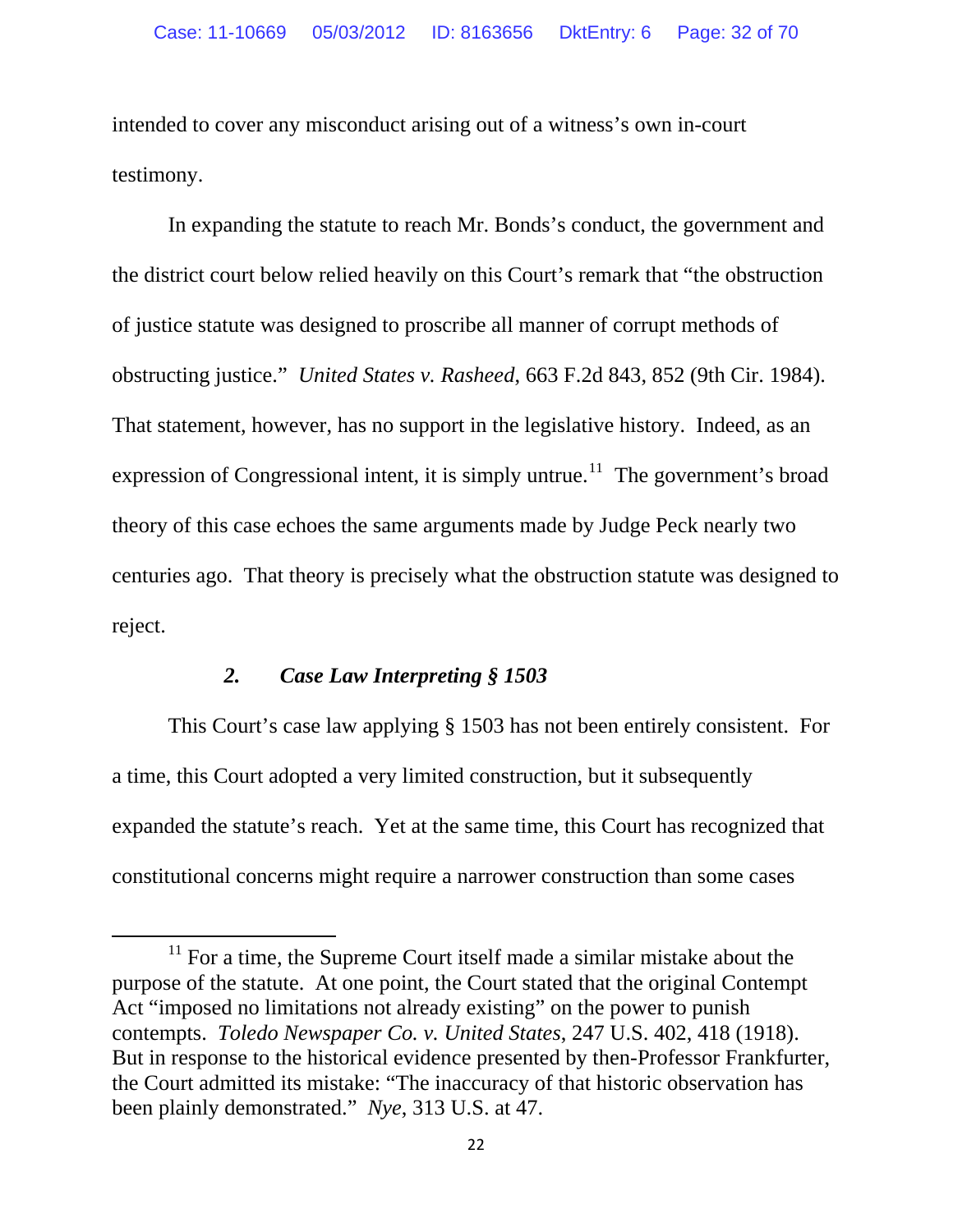intended to cover any misconduct arising out of a witness's own in-court testimony.

In expanding the statute to reach Mr. Bonds's conduct, the government and the district court below relied heavily on this Court's remark that "the obstruction of justice statute was designed to proscribe all manner of corrupt methods of obstructing justice." *United States v. Rasheed*, 663 F.2d 843, 852 (9th Cir. 1984). That statement, however, has no support in the legislative history. Indeed, as an expression of Congressional intent, it is simply untrue.[11] The government's broad theory of this case echoes the same arguments made by Judge Peck nearly two centuries ago. That theory is precisely what the obstruction statute was designed to reject.

### *2. Case Law Interpreting § 1503*

This Court's case law applying § 1503 has not been entirely consistent. For a time, this Court adopted a very limited construction, but it subsequently expanded the statute's reach. Yet at the same time, this Court has recognized that constitutional concerns might require a narrower construction than some cases

[11] For a time, the Supreme Court itself made a similar mistake about the purpose of the statute. At one point, the Court stated that the original Contempt Act "imposed no limitations not already existing" on the power to punish contempts. *Toledo Newspaper Co. v. United States*, 247 U.S. 402, 418 (1918). But in response to the historical evidence presented by then-Professor Frankfurter, the Court admitted its mistake: "The inaccuracy of that historic observation has been plainly demonstrated." *Nye*, 313 U.S. at 47.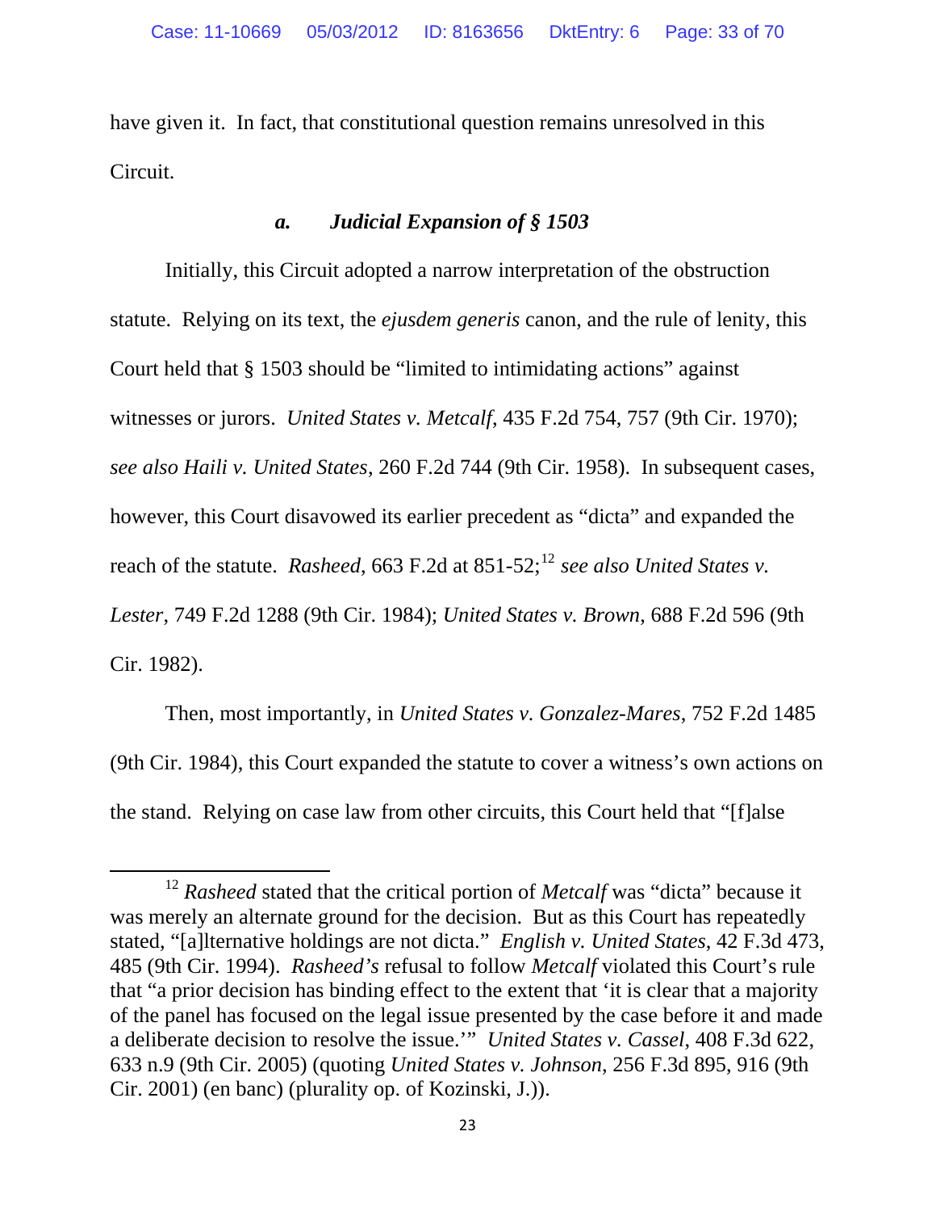have given it. In fact, that constitutional question remains unresolved in this Circuit.

### *a. Judicial Expansion of § 1503*

Initially, this Circuit adopted a narrow interpretation of the obstruction statute. Relying on its text, the *ejusdem generis* canon, and the rule of lenity, this Court held that § 1503 should be "limited to intimidating actions" against witnesses or jurors. *United States v. Metcalf*, 435 F.2d 754, 757 (9th Cir. 1970); *see also Haili v. United States*, 260 F.2d 744 (9th Cir. 1958). In subsequent cases, however, this Court disavowed its earlier precedent as "dicta" and expanded the reach of the statute. *Rasheed*, 663 F.2d at 851-52;[12] *see also United States v. Lester*, 749 F.2d 1288 (9th Cir. 1984); *United States v. Brown*, 688 F.2d 596 (9th Cir. 1982).

Then, most importantly, in *United States v. Gonzalez-Mares*, 752 F.2d 1485 (9th Cir. 1984), this Court expanded the statute to cover a witness's own actions on the stand. Relying on case law from other circuits, this Court held that "[f]alse

[12] *Rasheed* stated that the critical portion of *Metcalf* was "dicta" because it was merely an alternate ground for the decision. But as this Court has repeatedly stated, "[a]lternative holdings are not dicta." *English v. United States*, 42 F.3d 473, 485 (9th Cir. 1994). *Rasheed's* refusal to follow *Metcalf* violated this Court's rule that "a prior decision has binding effect to the extent that 'it is clear that a majority of the panel has focused on the legal issue presented by the case before it and made a deliberate decision to resolve the issue.'" *United States v. Cassel*, 408 F.3d 622, 633 n.9 (9th Cir. 2005) (quoting *United States v. Johnson*, 256 F.3d 895, 916 (9th Cir. 2001) (en banc) (plurality op. of Kozinski, J.)).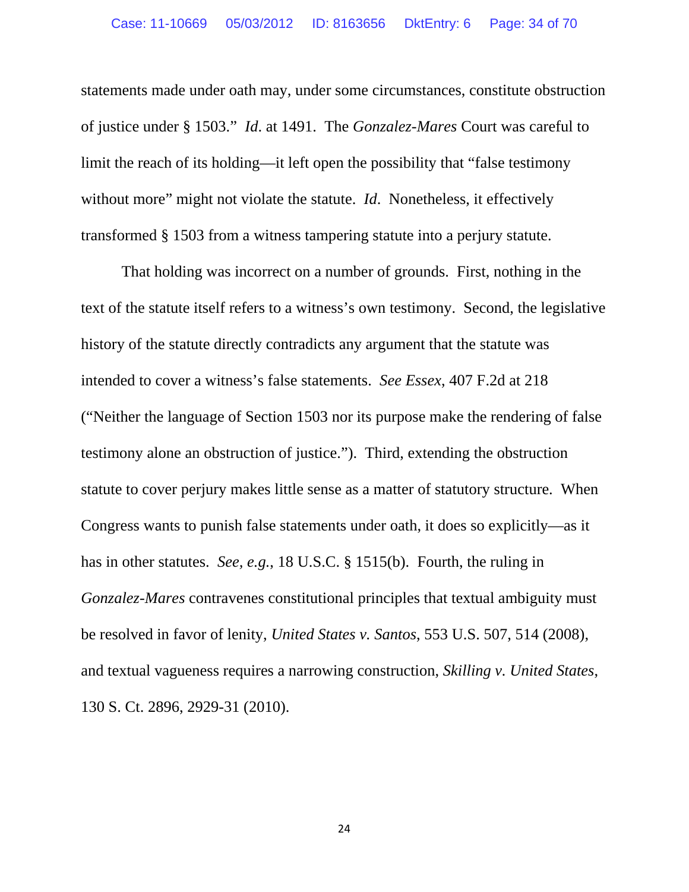statements made under oath may, under some circumstances, constitute obstruction of justice under § 1503." *Id*. at 1491. The *Gonzalez-Mares* Court was careful to limit the reach of its holding—it left open the possibility that "false testimony without more" might not violate the statute. *Id*. Nonetheless, it effectively transformed § 1503 from a witness tampering statute into a perjury statute.

That holding was incorrect on a number of grounds. First, nothing in the text of the statute itself refers to a witness's own testimony. Second, the legislative history of the statute directly contradicts any argument that the statute was intended to cover a witness's false statements. *See Essex*, 407 F.2d at 218 ("Neither the language of Section 1503 nor its purpose make the rendering of false testimony alone an obstruction of justice."). Third, extending the obstruction statute to cover perjury makes little sense as a matter of statutory structure. When Congress wants to punish false statements under oath, it does so explicitly—as it has in other statutes. *See, e.g.*, 18 U.S.C. § 1515(b). Fourth, the ruling in *Gonzalez-Mares* contravenes constitutional principles that textual ambiguity must be resolved in favor of lenity, *United States v. Santos*, 553 U.S. 507, 514 (2008), and textual vagueness requires a narrowing construction, *Skilling v. United States*, 130 S. Ct. 2896, 2929-31 (2010).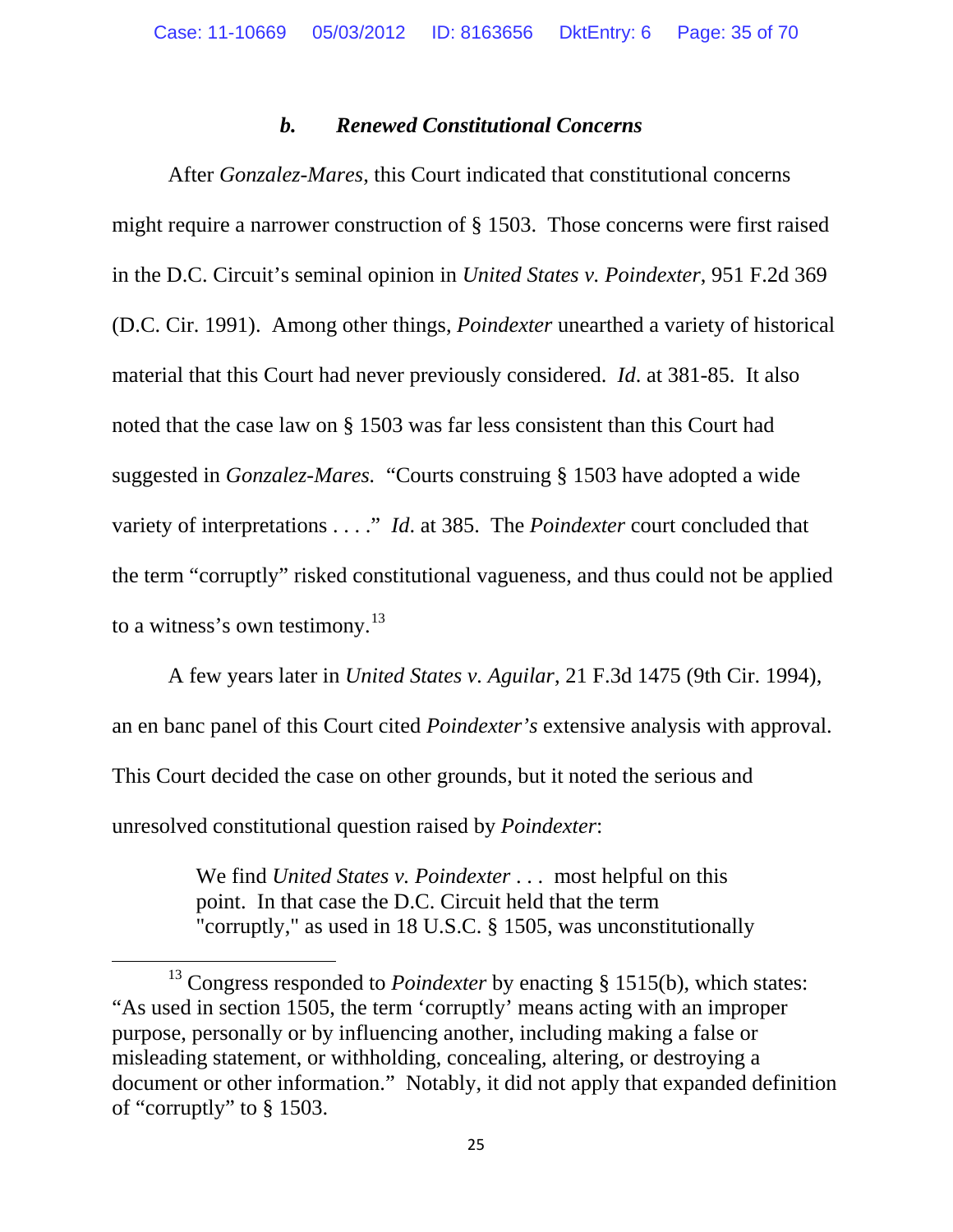### *b. Renewed Constitutional Concerns*

After *Gonzalez-Mares*, this Court indicated that constitutional concerns might require a narrower construction of § 1503. Those concerns were first raised in the D.C. Circuit's seminal opinion in *United States v. Poindexter*, 951 F.2d 369 (D.C. Cir. 1991). Among other things, *Poindexter* unearthed a variety of historical material that this Court had never previously considered. *Id*. at 381-85. It also noted that the case law on § 1503 was far less consistent than this Court had suggested in *Gonzalez-Mares.* "Courts construing § 1503 have adopted a wide variety of interpretations . . . ." *Id*. at 385. The *Poindexter* court concluded that the term "corruptly" risked constitutional vagueness, and thus could not be applied to a witness's own testimony.[13]

A few years later in *United States v. Aguilar*, 21 F.3d 1475 (9th Cir. 1994), an en banc panel of this Court cited *Poindexter's* extensive analysis with approval. This Court decided the case on other grounds, but it noted the serious and unresolved constitutional question raised by *Poindexter*:

> We find *United States v. Poindexter* . . . most helpful on this point. In that case the D.C. Circuit held that the term "corruptly," as used in 18 U.S.C. § 1505, was unconstitutionally

---

[13] Congress responded to *Poindexter* by enacting § 1515(b), which states: "As used in section 1505, the term 'corruptly' means acting with an improper purpose, personally or by influencing another, including making a false or misleading statement, or withholding, concealing, altering, or destroying a document or other information." Notably, it did not apply that expanded definition of "corruptly" to § 1503.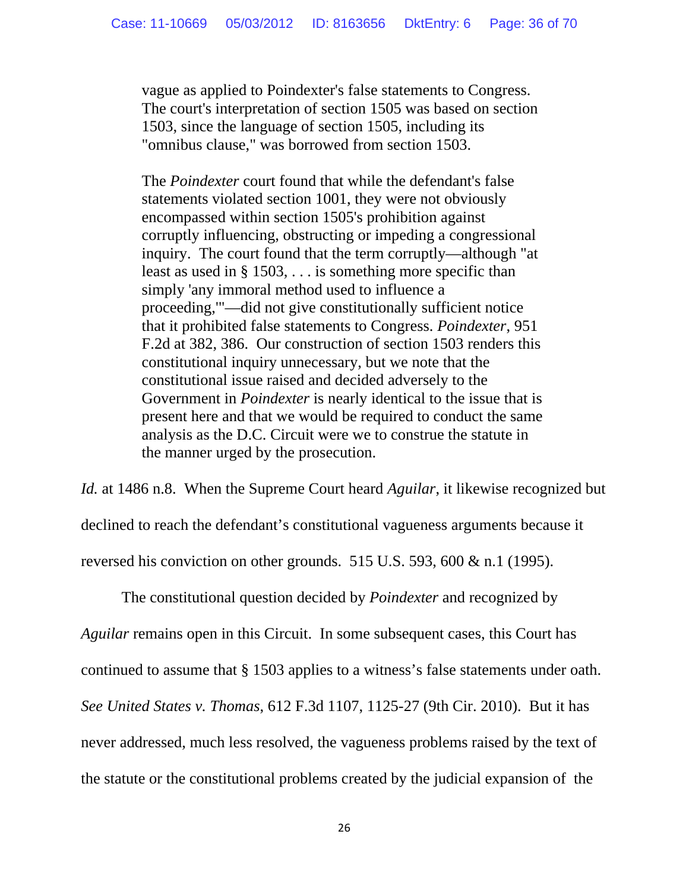> vague as applied to Poindexter's false statements to Congress. The court's interpretation of section 1505 was based on section 1503, since the language of section 1505, including its "omnibus clause," was borrowed from section 1503.
>
> The *Poindexter* court found that while the defendant's false statements violated section 1001, they were not obviously encompassed within section 1505's prohibition against corruptly influencing, obstructing or impeding a congressional inquiry. The court found that the term corruptly—although "at least as used in § 1503, . . . is something more specific than simply 'any immoral method used to influence a proceeding,'"—did not give constitutionally sufficient notice that it prohibited false statements to Congress. *Poindexter*, 951 F.2d at 382, 386. Our construction of section 1503 renders this constitutional inquiry unnecessary, but we note that the constitutional issue raised and decided adversely to the Government in *Poindexter* is nearly identical to the issue that is present here and that we would be required to conduct the same analysis as the D.C. Circuit were we to construe the statute in the manner urged by the prosecution.

*Id.* at 1486 n.8. When the Supreme Court heard *Aguilar*, it likewise recognized but declined to reach the defendant's constitutional vagueness arguments because it reversed his conviction on other grounds. 515 U.S. 593, 600 & n.1 (1995).

The constitutional question decided by *Poindexter* and recognized by *Aguilar* remains open in this Circuit. In some subsequent cases, this Court has continued to assume that § 1503 applies to a witness's false statements under oath. *See United States v. Thomas*, 612 F.3d 1107, 1125-27 (9th Cir. 2010). But it has never addressed, much less resolved, the vagueness problems raised by the text of the statute or the constitutional problems created by the judicial expansion of the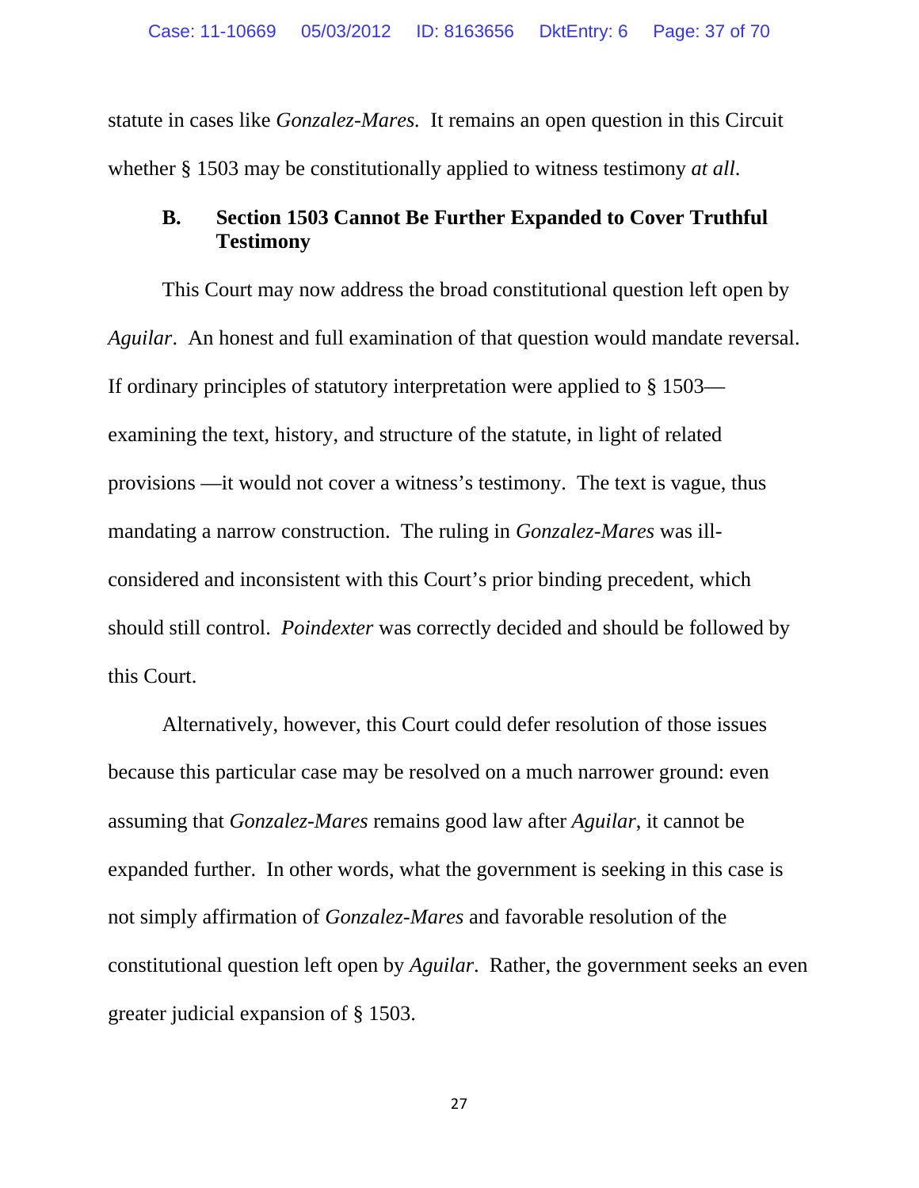statute in cases like *Gonzalez-Mares.* It remains an open question in this Circuit whether § 1503 may be constitutionally applied to witness testimony *at all*.

### B. Section 1503 Cannot Be Further Expanded to Cover Truthful Testimony

This Court may now address the broad constitutional question left open by *Aguilar*. An honest and full examination of that question would mandate reversal. If ordinary principles of statutory interpretation were applied to § 1503—examining the text, history, and structure of the statute, in light of related provisions —it would not cover a witness's testimony. The text is vague, thus mandating a narrow construction. The ruling in *Gonzalez-Mares* was ill-considered and inconsistent with this Court's prior binding precedent, which should still control. *Poindexter* was correctly decided and should be followed by this Court.

Alternatively, however, this Court could defer resolution of those issues because this particular case may be resolved on a much narrower ground: even assuming that *Gonzalez-Mares* remains good law after *Aguilar*, it cannot be expanded further. In other words, what the government is seeking in this case is not simply affirmation of *Gonzalez-Mares* and favorable resolution of the constitutional question left open by *Aguilar*. Rather, the government seeks an even greater judicial expansion of § 1503.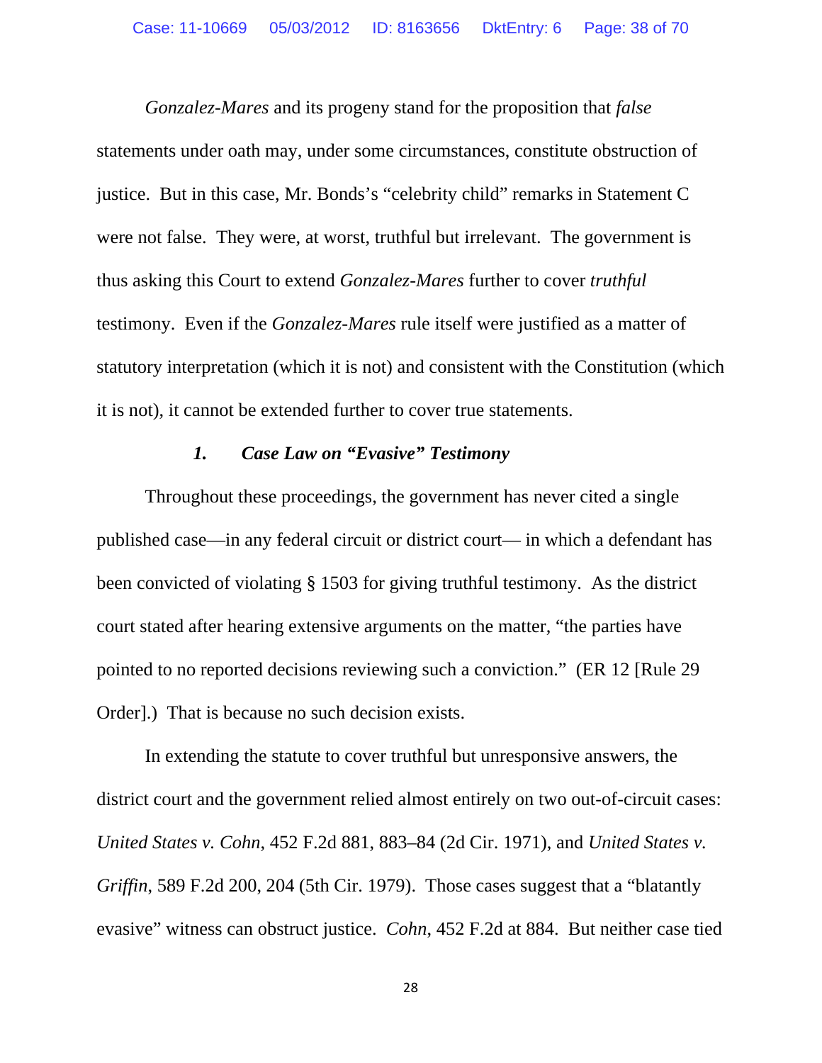*Gonzalez-Mares* and its progeny stand for the proposition that *false* statements under oath may, under some circumstances, constitute obstruction of justice. But in this case, Mr. Bonds's "celebrity child" remarks in Statement C were not false. They were, at worst, truthful but irrelevant. The government is thus asking this Court to extend *Gonzalez-Mares* further to cover *truthful* testimony. Even if the *Gonzalez-Mares* rule itself were justified as a matter of statutory interpretation (which it is not) and consistent with the Constitution (which it is not), it cannot be extended further to cover true statements.

### *1. Case Law on "Evasive" Testimony*

Throughout these proceedings, the government has never cited a single published case—in any federal circuit or district court— in which a defendant has been convicted of violating § 1503 for giving truthful testimony. As the district court stated after hearing extensive arguments on the matter, "the parties have pointed to no reported decisions reviewing such a conviction." (ER 12 [Rule 29 Order].) That is because no such decision exists.

In extending the statute to cover truthful but unresponsive answers, the district court and the government relied almost entirely on two out-of-circuit cases: *United States v. Cohn*, 452 F.2d 881, 883–84 (2d Cir. 1971), and *United States v. Griffin*, 589 F.2d 200, 204 (5th Cir. 1979). Those cases suggest that a "blatantly evasive" witness can obstruct justice. *Cohn*, 452 F.2d at 884. But neither case tied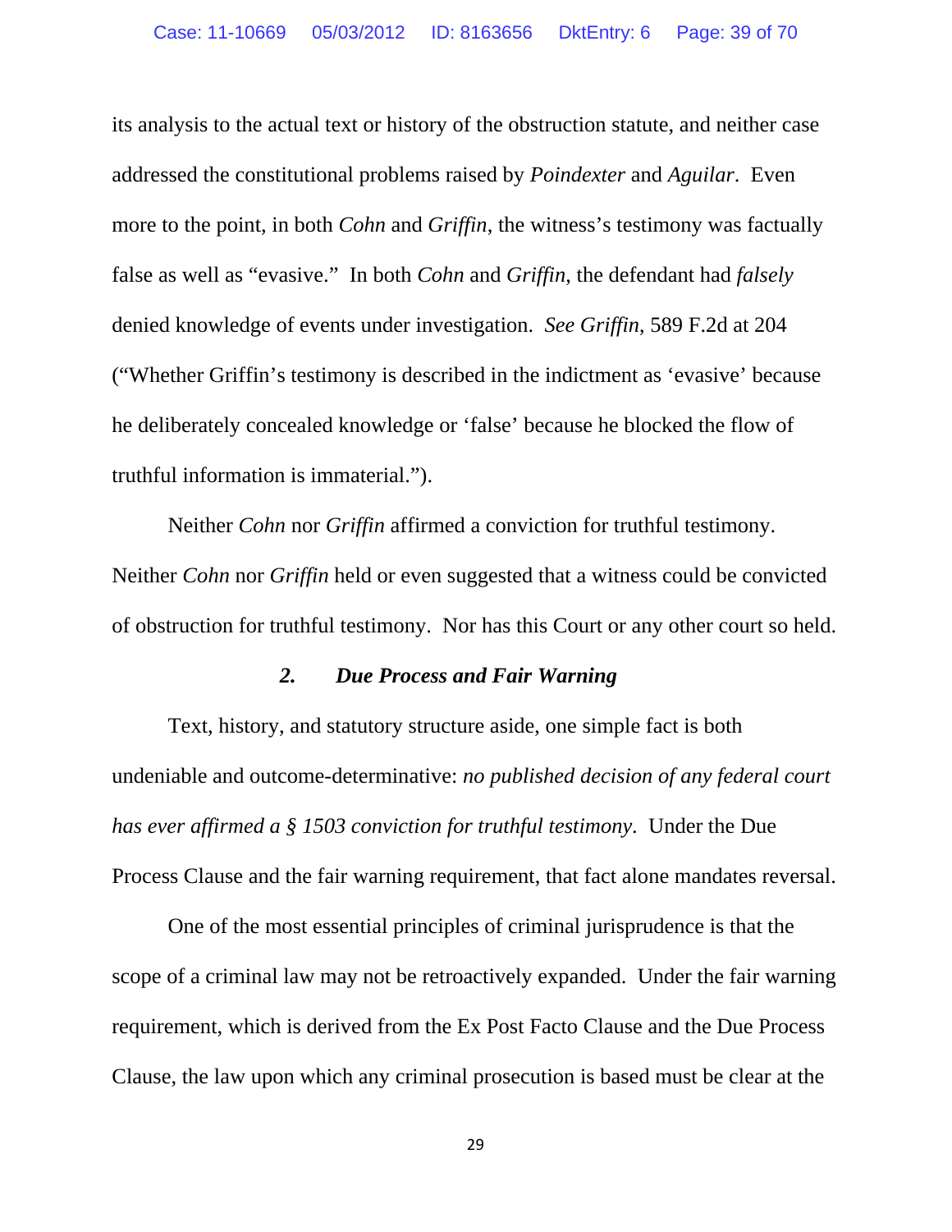its analysis to the actual text or history of the obstruction statute, and neither case addressed the constitutional problems raised by *Poindexter* and *Aguilar*. Even more to the point, in both *Cohn* and *Griffin*, the witness's testimony was factually false as well as "evasive." In both *Cohn* and *Griffin,* the defendant had *falsely* denied knowledge of events under investigation. *See Griffin*, 589 F.2d at 204 ("Whether Griffin's testimony is described in the indictment as 'evasive' because he deliberately concealed knowledge or 'false' because he blocked the flow of truthful information is immaterial.").

Neither *Cohn* nor *Griffin* affirmed a conviction for truthful testimony. Neither *Cohn* nor *Griffin* held or even suggested that a witness could be convicted of obstruction for truthful testimony. Nor has this Court or any other court so held.

### *2. Due Process and Fair Warning*

Text, history, and statutory structure aside, one simple fact is both undeniable and outcome-determinative: *no published decision of any federal court has ever affirmed a § 1503 conviction for truthful testimony*. Under the Due Process Clause and the fair warning requirement, that fact alone mandates reversal.

One of the most essential principles of criminal jurisprudence is that the scope of a criminal law may not be retroactively expanded. Under the fair warning requirement, which is derived from the Ex Post Facto Clause and the Due Process Clause, the law upon which any criminal prosecution is based must be clear at the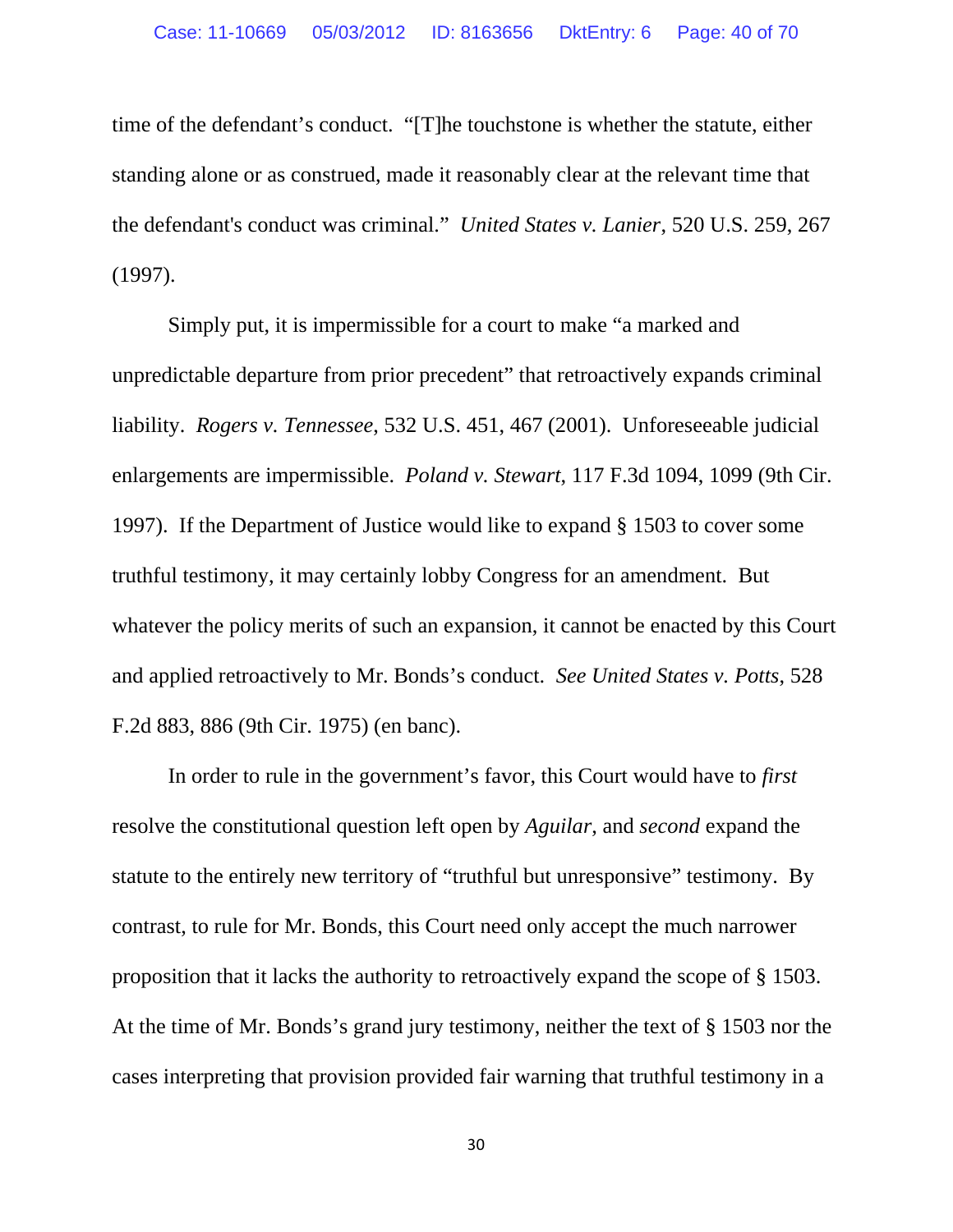time of the defendant's conduct. "[T]he touchstone is whether the statute, either standing alone or as construed, made it reasonably clear at the relevant time that the defendant's conduct was criminal." *United States v. Lanier*, 520 U.S. 259, 267 (1997).

Simply put, it is impermissible for a court to make "a marked and unpredictable departure from prior precedent" that retroactively expands criminal liability. *Rogers v. Tennessee*, 532 U.S. 451, 467 (2001). Unforeseeable judicial enlargements are impermissible. *Poland v. Stewart*, 117 F.3d 1094, 1099 (9th Cir. 1997). If the Department of Justice would like to expand § 1503 to cover some truthful testimony, it may certainly lobby Congress for an amendment. But whatever the policy merits of such an expansion, it cannot be enacted by this Court and applied retroactively to Mr. Bonds's conduct. *See United States v. Potts*, 528 F.2d 883, 886 (9th Cir. 1975) (en banc).

In order to rule in the government's favor, this Court would have to *first* resolve the constitutional question left open by *Aguilar*, and *second* expand the statute to the entirely new territory of "truthful but unresponsive" testimony. By contrast, to rule for Mr. Bonds, this Court need only accept the much narrower proposition that it lacks the authority to retroactively expand the scope of § 1503. At the time of Mr. Bonds's grand jury testimony, neither the text of § 1503 nor the cases interpreting that provision provided fair warning that truthful testimony in a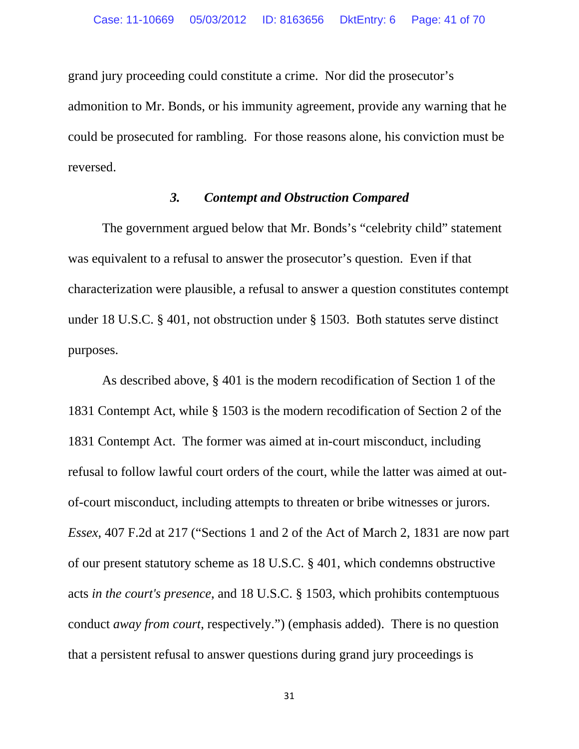grand jury proceeding could constitute a crime. Nor did the prosecutor's admonition to Mr. Bonds, or his immunity agreement, provide any warning that he could be prosecuted for rambling. For those reasons alone, his conviction must be reversed.

### *3. Contempt and Obstruction Compared*

The government argued below that Mr. Bonds's "celebrity child" statement was equivalent to a refusal to answer the prosecutor's question. Even if that characterization were plausible, a refusal to answer a question constitutes contempt under 18 U.S.C. § 401, not obstruction under § 1503. Both statutes serve distinct purposes.

As described above, § 401 is the modern recodification of Section 1 of the 1831 Contempt Act, while § 1503 is the modern recodification of Section 2 of the 1831 Contempt Act. The former was aimed at in-court misconduct, including refusal to follow lawful court orders of the court, while the latter was aimed at out-of-court misconduct, including attempts to threaten or bribe witnesses or jurors. *Essex*, 407 F.2d at 217 ("Sections 1 and 2 of the Act of March 2, 1831 are now part of our present statutory scheme as 18 U.S.C. § 401, which condemns obstructive acts *in the court's presence*, and 18 U.S.C. § 1503, which prohibits contemptuous conduct *away from court*, respectively.") (emphasis added). There is no question that a persistent refusal to answer questions during grand jury proceedings is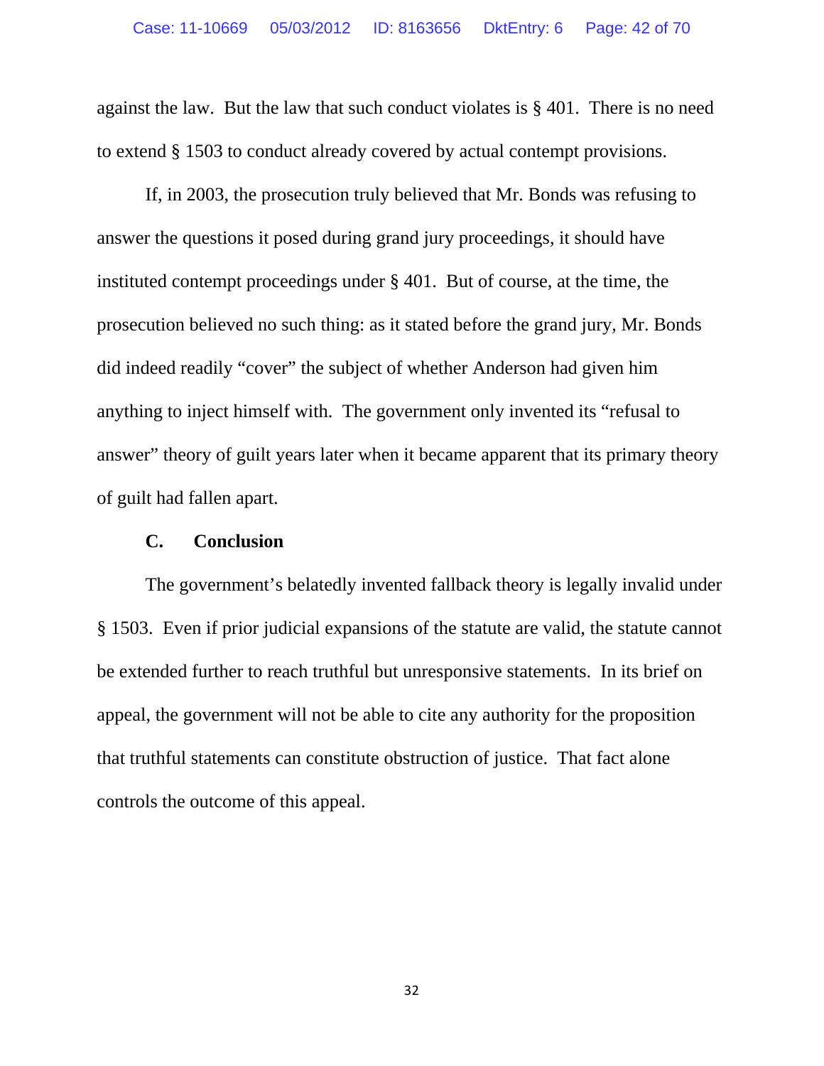against the law. But the law that such conduct violates is § 401. There is no need to extend § 1503 to conduct already covered by actual contempt provisions.

If, in 2003, the prosecution truly believed that Mr. Bonds was refusing to answer the questions it posed during grand jury proceedings, it should have instituted contempt proceedings under § 401. But of course, at the time, the prosecution believed no such thing: as it stated before the grand jury, Mr. Bonds did indeed readily "cover" the subject of whether Anderson had given him anything to inject himself with. The government only invented its "refusal to answer" theory of guilt years later when it became apparent that its primary theory of guilt had fallen apart.

### C. Conclusion

The government's belatedly invented fallback theory is legally invalid under § 1503. Even if prior judicial expansions of the statute are valid, the statute cannot be extended further to reach truthful but unresponsive statements. In its brief on appeal, the government will not be able to cite any authority for the proposition that truthful statements can constitute obstruction of justice. That fact alone controls the outcome of this appeal.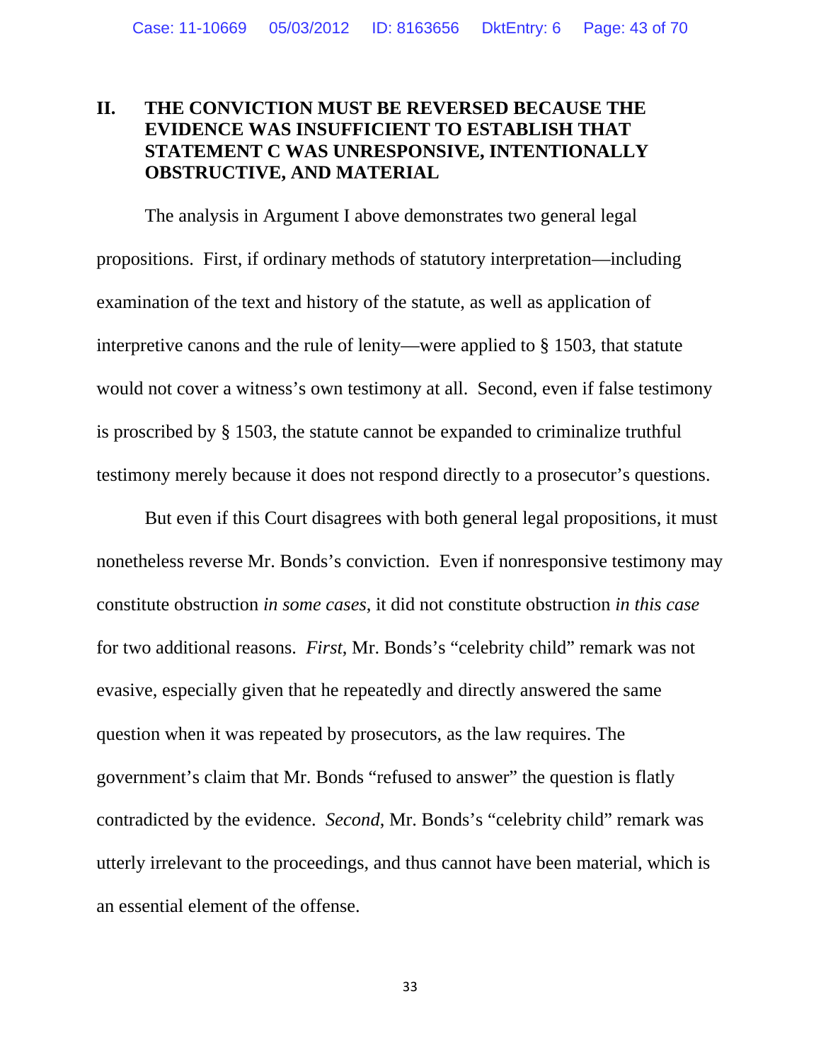## II. THE CONVICTION MUST BE REVERSED BECAUSE THE EVIDENCE WAS INSUFFICIENT TO ESTABLISH THAT STATEMENT C WAS UNRESPONSIVE, INTENTIONALLY OBSTRUCTIVE, AND MATERIAL

The analysis in Argument I above demonstrates two general legal propositions. First, if ordinary methods of statutory interpretation—including examination of the text and history of the statute, as well as application of interpretive canons and the rule of lenity—were applied to § 1503, that statute would not cover a witness's own testimony at all. Second, even if false testimony is proscribed by § 1503, the statute cannot be expanded to criminalize truthful testimony merely because it does not respond directly to a prosecutor's questions.

But even if this Court disagrees with both general legal propositions, it must nonetheless reverse Mr. Bonds's conviction. Even if nonresponsive testimony may constitute obstruction *in some cases*, it did not constitute obstruction *in this case* for two additional reasons. *First*, Mr. Bonds's "celebrity child" remark was not evasive, especially given that he repeatedly and directly answered the same question when it was repeated by prosecutors, as the law requires. The government's claim that Mr. Bonds "refused to answer" the question is flatly contradicted by the evidence. *Second*, Mr. Bonds's "celebrity child" remark was utterly irrelevant to the proceedings, and thus cannot have been material, which is an essential element of the offense.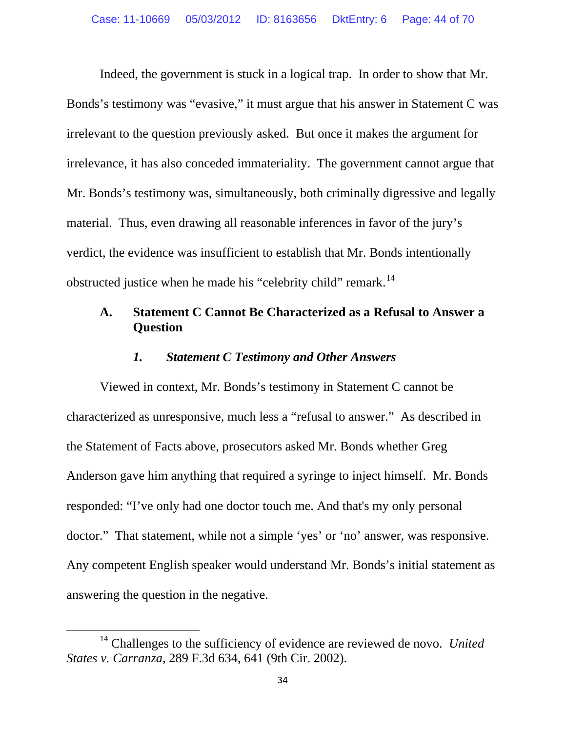Indeed, the government is stuck in a logical trap. In order to show that Mr. Bonds's testimony was "evasive," it must argue that his answer in Statement C was irrelevant to the question previously asked. But once it makes the argument for irrelevance, it has also conceded immateriality. The government cannot argue that Mr. Bonds's testimony was, simultaneously, both criminally digressive and legally material. Thus, even drawing all reasonable inferences in favor of the jury's verdict, the evidence was insufficient to establish that Mr. Bonds intentionally obstructed justice when he made his "celebrity child" remark.[14]

### A. Statement C Cannot Be Characterized as a Refusal to Answer a Question

#### *1. Statement C Testimony and Other Answers*

Viewed in context, Mr. Bonds's testimony in Statement C cannot be characterized as unresponsive, much less a "refusal to answer." As described in the Statement of Facts above, prosecutors asked Mr. Bonds whether Greg Anderson gave him anything that required a syringe to inject himself. Mr. Bonds responded: "I've only had one doctor touch me. And that's my only personal doctor." That statement, while not a simple 'yes' or 'no' answer, was responsive. Any competent English speaker would understand Mr. Bonds's initial statement as answering the question in the negative.

---

[14] Challenges to the sufficiency of evidence are reviewed de novo. *United States v. Carranza*, 289 F.3d 634, 641 (9th Cir. 2002).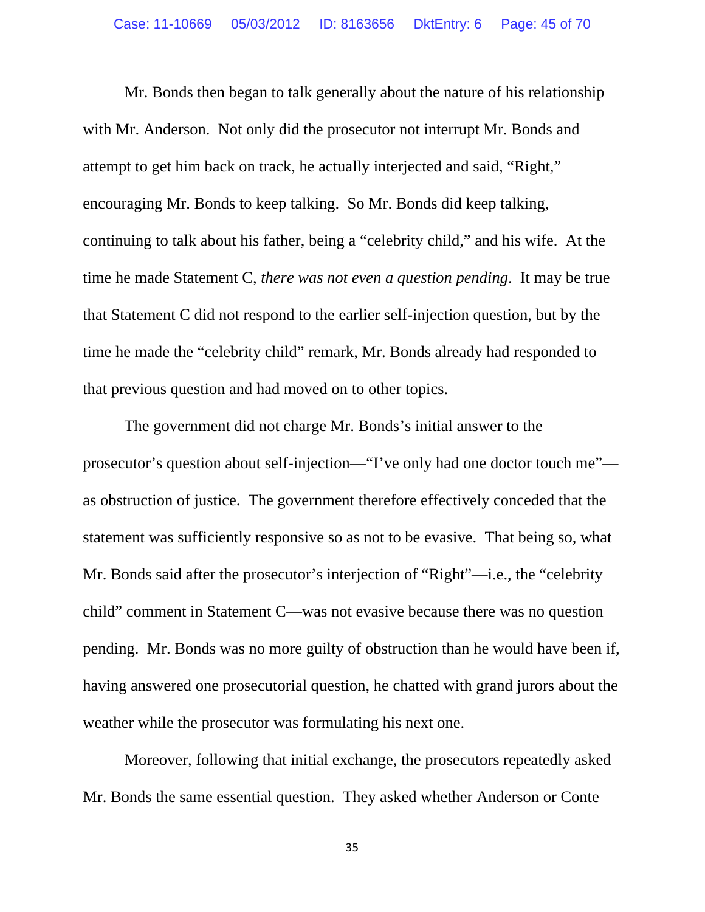Mr. Bonds then began to talk generally about the nature of his relationship with Mr. Anderson. Not only did the prosecutor not interrupt Mr. Bonds and attempt to get him back on track, he actually interjected and said, “Right,” encouraging Mr. Bonds to keep talking. So Mr. Bonds did keep talking, continuing to talk about his father, being a “celebrity child,” and his wife. At the time he made Statement C, *there was not even a question pending*. It may be true that Statement C did not respond to the earlier self-injection question, but by the time he made the “celebrity child” remark, Mr. Bonds already had responded to that previous question and had moved on to other topics.

The government did not charge Mr. Bonds’s initial answer to the prosecutor’s question about self-injection—“I’ve only had one doctor touch me”—as obstruction of justice. The government therefore effectively conceded that the statement was sufficiently responsive so as not to be evasive. That being so, what Mr. Bonds said after the prosecutor’s interjection of “Right”—i.e., the “celebrity child” comment in Statement C—was not evasive because there was no question pending. Mr. Bonds was no more guilty of obstruction than he would have been if, having answered one prosecutorial question, he chatted with grand jurors about the weather while the prosecutor was formulating his next one.

Moreover, following that initial exchange, the prosecutors repeatedly asked Mr. Bonds the same essential question. They asked whether Anderson or Conte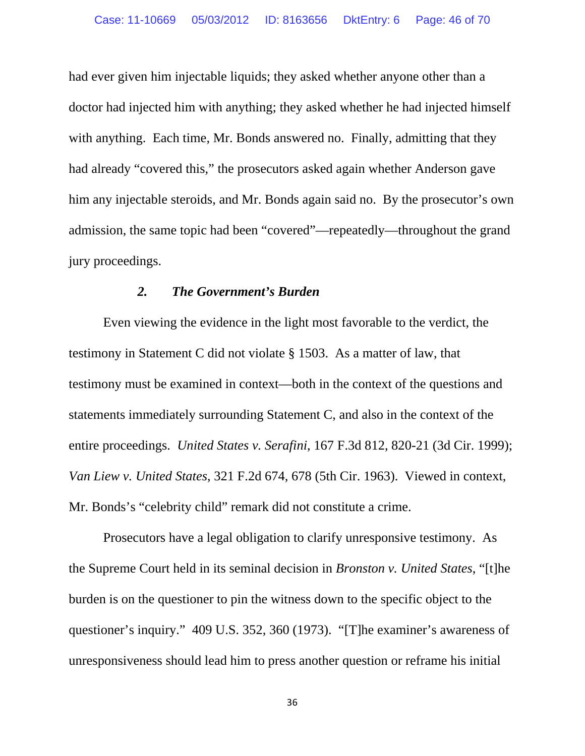had ever given him injectable liquids; they asked whether anyone other than a doctor had injected him with anything; they asked whether he had injected himself with anything. Each time, Mr. Bonds answered no. Finally, admitting that they had already "covered this," the prosecutors asked again whether Anderson gave him any injectable steroids, and Mr. Bonds again said no. By the prosecutor's own admission, the same topic had been "covered"—repeatedly—throughout the grand jury proceedings.

### *2. The Government's Burden*

Even viewing the evidence in the light most favorable to the verdict, the testimony in Statement C did not violate § 1503. As a matter of law, that testimony must be examined in context—both in the context of the questions and statements immediately surrounding Statement C, and also in the context of the entire proceedings. *United States v. Serafini*, 167 F.3d 812, 820-21 (3d Cir. 1999); *Van Liew v. United States*, 321 F.2d 674, 678 (5th Cir. 1963). Viewed in context, Mr. Bonds's "celebrity child" remark did not constitute a crime.

Prosecutors have a legal obligation to clarify unresponsive testimony. As the Supreme Court held in its seminal decision in *Bronston v. United States*, "[t]he burden is on the questioner to pin the witness down to the specific object to the questioner's inquiry." 409 U.S. 352, 360 (1973). "[T]he examiner's awareness of unresponsiveness should lead him to press another question or reframe his initial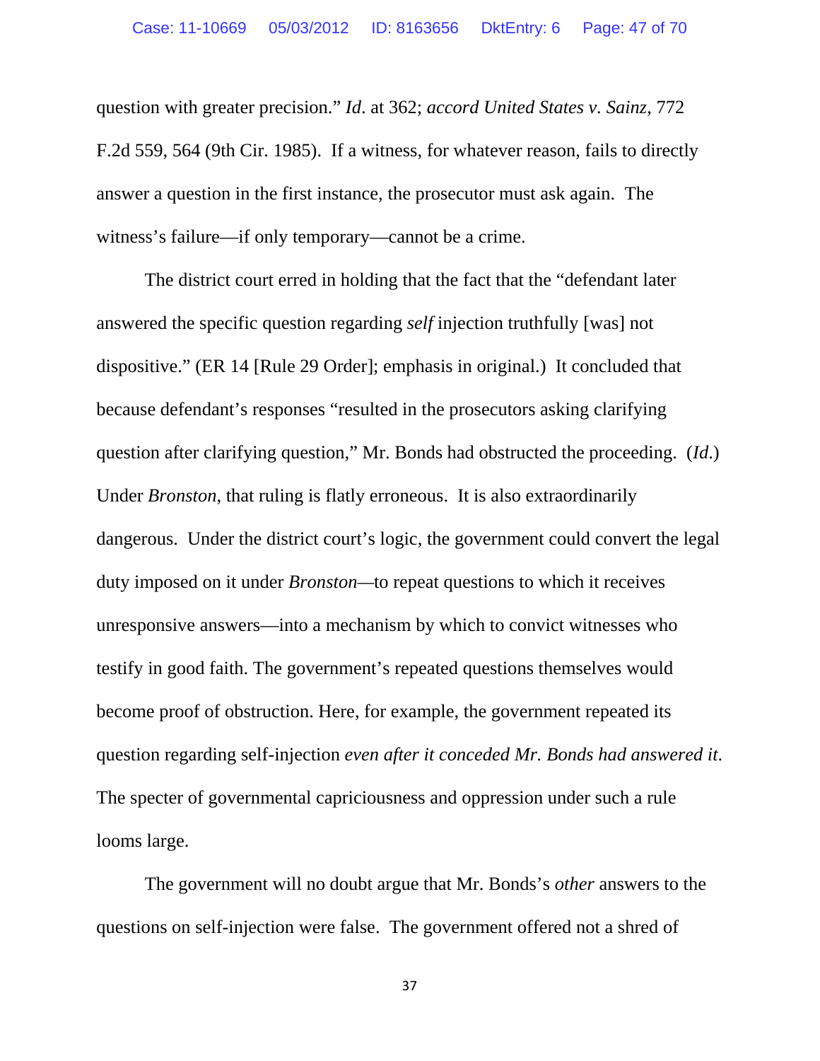question with greater precision." *Id*. at 362; *accord United States v. Sainz*, 772 F.2d 559, 564 (9th Cir. 1985). If a witness, for whatever reason, fails to directly answer a question in the first instance, the prosecutor must ask again. The witness's failure—if only temporary—cannot be a crime.

The district court erred in holding that the fact that the "defendant later answered the specific question regarding *self* injection truthfully [was] not dispositive." (ER 14 [Rule 29 Order]; emphasis in original.) It concluded that because defendant's responses "resulted in the prosecutors asking clarifying question after clarifying question," Mr. Bonds had obstructed the proceeding. (*Id*.) Under *Bronston*, that ruling is flatly erroneous. It is also extraordinarily dangerous. Under the district court's logic, the government could convert the legal duty imposed on it under *Bronston*—to repeat questions to which it receives unresponsive answers—into a mechanism by which to convict witnesses who testify in good faith. The government's repeated questions themselves would become proof of obstruction. Here, for example, the government repeated its question regarding self-injection *even after it conceded Mr. Bonds had answered it*. The specter of governmental capriciousness and oppression under such a rule looms large.

The government will no doubt argue that Mr. Bonds's *other* answers to the questions on self-injection were false. The government offered not a shred of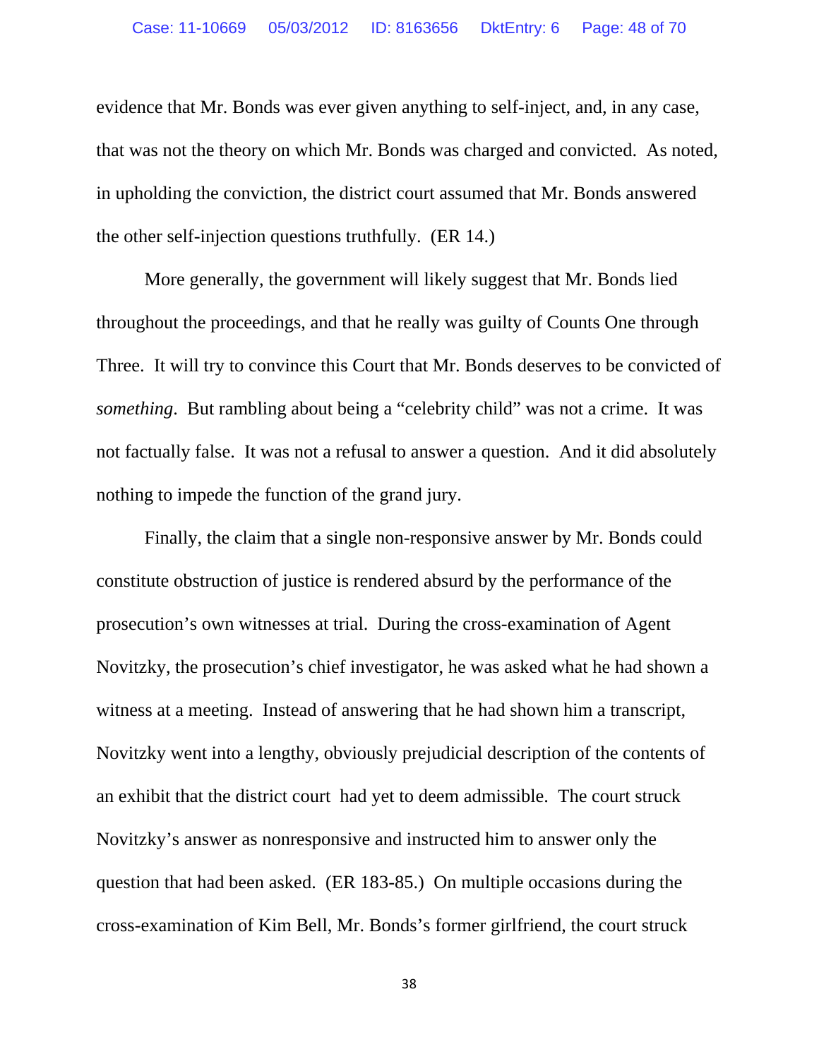evidence that Mr. Bonds was ever given anything to self-inject, and, in any case, that was not the theory on which Mr. Bonds was charged and convicted. As noted, in upholding the conviction, the district court assumed that Mr. Bonds answered the other self-injection questions truthfully. (ER 14.)

More generally, the government will likely suggest that Mr. Bonds lied throughout the proceedings, and that he really was guilty of Counts One through Three. It will try to convince this Court that Mr. Bonds deserves to be convicted of *something*. But rambling about being a "celebrity child" was not a crime. It was not factually false. It was not a refusal to answer a question. And it did absolutely nothing to impede the function of the grand jury.

Finally, the claim that a single non-responsive answer by Mr. Bonds could constitute obstruction of justice is rendered absurd by the performance of the prosecution's own witnesses at trial. During the cross-examination of Agent Novitzky, the prosecution's chief investigator, he was asked what he had shown a witness at a meeting. Instead of answering that he had shown him a transcript, Novitzky went into a lengthy, obviously prejudicial description of the contents of an exhibit that the district court had yet to deem admissible. The court struck Novitzky's answer as nonresponsive and instructed him to answer only the question that had been asked. (ER 183-85.) On multiple occasions during the cross-examination of Kim Bell, Mr. Bonds's former girlfriend, the court struck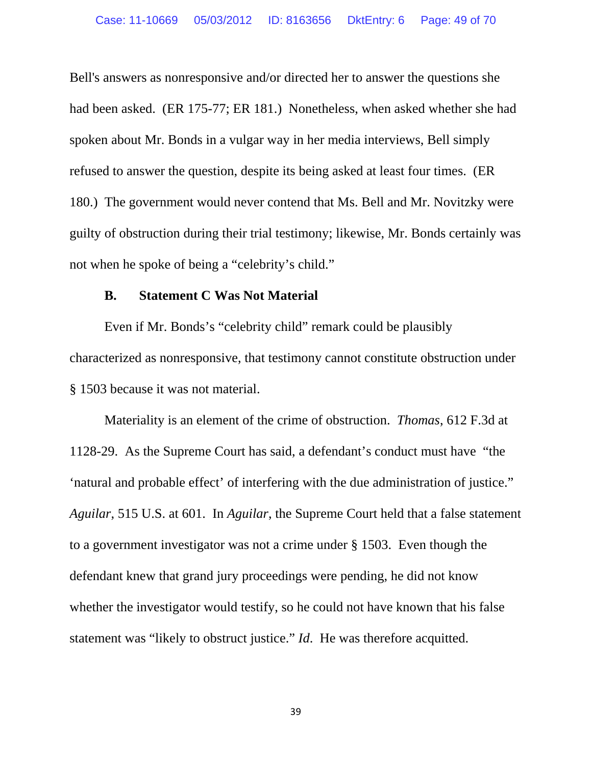Bell's answers as nonresponsive and/or directed her to answer the questions she had been asked. (ER 175-77; ER 181.) Nonetheless, when asked whether she had spoken about Mr. Bonds in a vulgar way in her media interviews, Bell simply refused to answer the question, despite its being asked at least four times. (ER 180.) The government would never contend that Ms. Bell and Mr. Novitzky were guilty of obstruction during their trial testimony; likewise, Mr. Bonds certainly was not when he spoke of being a "celebrity's child."

### B. Statement C Was Not Material

Even if Mr. Bonds's "celebrity child" remark could be plausibly characterized as nonresponsive, that testimony cannot constitute obstruction under § 1503 because it was not material.

Materiality is an element of the crime of obstruction. *Thomas*, 612 F.3d at 1128-29. As the Supreme Court has said, a defendant's conduct must have "the 'natural and probable effect' of interfering with the due administration of justice." *Aguilar*, 515 U.S. at 601. In *Aguilar*, the Supreme Court held that a false statement to a government investigator was not a crime under § 1503. Even though the defendant knew that grand jury proceedings were pending, he did not know whether the investigator would testify, so he could not have known that his false statement was "likely to obstruct justice." *Id*. He was therefore acquitted.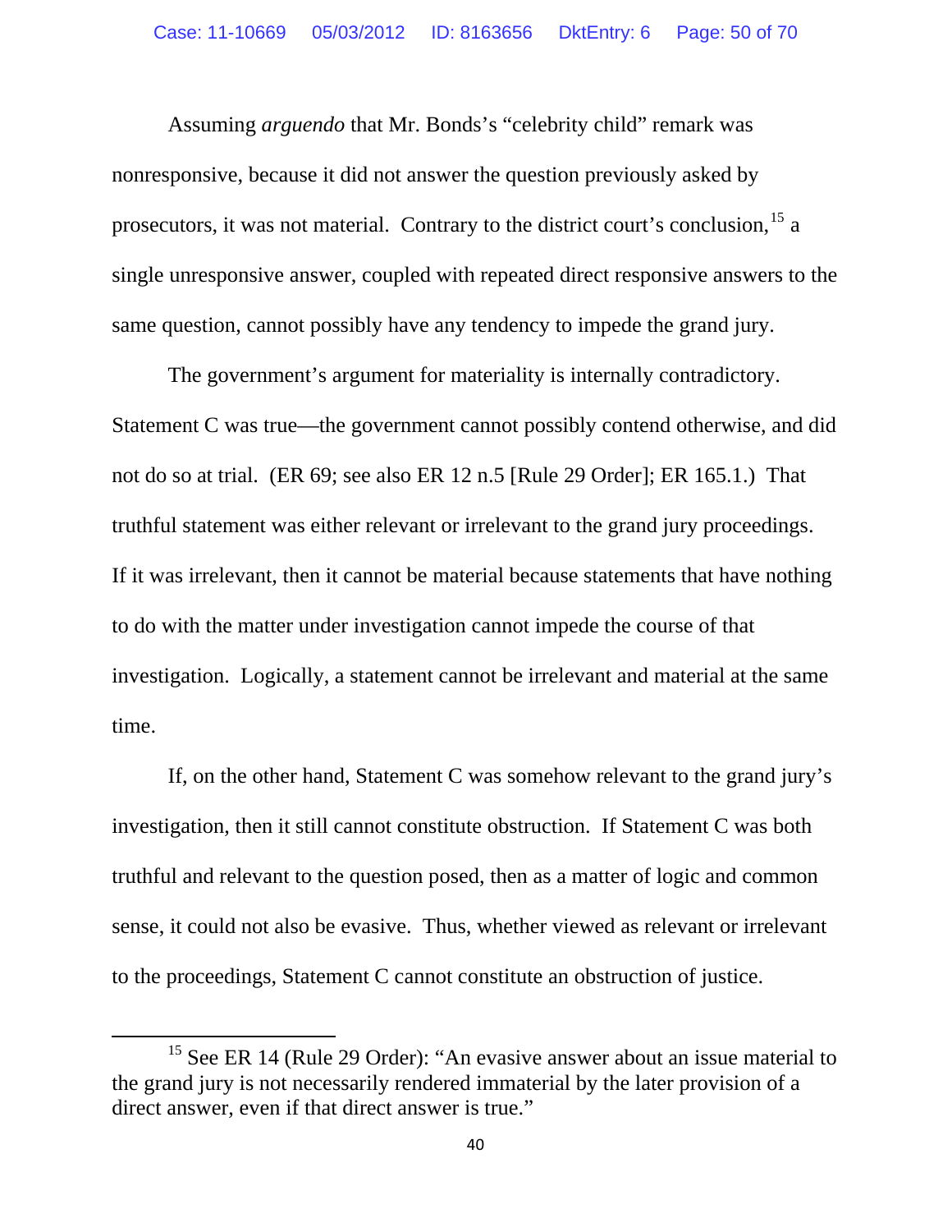Assuming *arguendo* that Mr. Bonds's "celebrity child" remark was nonresponsive, because it did not answer the question previously asked by prosecutors, it was not material. Contrary to the district court's conclusion,[15] a single unresponsive answer, coupled with repeated direct responsive answers to the same question, cannot possibly have any tendency to impede the grand jury.

The government's argument for materiality is internally contradictory. Statement C was true—the government cannot possibly contend otherwise, and did not do so at trial. (ER 69; see also ER 12 n.5 [Rule 29 Order]; ER 165.1.) That truthful statement was either relevant or irrelevant to the grand jury proceedings. If it was irrelevant, then it cannot be material because statements that have nothing to do with the matter under investigation cannot impede the course of that investigation. Logically, a statement cannot be irrelevant and material at the same time.

If, on the other hand, Statement C was somehow relevant to the grand jury's investigation, then it still cannot constitute obstruction. If Statement C was both truthful and relevant to the question posed, then as a matter of logic and common sense, it could not also be evasive. Thus, whether viewed as relevant or irrelevant to the proceedings, Statement C cannot constitute an obstruction of justice.

---

[15] See ER 14 (Rule 29 Order): "An evasive answer about an issue material to the grand jury is not necessarily rendered immaterial by the later provision of a direct answer, even if that direct answer is true."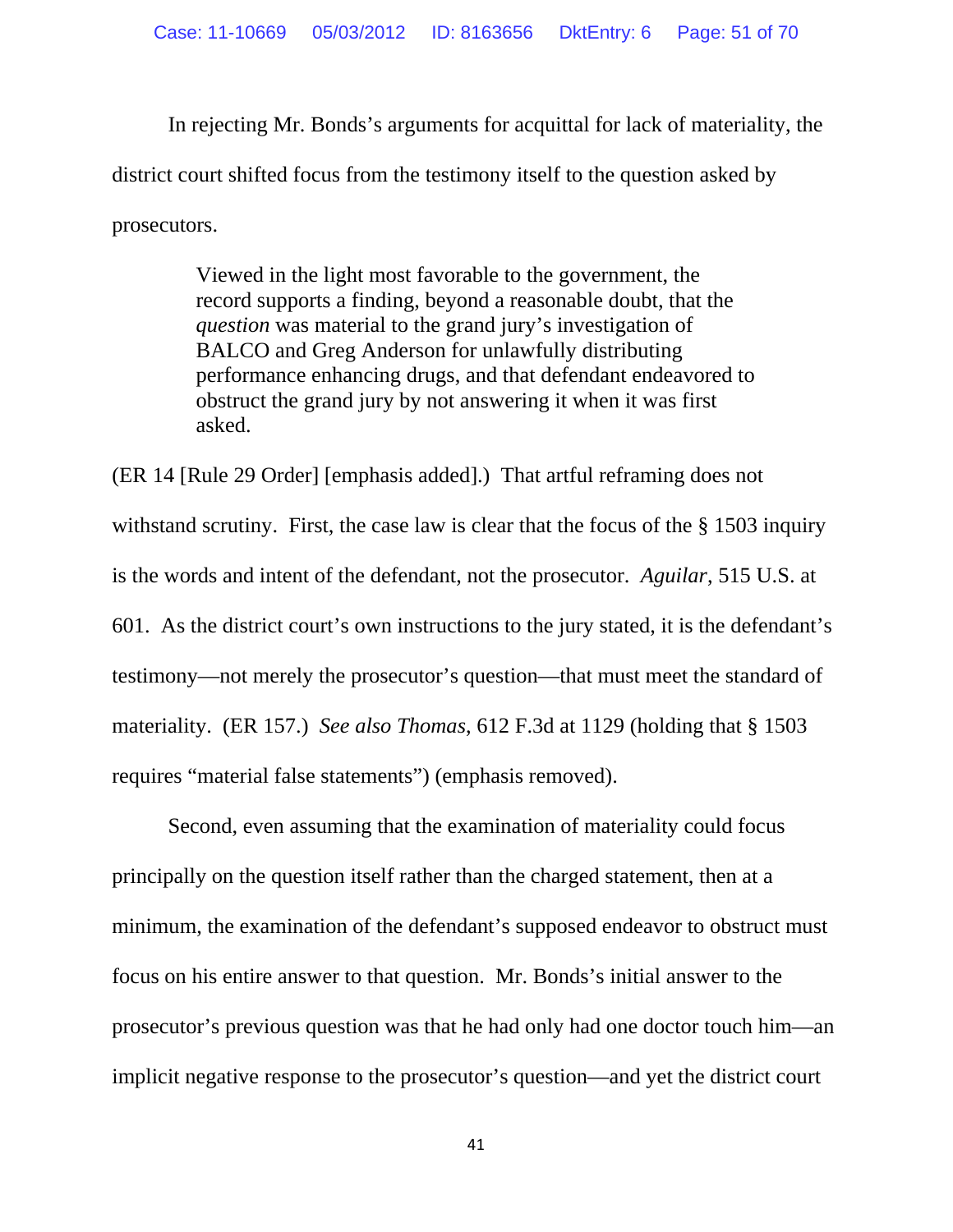In rejecting Mr. Bonds's arguments for acquittal for lack of materiality, the district court shifted focus from the testimony itself to the question asked by prosecutors.

> Viewed in the light most favorable to the government, the record supports a finding, beyond a reasonable doubt, that the *question* was material to the grand jury's investigation of BALCO and Greg Anderson for unlawfully distributing performance enhancing drugs, and that defendant endeavored to obstruct the grand jury by not answering it when it was first asked.

(ER 14 [Rule 29 Order] [emphasis added].) That artful reframing does not withstand scrutiny. First, the case law is clear that the focus of the § 1503 inquiry is the words and intent of the defendant, not the prosecutor. *Aguilar*, 515 U.S. at 601. As the district court's own instructions to the jury stated, it is the defendant's testimony—not merely the prosecutor's question—that must meet the standard of materiality. (ER 157.) *See also Thomas*, 612 F.3d at 1129 (holding that § 1503 requires "material false statements") (emphasis removed).

Second, even assuming that the examination of materiality could focus principally on the question itself rather than the charged statement, then at a minimum, the examination of the defendant's supposed endeavor to obstruct must focus on his entire answer to that question. Mr. Bonds's initial answer to the prosecutor's previous question was that he had only had one doctor touch him—an implicit negative response to the prosecutor's question—and yet the district court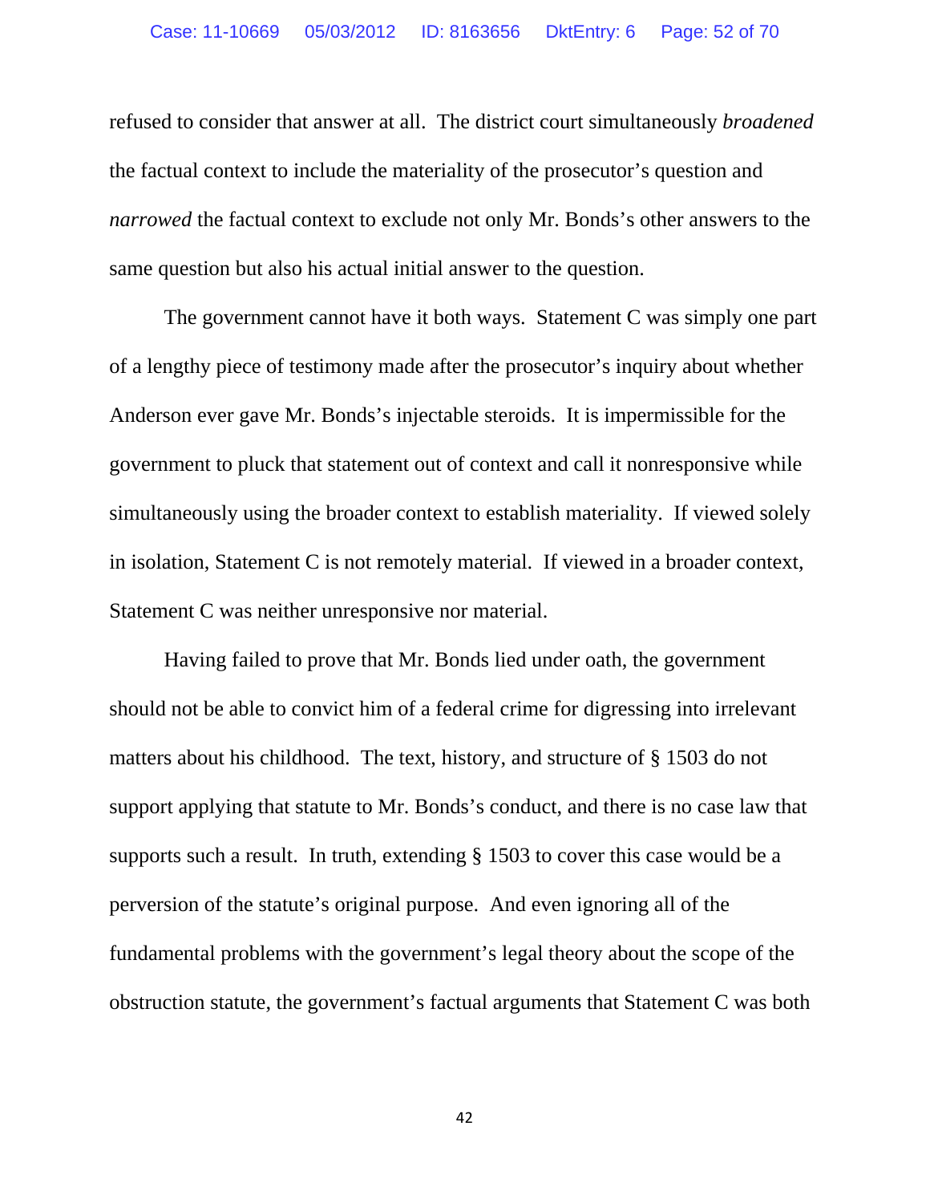refused to consider that answer at all. The district court simultaneously *broadened* the factual context to include the materiality of the prosecutor's question and *narrowed* the factual context to exclude not only Mr. Bonds's other answers to the same question but also his actual initial answer to the question.

The government cannot have it both ways. Statement C was simply one part of a lengthy piece of testimony made after the prosecutor's inquiry about whether Anderson ever gave Mr. Bonds's injectable steroids. It is impermissible for the government to pluck that statement out of context and call it nonresponsive while simultaneously using the broader context to establish materiality. If viewed solely in isolation, Statement C is not remotely material. If viewed in a broader context, Statement C was neither unresponsive nor material.

Having failed to prove that Mr. Bonds lied under oath, the government should not be able to convict him of a federal crime for digressing into irrelevant matters about his childhood. The text, history, and structure of § 1503 do not support applying that statute to Mr. Bonds's conduct, and there is no case law that supports such a result. In truth, extending § 1503 to cover this case would be a perversion of the statute's original purpose. And even ignoring all of the fundamental problems with the government's legal theory about the scope of the obstruction statute, the government's factual arguments that Statement C was both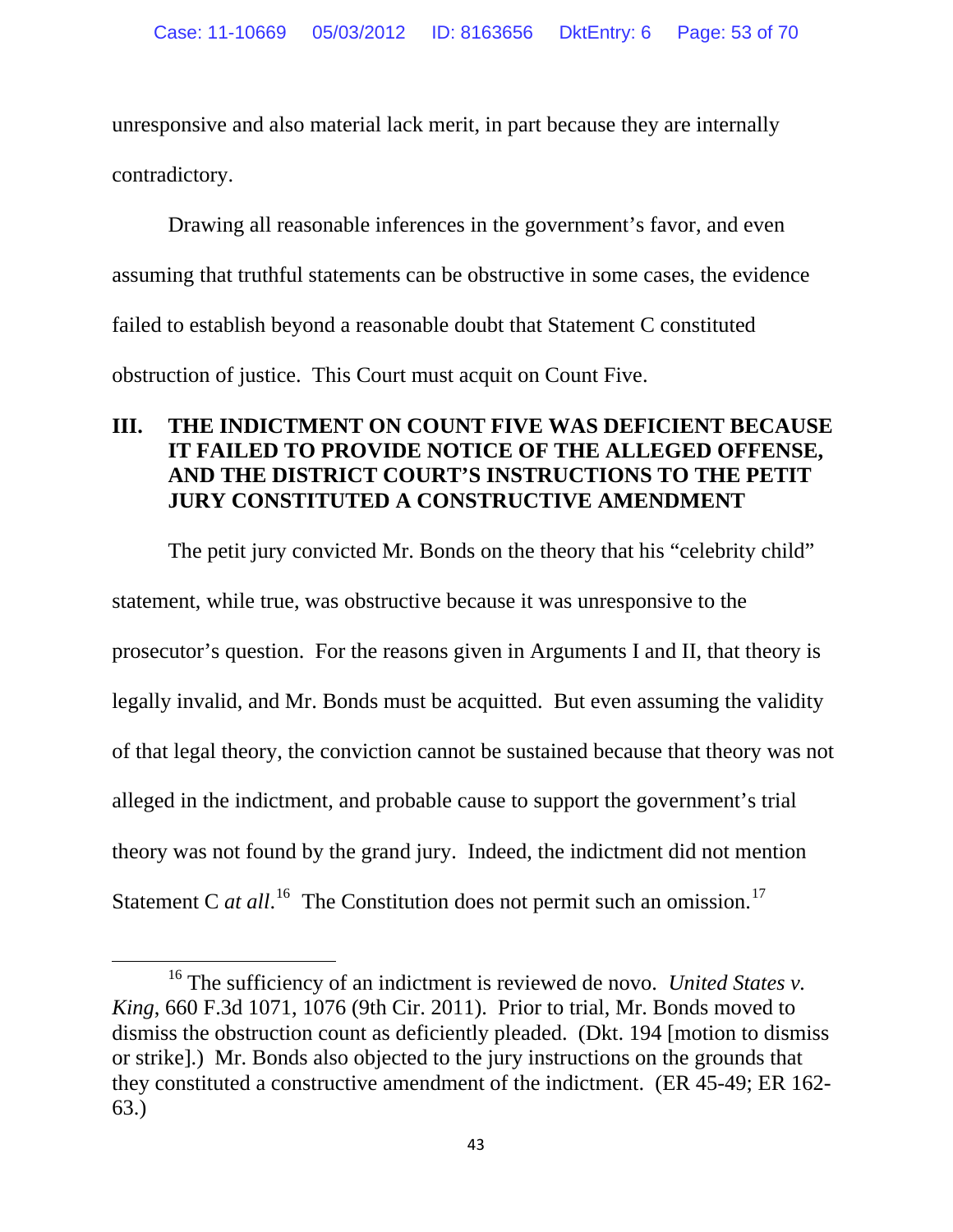unresponsive and also material lack merit, in part because they are internally contradictory.

Drawing all reasonable inferences in the government's favor, and even assuming that truthful statements can be obstructive in some cases, the evidence failed to establish beyond a reasonable doubt that Statement C constituted obstruction of justice. This Court must acquit on Count Five.

## III. THE INDICTMENT ON COUNT FIVE WAS DEFICIENT BECAUSE IT FAILED TO PROVIDE NOTICE OF THE ALLEGED OFFENSE, AND THE DISTRICT COURT'S INSTRUCTIONS TO THE PETIT JURY CONSTITUTED A CONSTRUCTIVE AMENDMENT

The petit jury convicted Mr. Bonds on the theory that his "celebrity child" statement, while true, was obstructive because it was unresponsive to the prosecutor's question. For the reasons given in Arguments I and II, that theory is legally invalid, and Mr. Bonds must be acquitted. But even assuming the validity of that legal theory, the conviction cannot be sustained because that theory was not alleged in the indictment, and probable cause to support the government's trial theory was not found by the grand jury. Indeed, the indictment did not mention Statement C *at all*.[16] The Constitution does not permit such an omission.[17]

---

[16] The sufficiency of an indictment is reviewed de novo. *United States v. King*, 660 F.3d 1071, 1076 (9th Cir. 2011). Prior to trial, Mr. Bonds moved to dismiss the obstruction count as deficiently pleaded. (Dkt. 194 [motion to dismiss or strike].) Mr. Bonds also objected to the jury instructions on the grounds that they constituted a constructive amendment of the indictment. (ER 45-49; ER 162-63.)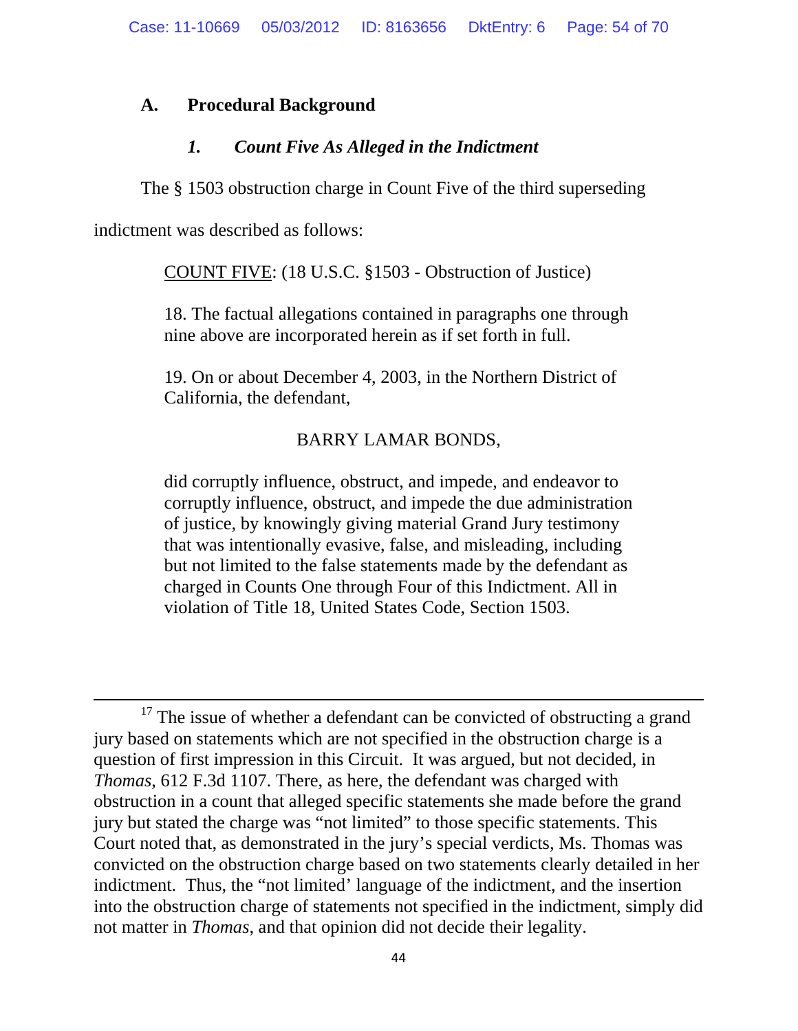## A. Procedural Background

### *1. Count Five As Alleged in the Indictment*

The § 1503 obstruction charge in Count Five of the third superseding indictment was described as follows:

> COUNT FIVE: (18 U.S.C. §1503 - Obstruction of Justice)
>
> 18. The factual allegations contained in paragraphs one through nine above are incorporated herein as if set forth in full.
>
> 19. On or about December 4, 2003, in the Northern District of California, the defendant,
>
> BARRY LAMAR BONDS,
>
> did corruptly influence, obstruct, and impede, and endeavor to corruptly influence, obstruct, and impede the due administration of justice, by knowingly giving material Grand Jury testimony that was intentionally evasive, false, and misleading, including but not limited to the false statements made by the defendant as charged in Counts One through Four of this Indictment. All in violation of Title 18, United States Code, Section 1503.

---

[17] The issue of whether a defendant can be convicted of obstructing a grand jury based on statements which are not specified in the obstruction charge is a question of first impression in this Circuit. It was argued, but not decided, in *Thomas*, 612 F.3d 1107. There, as here, the defendant was charged with obstruction in a count that alleged specific statements she made before the grand jury but stated the charge was "not limited" to those specific statements. This Court noted that, as demonstrated in the jury's special verdicts, Ms. Thomas was convicted on the obstruction charge based on two statements clearly detailed in her indictment. Thus, the "not limited' language of the indictment, and the insertion into the obstruction charge of statements not specified in the indictment, simply did not matter in *Thomas*, and that opinion did not decide their legality.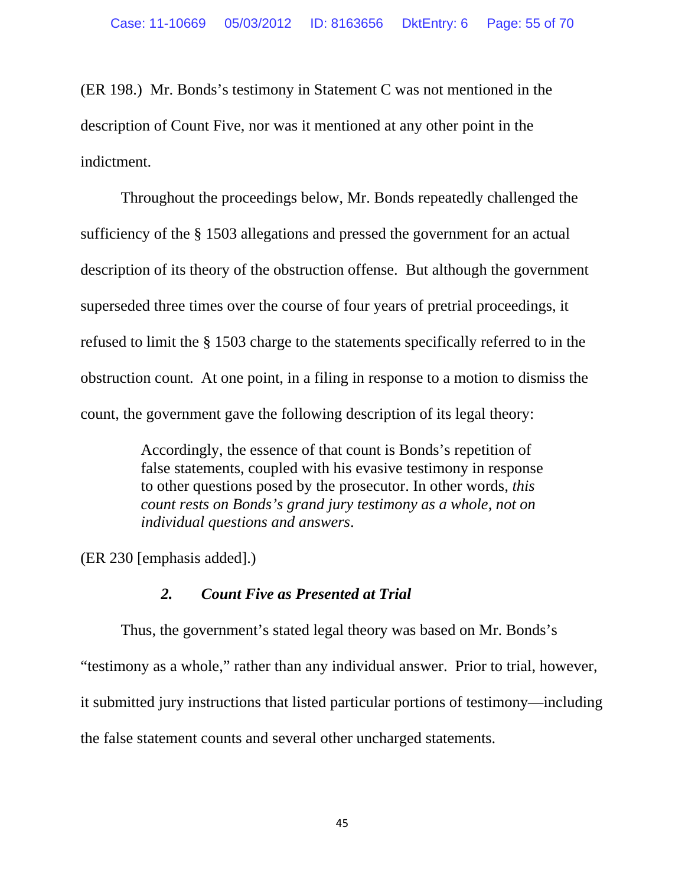(ER 198.) Mr. Bonds's testimony in Statement C was not mentioned in the description of Count Five, nor was it mentioned at any other point in the indictment.

Throughout the proceedings below, Mr. Bonds repeatedly challenged the sufficiency of the § 1503 allegations and pressed the government for an actual description of its theory of the obstruction offense. But although the government superseded three times over the course of four years of pretrial proceedings, it refused to limit the § 1503 charge to the statements specifically referred to in the obstruction count. At one point, in a filing in response to a motion to dismiss the count, the government gave the following description of its legal theory:

> Accordingly, the essence of that count is Bonds's repetition of false statements, coupled with his evasive testimony in response to other questions posed by the prosecutor. In other words, *this count rests on Bonds's grand jury testimony as a whole, not on individual questions and answers*.

(ER 230 [emphasis added].)

### *2. Count Five as Presented at Trial*

Thus, the government's stated legal theory was based on Mr. Bonds's "testimony as a whole," rather than any individual answer. Prior to trial, however, it submitted jury instructions that listed particular portions of testimony—including the false statement counts and several other uncharged statements.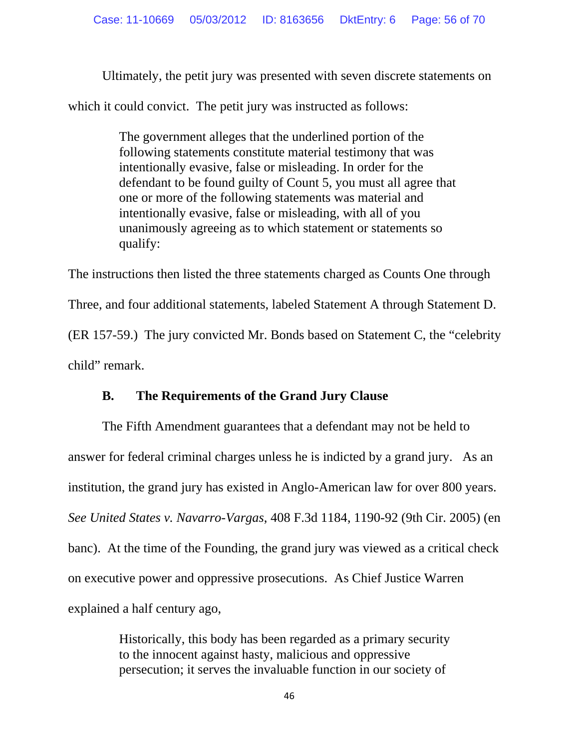Ultimately, the petit jury was presented with seven discrete statements on which it could convict. The petit jury was instructed as follows:

> The government alleges that the underlined portion of the following statements constitute material testimony that was intentionally evasive, false or misleading. In order for the defendant to be found guilty of Count 5, you must all agree that one or more of the following statements was material and intentionally evasive, false or misleading, with all of you unanimously agreeing as to which statement or statements so qualify:

The instructions then listed the three statements charged as Counts One through Three, and four additional statements, labeled Statement A through Statement D. (ER 157-59.) The jury convicted Mr. Bonds based on Statement C, the "celebrity child" remark.

### B. The Requirements of the Grand Jury Clause

The Fifth Amendment guarantees that a defendant may not be held to answer for federal criminal charges unless he is indicted by a grand jury. As an institution, the grand jury has existed in Anglo-American law for over 800 years. *See United States v. Navarro-Vargas*, 408 F.3d 1184, 1190-92 (9th Cir. 2005) (en banc). At the time of the Founding, the grand jury was viewed as a critical check on executive power and oppressive prosecutions. As Chief Justice Warren explained a half century ago,

> Historically, this body has been regarded as a primary security to the innocent against hasty, malicious and oppressive persecution; it serves the invaluable function in our society of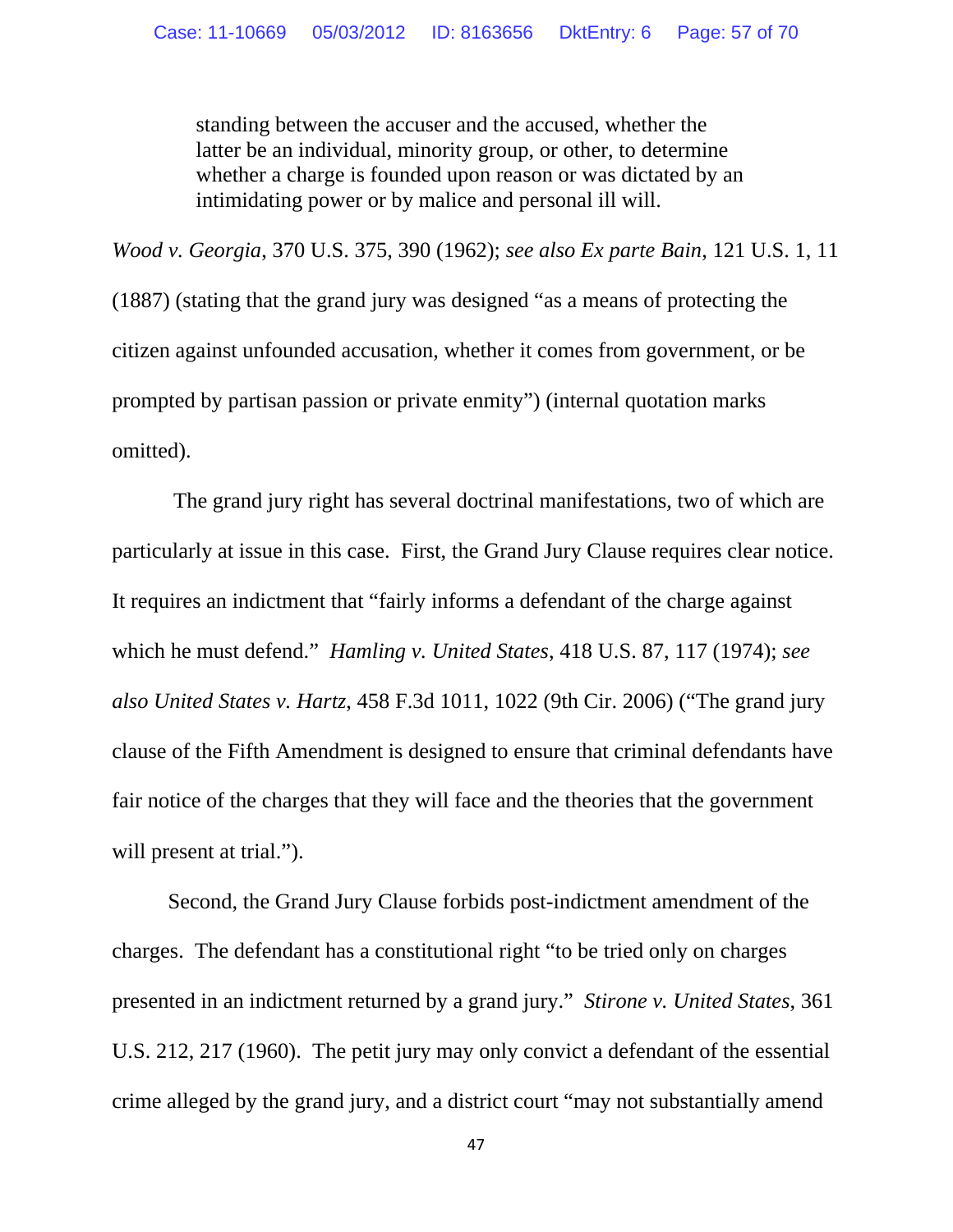> standing between the accuser and the accused, whether the latter be an individual, minority group, or other, to determine whether a charge is founded upon reason or was dictated by an intimidating power or by malice and personal ill will.

*Wood v. Georgia*, 370 U.S. 375, 390 (1962); *see also Ex parte Bain*, 121 U.S. 1, 11 (1887) (stating that the grand jury was designed "as a means of protecting the citizen against unfounded accusation, whether it comes from government, or be prompted by partisan passion or private enmity") (internal quotation marks omitted).

The grand jury right has several doctrinal manifestations, two of which are particularly at issue in this case. First, the Grand Jury Clause requires clear notice. It requires an indictment that "fairly informs a defendant of the charge against which he must defend." *Hamling v. United States*, 418 U.S. 87, 117 (1974); *see also United States v. Hartz*, 458 F.3d 1011, 1022 (9th Cir. 2006) ("The grand jury clause of the Fifth Amendment is designed to ensure that criminal defendants have fair notice of the charges that they will face and the theories that the government will present at trial.").

Second, the Grand Jury Clause forbids post-indictment amendment of the charges. The defendant has a constitutional right "to be tried only on charges presented in an indictment returned by a grand jury." *Stirone v. United States*, 361 U.S. 212, 217 (1960). The petit jury may only convict a defendant of the essential crime alleged by the grand jury, and a district court "may not substantially amend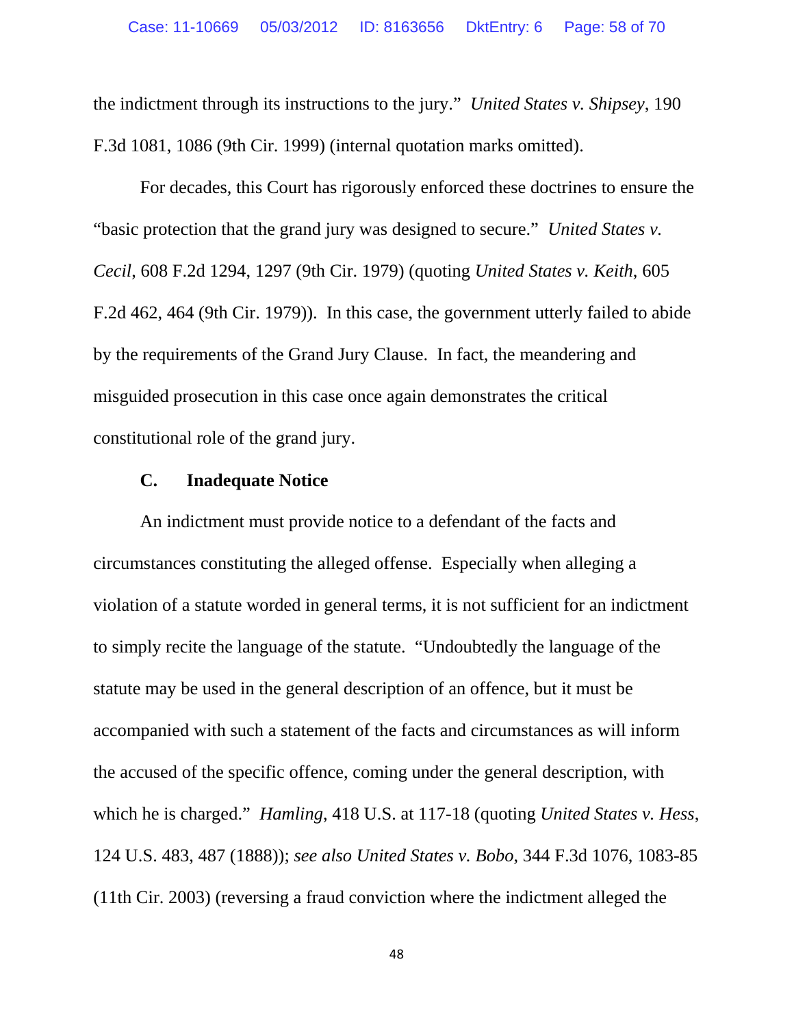the indictment through its instructions to the jury." *United States v. Shipsey*, 190 F.3d 1081, 1086 (9th Cir. 1999) (internal quotation marks omitted).

For decades, this Court has rigorously enforced these doctrines to ensure the "basic protection that the grand jury was designed to secure." *United States v. Cecil*, 608 F.2d 1294, 1297 (9th Cir. 1979) (quoting *United States v. Keith*, 605 F.2d 462, 464 (9th Cir. 1979)). In this case, the government utterly failed to abide by the requirements of the Grand Jury Clause. In fact, the meandering and misguided prosecution in this case once again demonstrates the critical constitutional role of the grand jury.

### C. Inadequate Notice

An indictment must provide notice to a defendant of the facts and circumstances constituting the alleged offense. Especially when alleging a violation of a statute worded in general terms, it is not sufficient for an indictment to simply recite the language of the statute. "Undoubtedly the language of the statute may be used in the general description of an offence, but it must be accompanied with such a statement of the facts and circumstances as will inform the accused of the specific offence, coming under the general description, with which he is charged." *Hamling*, 418 U.S. at 117-18 (quoting *United States v. Hess*, 124 U.S. 483, 487 (1888)); *see also United States v. Bobo*, 344 F.3d 1076, 1083-85 (11th Cir. 2003) (reversing a fraud conviction where the indictment alleged the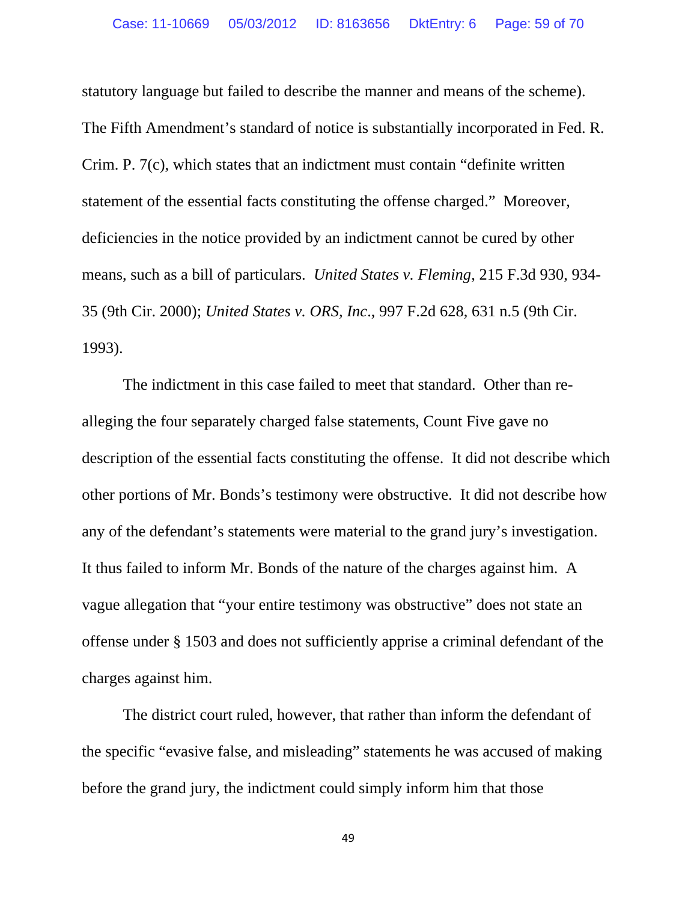statutory language but failed to describe the manner and means of the scheme). The Fifth Amendment's standard of notice is substantially incorporated in Fed. R. Crim. P. 7(c), which states that an indictment must contain "definite written statement of the essential facts constituting the offense charged." Moreover, deficiencies in the notice provided by an indictment cannot be cured by other means, such as a bill of particulars. *United States v. Fleming*, 215 F.3d 930, 934-35 (9th Cir. 2000); *United States v. ORS, Inc*., 997 F.2d 628, 631 n.5 (9th Cir. 1993).

The indictment in this case failed to meet that standard. Other than re-alleging the four separately charged false statements, Count Five gave no description of the essential facts constituting the offense. It did not describe which other portions of Mr. Bonds's testimony were obstructive. It did not describe how any of the defendant's statements were material to the grand jury's investigation. It thus failed to inform Mr. Bonds of the nature of the charges against him. A vague allegation that "your entire testimony was obstructive" does not state an offense under § 1503 and does not sufficiently apprise a criminal defendant of the charges against him.

The district court ruled, however, that rather than inform the defendant of the specific "evasive false, and misleading" statements he was accused of making before the grand jury, the indictment could simply inform him that those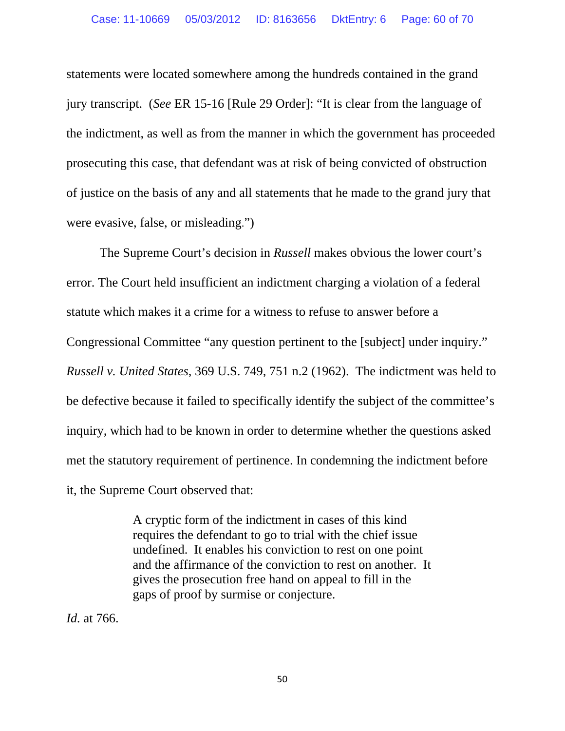statements were located somewhere among the hundreds contained in the grand jury transcript. (*See* ER 15-16 [Rule 29 Order]: "It is clear from the language of the indictment, as well as from the manner in which the government has proceeded prosecuting this case, that defendant was at risk of being convicted of obstruction of justice on the basis of any and all statements that he made to the grand jury that were evasive, false, or misleading.")

The Supreme Court's decision in *Russell* makes obvious the lower court's error. The Court held insufficient an indictment charging a violation of a federal statute which makes it a crime for a witness to refuse to answer before a Congressional Committee "any question pertinent to the [subject] under inquiry." *Russell v. United States*, 369 U.S. 749, 751 n.2 (1962). The indictment was held to be defective because it failed to specifically identify the subject of the committee's inquiry, which had to be known in order to determine whether the questions asked met the statutory requirement of pertinence. In condemning the indictment before it, the Supreme Court observed that:

> A cryptic form of the indictment in cases of this kind requires the defendant to go to trial with the chief issue undefined. It enables his conviction to rest on one point and the affirmance of the conviction to rest on another. It gives the prosecution free hand on appeal to fill in the gaps of proof by surmise or conjecture.

*Id.* at 766.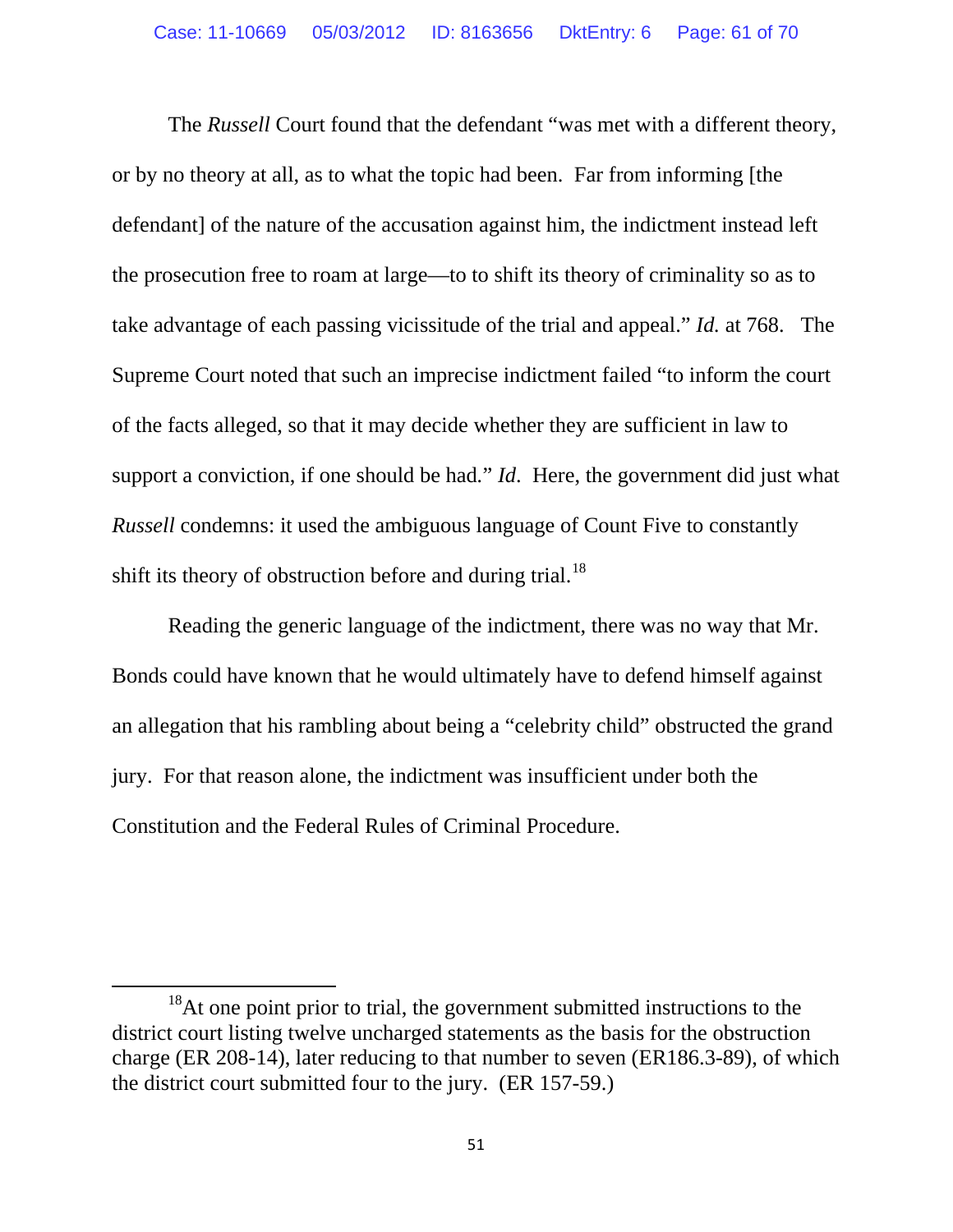The *Russell* Court found that the defendant "was met with a different theory, or by no theory at all, as to what the topic had been. Far from informing [the defendant] of the nature of the accusation against him, the indictment instead left the prosecution free to roam at large—to to shift its theory of criminality so as to take advantage of each passing vicissitude of the trial and appeal." *Id.* at 768. The Supreme Court noted that such an imprecise indictment failed "to inform the court of the facts alleged, so that it may decide whether they are sufficient in law to support a conviction, if one should be had." *Id*. Here, the government did just what *Russell* condemns: it used the ambiguous language of Count Five to constantly shift its theory of obstruction before and during trial.[18]

Reading the generic language of the indictment, there was no way that Mr. Bonds could have known that he would ultimately have to defend himself against an allegation that his rambling about being a "celebrity child" obstructed the grand jury. For that reason alone, the indictment was insufficient under both the Constitution and the Federal Rules of Criminal Procedure.

---

[18] At one point prior to trial, the government submitted instructions to the district court listing twelve uncharged statements as the basis for the obstruction charge (ER 208-14), later reducing to that number to seven (ER186.3-89), of which the district court submitted four to the jury. (ER 157-59.)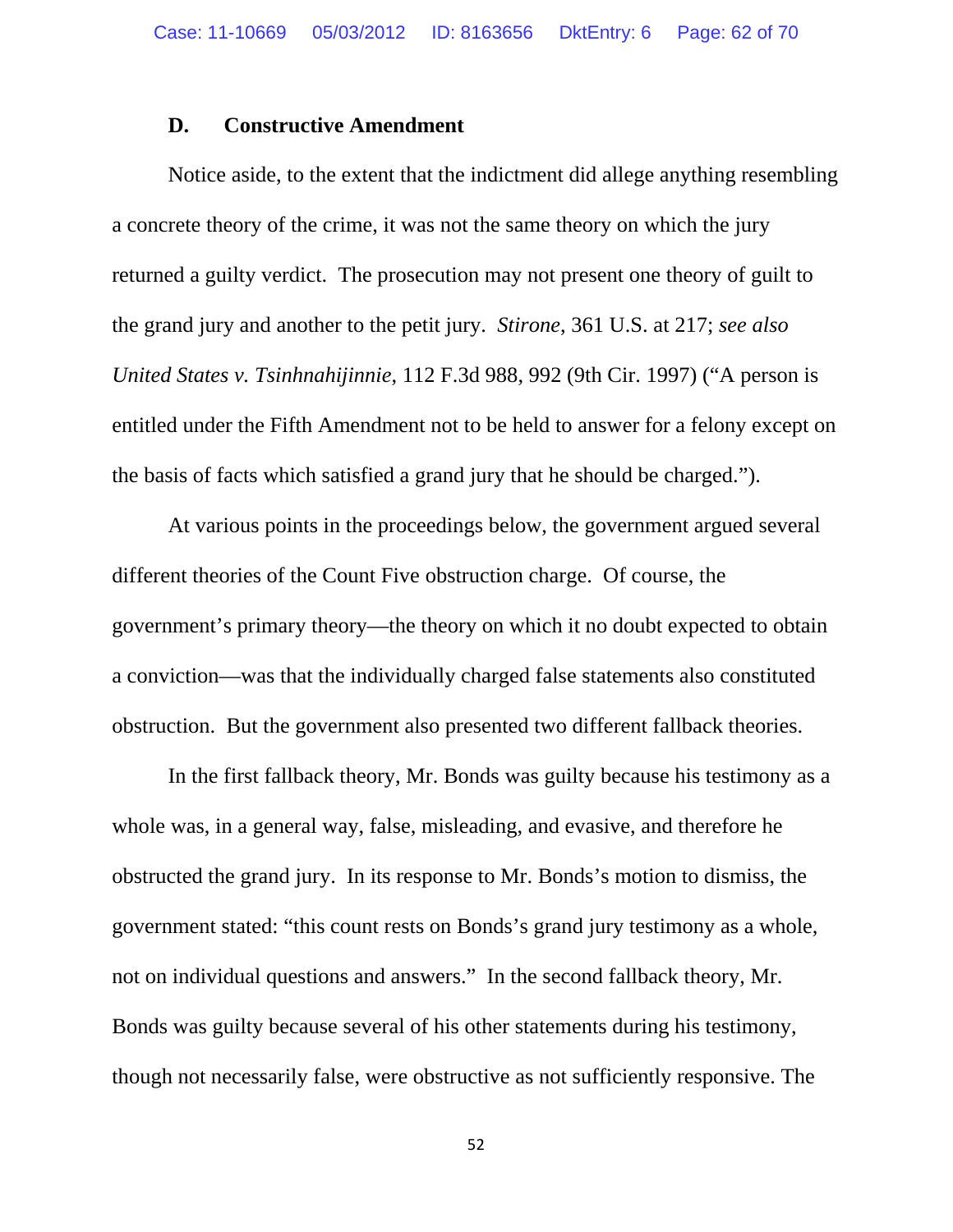### D. Constructive Amendment

Notice aside, to the extent that the indictment did allege anything resembling a concrete theory of the crime, it was not the same theory on which the jury returned a guilty verdict. The prosecution may not present one theory of guilt to the grand jury and another to the petit jury. *Stirone*, 361 U.S. at 217; *see also United States v. Tsinhnahijinnie*, 112 F.3d 988, 992 (9th Cir. 1997) ("A person is entitled under the Fifth Amendment not to be held to answer for a felony except on the basis of facts which satisfied a grand jury that he should be charged.").

At various points in the proceedings below, the government argued several different theories of the Count Five obstruction charge. Of course, the government's primary theory—the theory on which it no doubt expected to obtain a conviction—was that the individually charged false statements also constituted obstruction. But the government also presented two different fallback theories.

In the first fallback theory, Mr. Bonds was guilty because his testimony as a whole was, in a general way, false, misleading, and evasive, and therefore he obstructed the grand jury. In its response to Mr. Bonds's motion to dismiss, the government stated: "this count rests on Bonds's grand jury testimony as a whole, not on individual questions and answers." In the second fallback theory, Mr. Bonds was guilty because several of his other statements during his testimony, though not necessarily false, were obstructive as not sufficiently responsive. The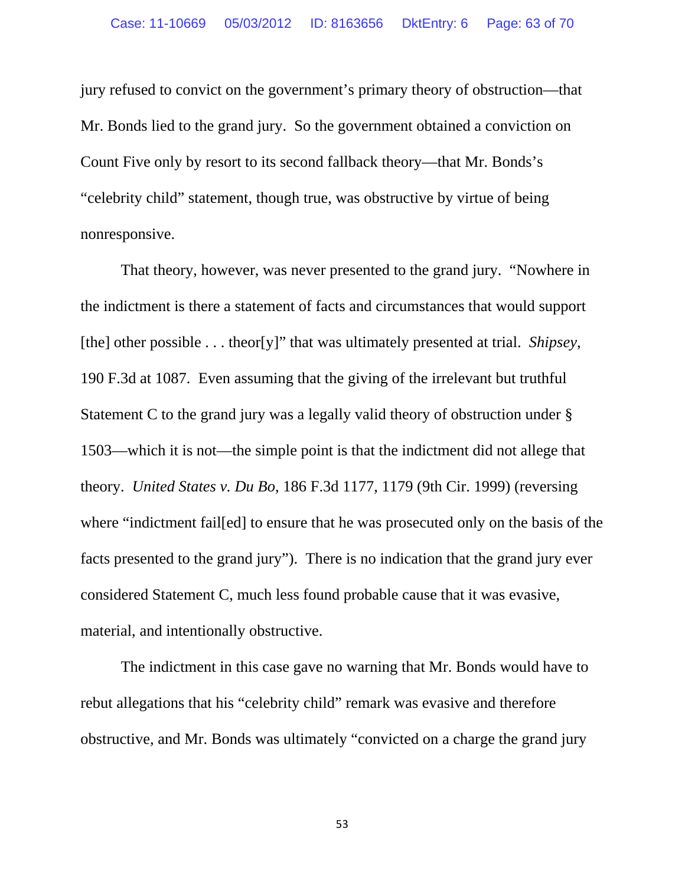jury refused to convict on the government's primary theory of obstruction—that Mr. Bonds lied to the grand jury. So the government obtained a conviction on Count Five only by resort to its second fallback theory—that Mr. Bonds's "celebrity child" statement, though true, was obstructive by virtue of being nonresponsive.

That theory, however, was never presented to the grand jury. "Nowhere in the indictment is there a statement of facts and circumstances that would support [the] other possible . . . theor[y]" that was ultimately presented at trial. *Shipsey*, 190 F.3d at 1087. Even assuming that the giving of the irrelevant but truthful Statement C to the grand jury was a legally valid theory of obstruction under § 1503—which it is not—the simple point is that the indictment did not allege that theory. *United States v. Du Bo*, 186 F.3d 1177, 1179 (9th Cir. 1999) (reversing where "indictment fail[ed] to ensure that he was prosecuted only on the basis of the facts presented to the grand jury"). There is no indication that the grand jury ever considered Statement C, much less found probable cause that it was evasive, material, and intentionally obstructive.

The indictment in this case gave no warning that Mr. Bonds would have to rebut allegations that his "celebrity child" remark was evasive and therefore obstructive, and Mr. Bonds was ultimately "convicted on a charge the grand jury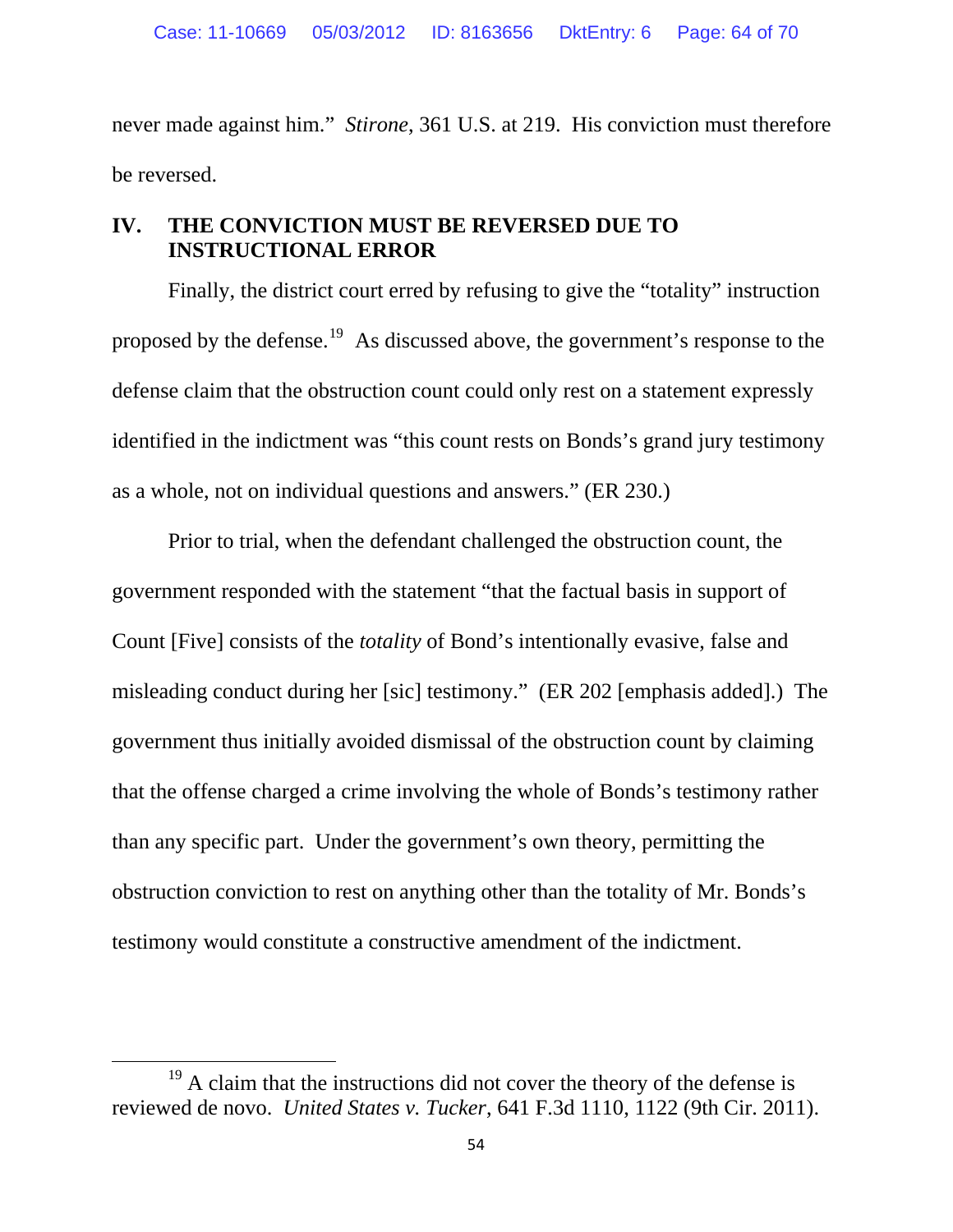never made against him." *Stirone*, 361 U.S. at 219. His conviction must therefore be reversed.

## IV. THE CONVICTION MUST BE REVERSED DUE TO INSTRUCTIONAL ERROR

Finally, the district court erred by refusing to give the "totality" instruction proposed by the defense.[19] As discussed above, the government's response to the defense claim that the obstruction count could only rest on a statement expressly identified in the indictment was "this count rests on Bonds's grand jury testimony as a whole, not on individual questions and answers." (ER 230.)

Prior to trial, when the defendant challenged the obstruction count, the government responded with the statement "that the factual basis in support of Count [Five] consists of the *totality* of Bond's intentionally evasive, false and misleading conduct during her [sic] testimony." (ER 202 [emphasis added].) The government thus initially avoided dismissal of the obstruction count by claiming that the offense charged a crime involving the whole of Bonds's testimony rather than any specific part. Under the government's own theory, permitting the obstruction conviction to rest on anything other than the totality of Mr. Bonds's testimony would constitute a constructive amendment of the indictment.

[19] A claim that the instructions did not cover the theory of the defense is reviewed de novo. *United States v. Tucker*, 641 F.3d 1110, 1122 (9th Cir. 2011).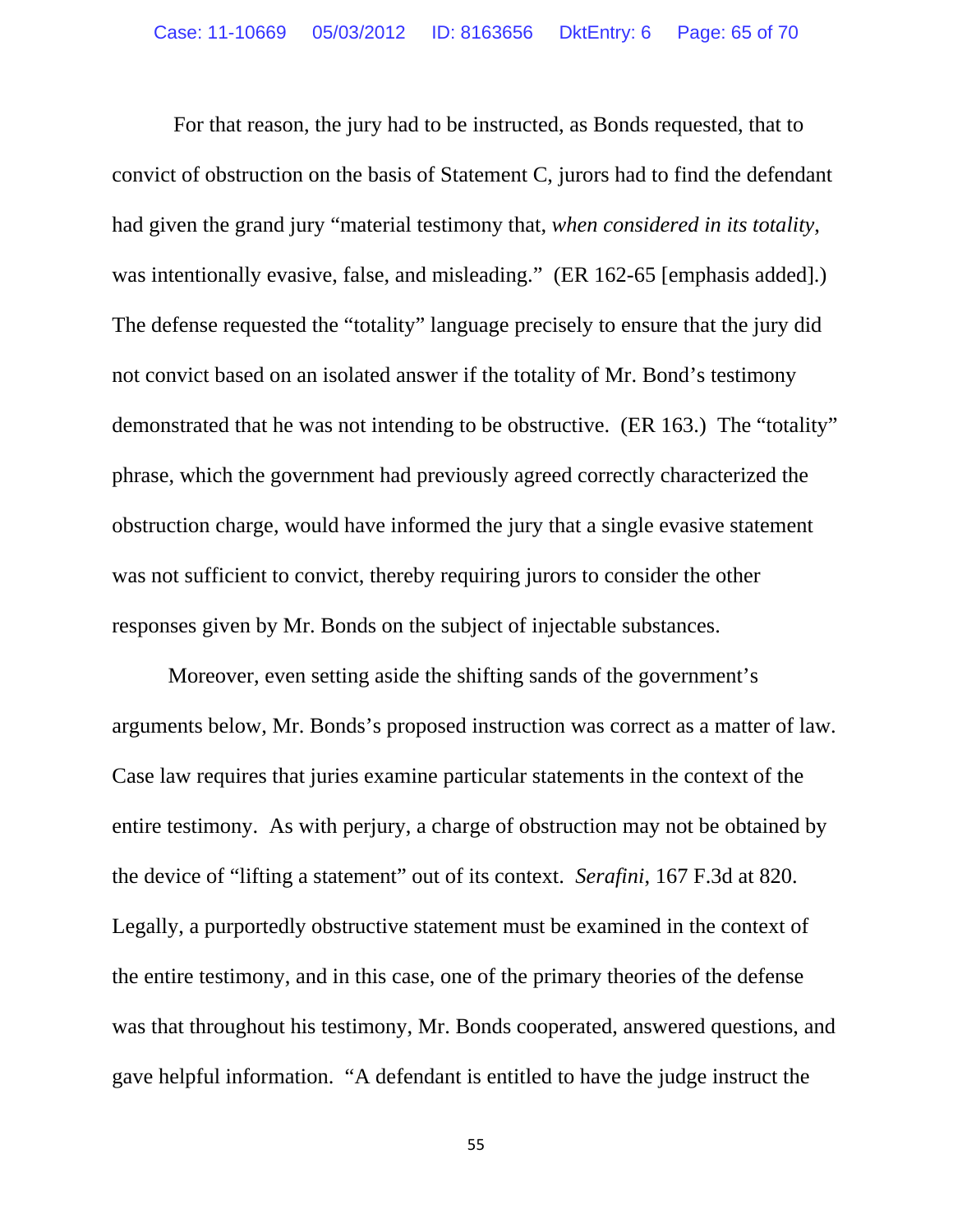For that reason, the jury had to be instructed, as Bonds requested, that to convict of obstruction on the basis of Statement C, jurors had to find the defendant had given the grand jury "material testimony that, *when considered in its totality*, was intentionally evasive, false, and misleading." (ER 162-65 [emphasis added].) The defense requested the "totality" language precisely to ensure that the jury did not convict based on an isolated answer if the totality of Mr. Bond's testimony demonstrated that he was not intending to be obstructive. (ER 163.) The "totality" phrase, which the government had previously agreed correctly characterized the obstruction charge, would have informed the jury that a single evasive statement was not sufficient to convict, thereby requiring jurors to consider the other responses given by Mr. Bonds on the subject of injectable substances.

Moreover, even setting aside the shifting sands of the government's arguments below, Mr. Bonds's proposed instruction was correct as a matter of law. Case law requires that juries examine particular statements in the context of the entire testimony. As with perjury, a charge of obstruction may not be obtained by the device of "lifting a statement" out of its context. *Serafini*, 167 F.3d at 820. Legally, a purportedly obstructive statement must be examined in the context of the entire testimony, and in this case, one of the primary theories of the defense was that throughout his testimony, Mr. Bonds cooperated, answered questions, and gave helpful information. "A defendant is entitled to have the judge instruct the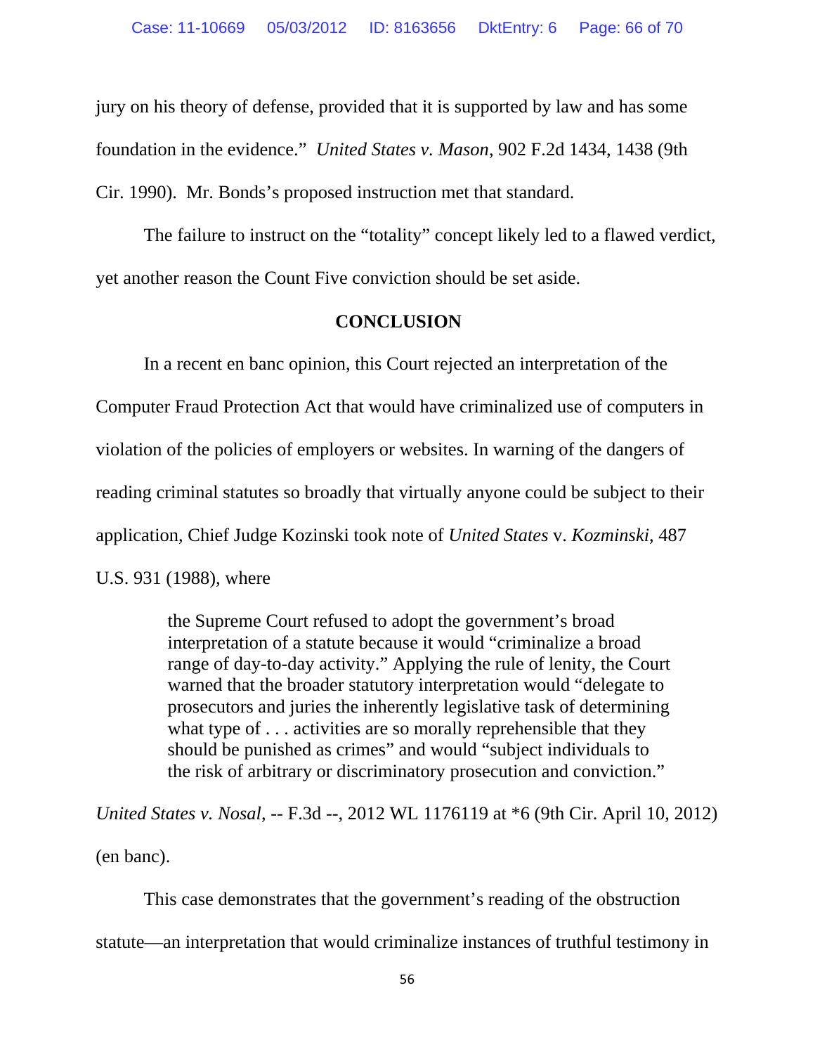jury on his theory of defense, provided that it is supported by law and has some foundation in the evidence." *United States v. Mason*, 902 F.2d 1434, 1438 (9th Cir. 1990). Mr. Bonds's proposed instruction met that standard.

The failure to instruct on the "totality" concept likely led to a flawed verdict, yet another reason the Count Five conviction should be set aside.

## CONCLUSION

In a recent en banc opinion, this Court rejected an interpretation of the Computer Fraud Protection Act that would have criminalized use of computers in violation of the policies of employers or websites. In warning of the dangers of reading criminal statutes so broadly that virtually anyone could be subject to their application, Chief Judge Kozinski took note of *United States* v. *Kozminski*, 487 U.S. 931 (1988), where

> the Supreme Court refused to adopt the government's broad interpretation of a statute because it would "criminalize a broad range of day-to-day activity." Applying the rule of lenity, the Court warned that the broader statutory interpretation would "delegate to prosecutors and juries the inherently legislative task of determining what type of . . . activities are so morally reprehensible that they should be punished as crimes" and would "subject individuals to the risk of arbitrary or discriminatory prosecution and conviction."

*United States v. Nosal*, -- F.3d --, 2012 WL 1176119 at *6 (9th Cir. April 10, 2012) (en banc).

This case demonstrates that the government's reading of the obstruction statute—an interpretation that would criminalize instances of truthful testimony in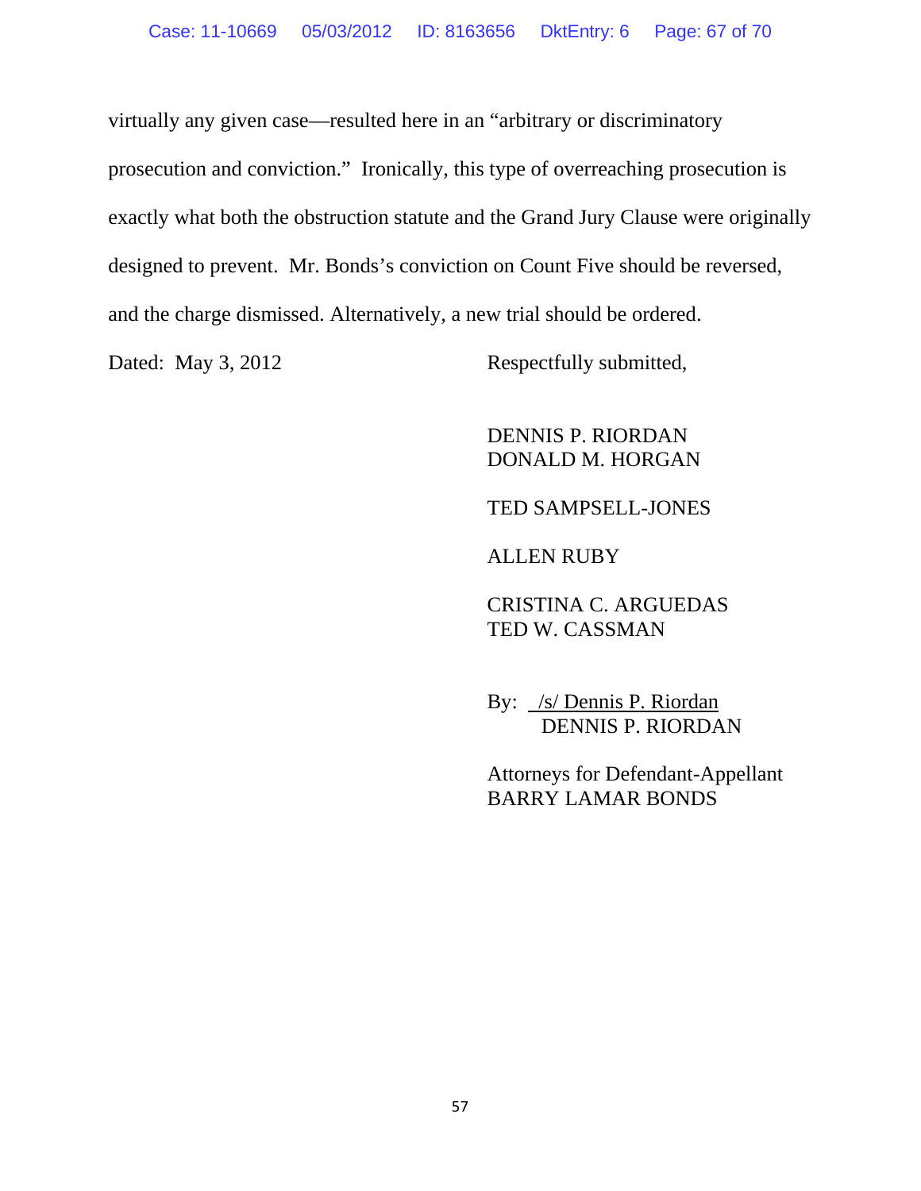virtually any given case—resulted here in an "arbitrary or discriminatory prosecution and conviction." Ironically, this type of overreaching prosecution is exactly what both the obstruction statute and the Grand Jury Clause were originally designed to prevent. Mr. Bonds's conviction on Count Five should be reversed, and the charge dismissed. Alternatively, a new trial should be ordered.

Dated: May 3, 2012

Respectfully submitted,

DENNIS P. RIORDAN  
DONALD M. HORGAN

TED SAMPSELL-JONES

ALLEN RUBY

CRISTINA C. ARGUEDAS  
TED W. CASSMAN

By: /s/ Dennis P. Riordan  
DENNIS P. RIORDAN

Attorneys for Defendant-Appellant  
BARRY LAMAR BONDS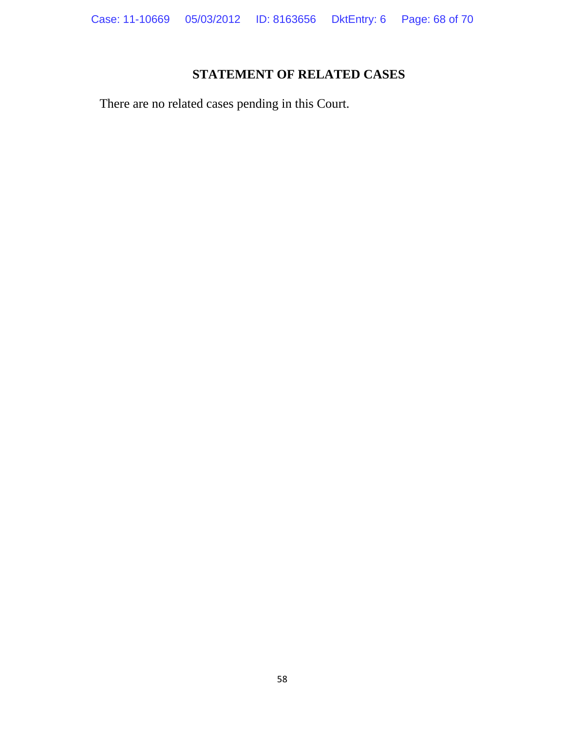# STATEMENT OF RELATED CASES

There are no related cases pending in this Court.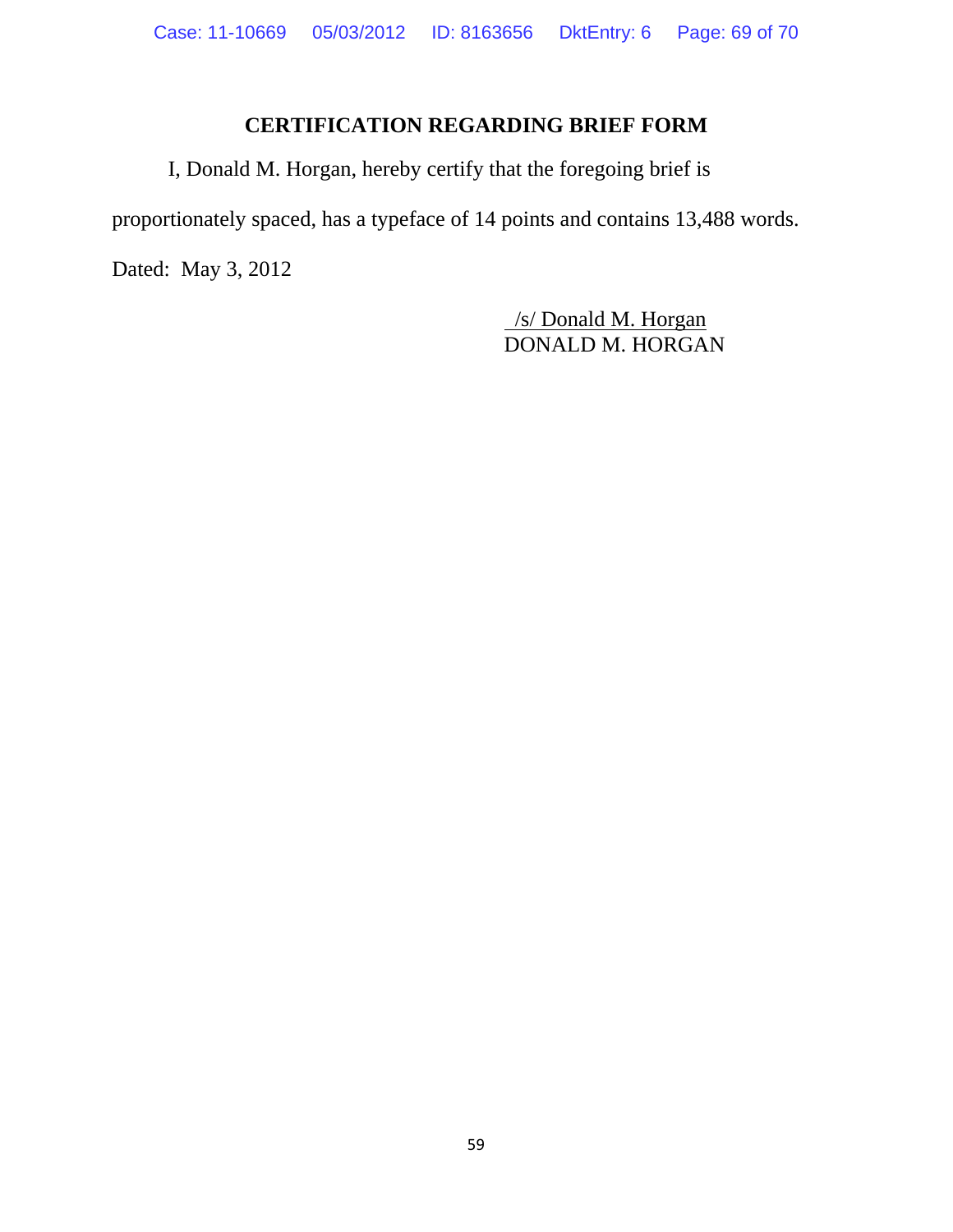## CERTIFICATION REGARDING BRIEF FORM

I, Donald M. Horgan, hereby certify that the foregoing brief is proportionately spaced, has a typeface of 14 points and contains 13,488 words.

Dated: May 3, 2012

/s/ Donald M. Horgan
DONALD M. HORGAN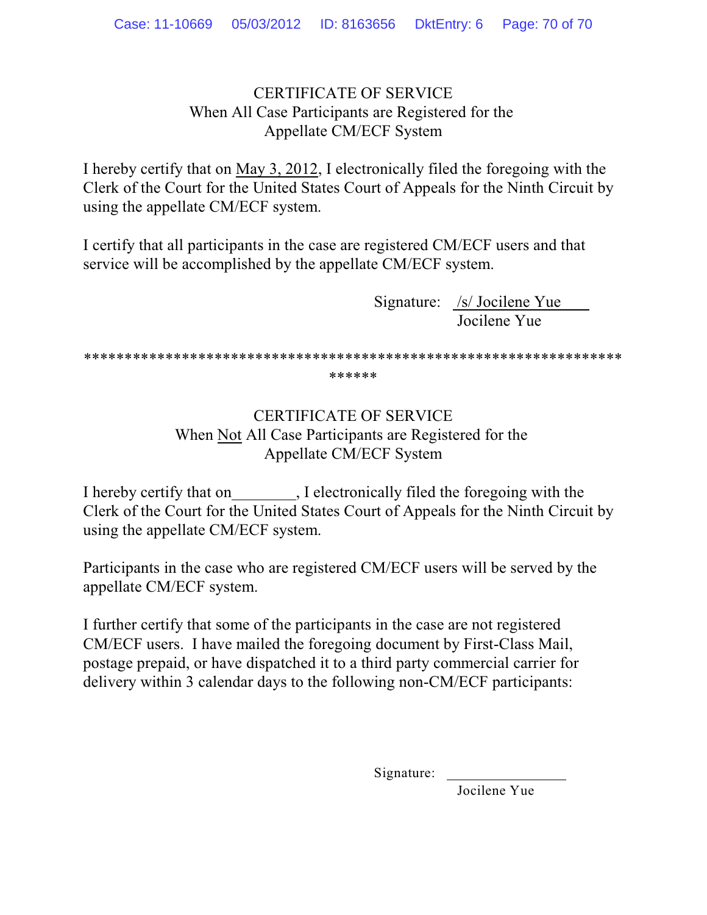CERTIFICATE OF SERVICE
When All Case Participants are Registered for the
Appellate CM/ECF System

I hereby certify that on May 3, 2012, I electronically filed the foregoing with the Clerk of the Court for the United States Court of Appeals for the Ninth Circuit by using the appellate CM/ECF system.

I certify that all participants in the case are registered CM/ECF users and that service will be accomplished by the appellate CM/ECF system.

Signature: /s/ Jocilene Yue
Jocilene Yue

********************************************************************

CERTIFICATE OF SERVICE
When Not All Case Participants are Registered for the
Appellate CM/ECF System

I hereby certify that on________, I electronically filed the foregoing with the Clerk of the Court for the United States Court of Appeals for the Ninth Circuit by using the appellate CM/ECF system.

Participants in the case who are registered CM/ECF users will be served by the appellate CM/ECF system.

I further certify that some of the participants in the case are not registered CM/ECF users. I have mailed the foregoing document by First-Class Mail, postage prepaid, or have dispatched it to a third party commercial carrier for delivery within 3 calendar days to the following non-CM/ECF participants:

Signature: ________________
Jocilene Yue